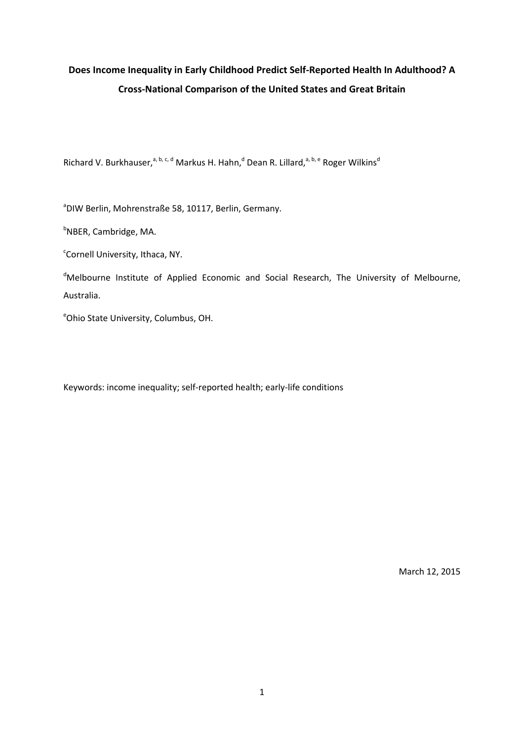**Does Income Inequality in Early Childhood Predict Self-Reported Health In Adulthood? A Cross-National Comparison of the United States and Great Britain**

Richard V. Burkhauser,[a, b, c, d] Markus H. Hahn,[d] Dean R. Lillard,[a, b, e] Roger Wilkins[d]

[a]DIW Berlin, Mohrenstraße 58, 10117, Berlin, Germany.

[b]NBER, Cambridge, MA.

[c]Cornell University, Ithaca, NY.

[d]Melbourne Institute of Applied Economic and Social Research, The University of Melbourne, Australia.

[e]Ohio State University, Columbus, OH.

Keywords: income inequality; self-reported health; early-life conditions

March 12, 2015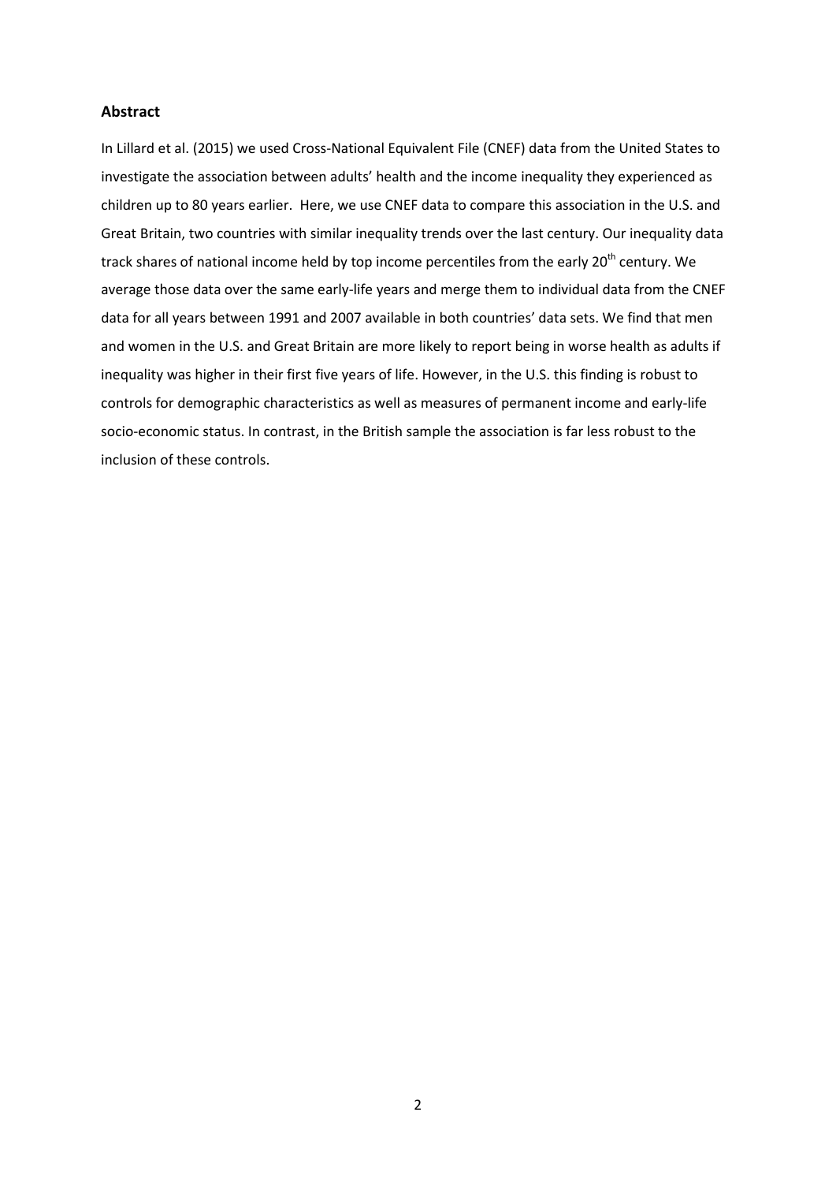## Abstract

In Lillard et al. (2015) we used Cross-National Equivalent File (CNEF) data from the United States to investigate the association between adults' health and the income inequality they experienced as children up to 80 years earlier. Here, we use CNEF data to compare this association in the U.S. and Great Britain, two countries with similar inequality trends over the last century. Our inequality data track shares of national income held by top income percentiles from the early 20th century. We average those data over the same early-life years and merge them to individual data from the CNEF data for all years between 1991 and 2007 available in both countries' data sets. We find that men and women in the U.S. and Great Britain are more likely to report being in worse health as adults if inequality was higher in their first five years of life. However, in the U.S. this finding is robust to controls for demographic characteristics as well as measures of permanent income and early-life socio-economic status. In contrast, in the British sample the association is far less robust to the inclusion of these controls.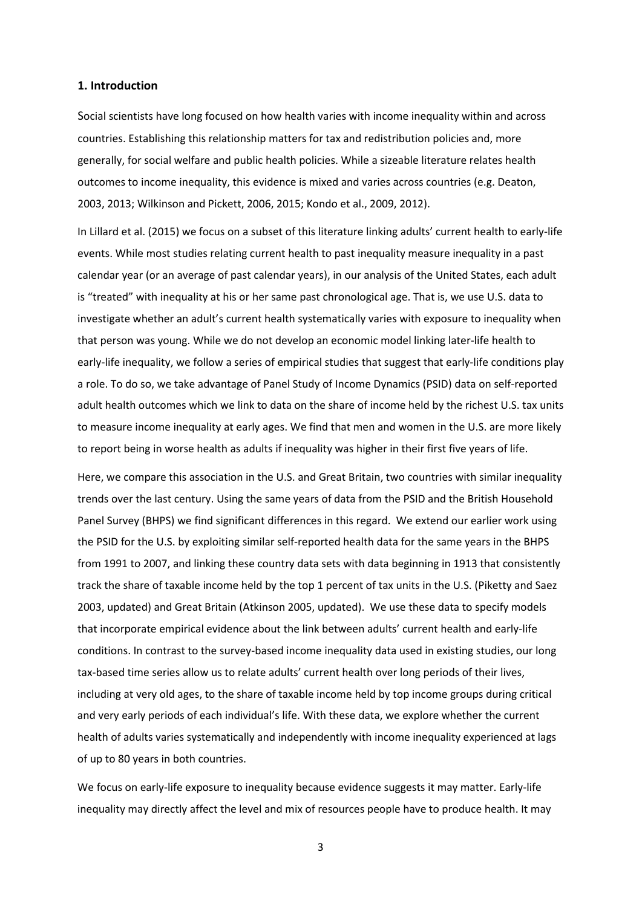## 1. Introduction

Social scientists have long focused on how health varies with income inequality within and across countries. Establishing this relationship matters for tax and redistribution policies and, more generally, for social welfare and public health policies. While a sizeable literature relates health outcomes to income inequality, this evidence is mixed and varies across countries (e.g. Deaton, 2003, 2013; Wilkinson and Pickett, 2006, 2015; Kondo et al., 2009, 2012).

In Lillard et al. (2015) we focus on a subset of this literature linking adults' current health to early-life events. While most studies relating current health to past inequality measure inequality in a past calendar year (or an average of past calendar years), in our analysis of the United States, each adult is "treated" with inequality at his or her same past chronological age. That is, we use U.S. data to investigate whether an adult's current health systematically varies with exposure to inequality when that person was young. While we do not develop an economic model linking later-life health to early-life inequality, we follow a series of empirical studies that suggest that early-life conditions play a role. To do so, we take advantage of Panel Study of Income Dynamics (PSID) data on self-reported adult health outcomes which we link to data on the share of income held by the richest U.S. tax units to measure income inequality at early ages. We find that men and women in the U.S. are more likely to report being in worse health as adults if inequality was higher in their first five years of life.

Here, we compare this association in the U.S. and Great Britain, two countries with similar inequality trends over the last century. Using the same years of data from the PSID and the British Household Panel Survey (BHPS) we find significant differences in this regard. We extend our earlier work using the PSID for the U.S. by exploiting similar self-reported health data for the same years in the BHPS from 1991 to 2007, and linking these country data sets with data beginning in 1913 that consistently track the share of taxable income held by the top 1 percent of tax units in the U.S. (Piketty and Saez 2003, updated) and Great Britain (Atkinson 2005, updated). We use these data to specify models that incorporate empirical evidence about the link between adults' current health and early-life conditions. In contrast to the survey-based income inequality data used in existing studies, our long tax-based time series allow us to relate adults' current health over long periods of their lives, including at very old ages, to the share of taxable income held by top income groups during critical and very early periods of each individual's life. With these data, we explore whether the current health of adults varies systematically and independently with income inequality experienced at lags of up to 80 years in both countries.

We focus on early-life exposure to inequality because evidence suggests it may matter. Early-life inequality may directly affect the level and mix of resources people have to produce health. It may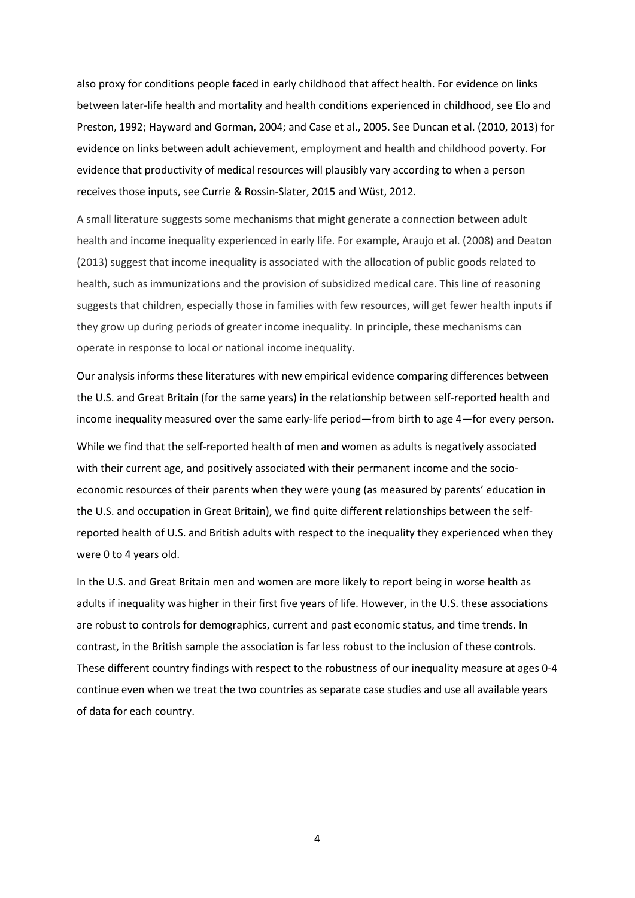also proxy for conditions people faced in early childhood that affect health. For evidence on links between later-life health and mortality and health conditions experienced in childhood, see Elo and Preston, 1992; Hayward and Gorman, 2004; and Case et al., 2005. See Duncan et al. (2010, 2013) for evidence on links between adult achievement, employment and health and childhood poverty. For evidence that productivity of medical resources will plausibly vary according to when a person receives those inputs, see Currie & Rossin-Slater, 2015 and Wüst, 2012.

A small literature suggests some mechanisms that might generate a connection between adult health and income inequality experienced in early life. For example, Araujo et al. (2008) and Deaton (2013) suggest that income inequality is associated with the allocation of public goods related to health, such as immunizations and the provision of subsidized medical care. This line of reasoning suggests that children, especially those in families with few resources, will get fewer health inputs if they grow up during periods of greater income inequality. In principle, these mechanisms can operate in response to local or national income inequality.

Our analysis informs these literatures with new empirical evidence comparing differences between the U.S. and Great Britain (for the same years) in the relationship between self-reported health and income inequality measured over the same early-life period—from birth to age 4—for every person.

While we find that the self-reported health of men and women as adults is negatively associated with their current age, and positively associated with their permanent income and the socio-economic resources of their parents when they were young (as measured by parents' education in the U.S. and occupation in Great Britain), we find quite different relationships between the self-reported health of U.S. and British adults with respect to the inequality they experienced when they were 0 to 4 years old.

In the U.S. and Great Britain men and women are more likely to report being in worse health as adults if inequality was higher in their first five years of life. However, in the U.S. these associations are robust to controls for demographics, current and past economic status, and time trends. In contrast, in the British sample the association is far less robust to the inclusion of these controls. These different country findings with respect to the robustness of our inequality measure at ages 0-4 continue even when we treat the two countries as separate case studies and use all available years of data for each country.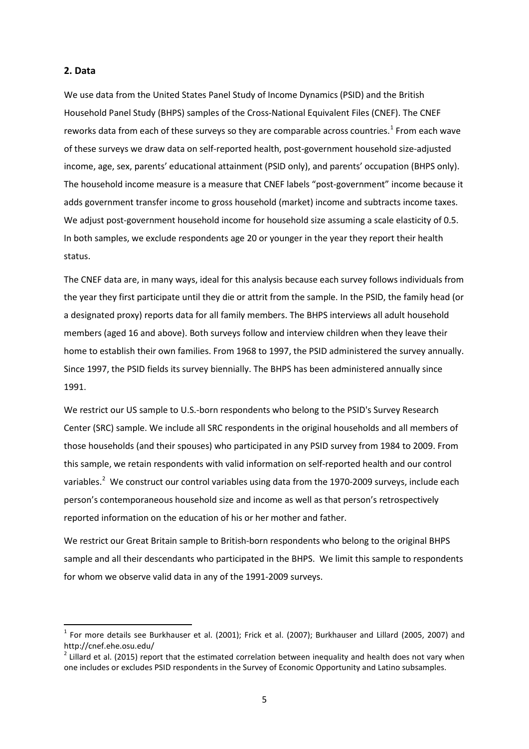## 2. Data

We use data from the United States Panel Study of Income Dynamics (PSID) and the British Household Panel Study (BHPS) samples of the Cross-National Equivalent Files (CNEF). The CNEF reworks data from each of these surveys so they are comparable across countries.[1] From each wave of these surveys we draw data on self-reported health, post-government household size-adjusted income, age, sex, parents' educational attainment (PSID only), and parents' occupation (BHPS only). The household income measure is a measure that CNEF labels "post-government" income because it adds government transfer income to gross household (market) income and subtracts income taxes. We adjust post-government household income for household size assuming a scale elasticity of 0.5. In both samples, we exclude respondents age 20 or younger in the year they report their health status.

The CNEF data are, in many ways, ideal for this analysis because each survey follows individuals from the year they first participate until they die or attrit from the sample. In the PSID, the family head (or a designated proxy) reports data for all family members. The BHPS interviews all adult household members (aged 16 and above). Both surveys follow and interview children when they leave their home to establish their own families. From 1968 to 1997, the PSID administered the survey annually. Since 1997, the PSID fields its survey biennially. The BHPS has been administered annually since 1991.

We restrict our US sample to U.S.-born respondents who belong to the PSID's Survey Research Center (SRC) sample. We include all SRC respondents in the original households and all members of those households (and their spouses) who participated in any PSID survey from 1984 to 2009. From this sample, we retain respondents with valid information on self-reported health and our control variables.[2] We construct our control variables using data from the 1970-2009 surveys, include each person's contemporaneous household size and income as well as that person's retrospectively reported information on the education of his or her mother and father.

We restrict our Great Britain sample to British-born respondents who belong to the original BHPS sample and all their descendants who participated in the BHPS. We limit this sample to respondents for whom we observe valid data in any of the 1991-2009 surveys.

[1] For more details see Burkhauser et al. (2001); Frick et al. (2007); Burkhauser and Lillard (2005, 2007) and http://cnef.ehe.osu.edu/

[2] Lillard et al. (2015) report that the estimated correlation between inequality and health does not vary when one includes or excludes PSID respondents in the Survey of Economic Opportunity and Latino subsamples.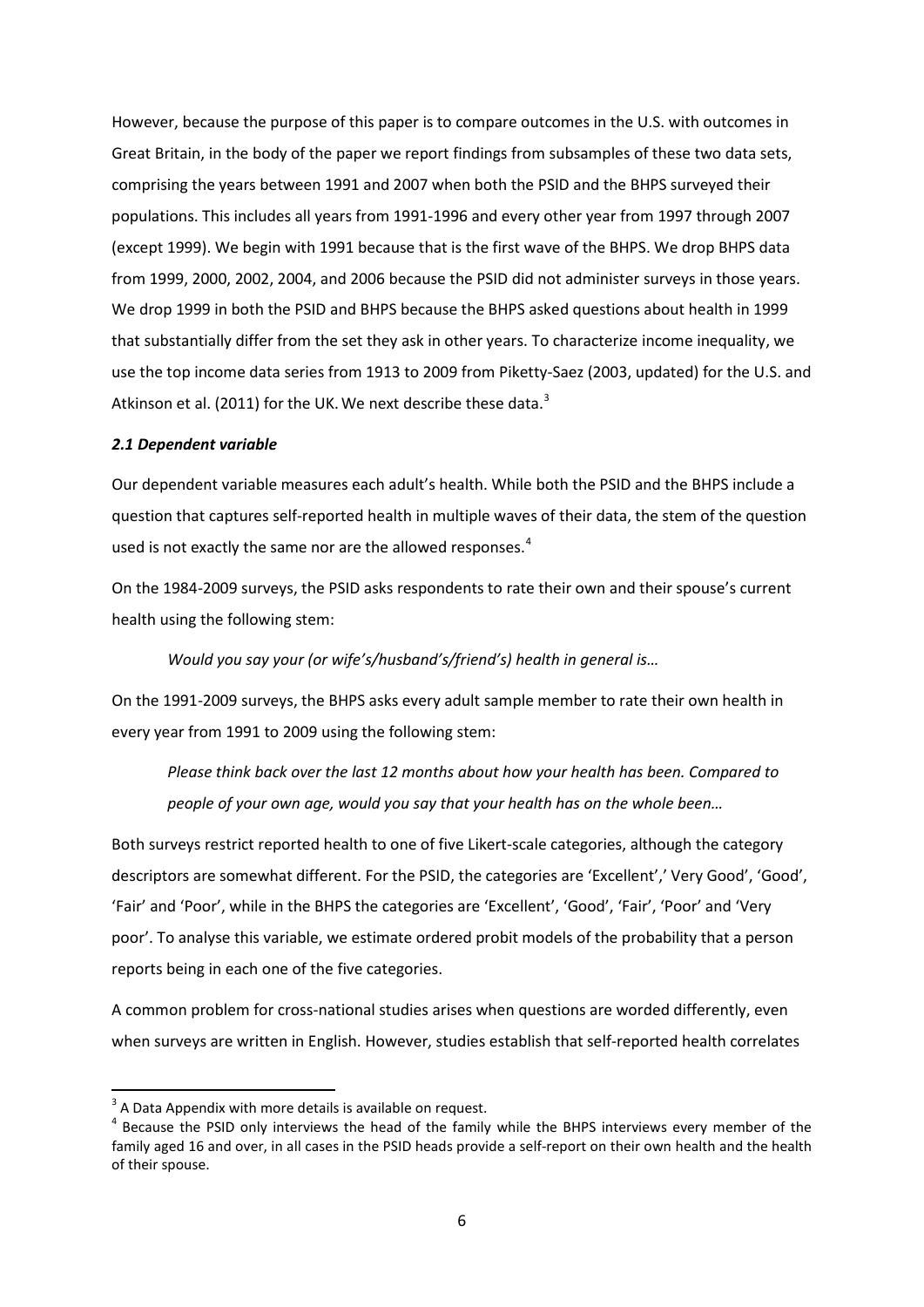However, because the purpose of this paper is to compare outcomes in the U.S. with outcomes in Great Britain, in the body of the paper we report findings from subsamples of these two data sets, comprising the years between 1991 and 2007 when both the PSID and the BHPS surveyed their populations. This includes all years from 1991-1996 and every other year from 1997 through 2007 (except 1999). We begin with 1991 because that is the first wave of the BHPS. We drop BHPS data from 1999, 2000, 2002, 2004, and 2006 because the PSID did not administer surveys in those years. We drop 1999 in both the PSID and BHPS because the BHPS asked questions about health in 1999 that substantially differ from the set they ask in other years. To characterize income inequality, we use the top income data series from 1913 to 2009 from Piketty-Saez (2003, updated) for the U.S. and Atkinson et al. (2011) for the UK. We next describe these data.[3]

### *2.1 Dependent variable*

Our dependent variable measures each adult's health. While both the PSID and the BHPS include a question that captures self-reported health in multiple waves of their data, the stem of the question used is not exactly the same nor are the allowed responses.[4]

On the 1984-2009 surveys, the PSID asks respondents to rate their own and their spouse's current health using the following stem:

> *Would you say your (or wife's/husband's/friend's) health in general is…*

On the 1991-2009 surveys, the BHPS asks every adult sample member to rate their own health in every year from 1991 to 2009 using the following stem:

> *Please think back over the last 12 months about how your health has been. Compared to people of your own age, would you say that your health has on the whole been…*

Both surveys restrict reported health to one of five Likert-scale categories, although the category descriptors are somewhat different. For the PSID, the categories are 'Excellent',' Very Good', 'Good', 'Fair' and 'Poor', while in the BHPS the categories are 'Excellent', 'Good', 'Fair', 'Poor' and 'Very poor'. To analyse this variable, we estimate ordered probit models of the probability that a person reports being in each one of the five categories.

A common problem for cross-national studies arises when questions are worded differently, even when surveys are written in English. However, studies establish that self-reported health correlates

---

[3] A Data Appendix with more details is available on request.

[4] Because the PSID only interviews the head of the family while the BHPS interviews every member of the family aged 16 and over, in all cases in the PSID heads provide a self-report on their own health and the health of their spouse.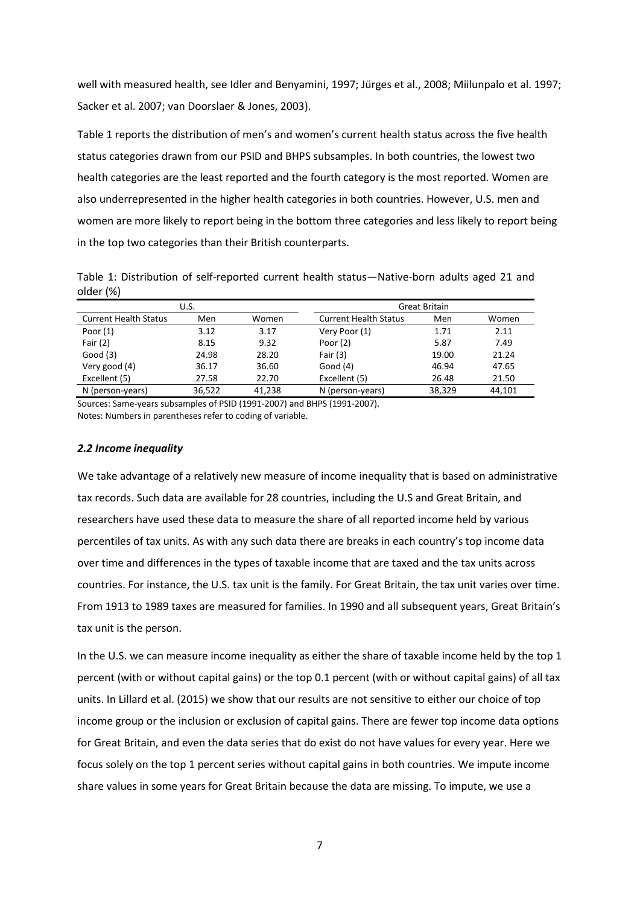well with measured health, see Idler and Benyamini, 1997; Jürges et al., 2008; Miilunpalo et al. 1997; Sacker et al. 2007; van Doorslaer & Jones, 2003).

Table 1 reports the distribution of men's and women's current health status across the five health status categories drawn from our PSID and BHPS subsamples. In both countries, the lowest two health categories are the least reported and the fourth category is the most reported. Women are also underrepresented in the higher health categories in both countries. However, U.S. men and women are more likely to report being in the bottom three categories and less likely to report being in the top two categories than their British counterparts.

Table 1: Distribution of self-reported current health status—Native-born adults aged 21 and older (%)

| U.S. | | | Great Britain | | |
|---|---|---|---|---|---|
| Current Health Status | Men | Women | Current Health Status | Men | Women |
| Poor (1) | 3.12 | 3.17 | Very Poor (1) | 1.71 | 2.11 |
| Fair (2) | 8.15 | 9.32 | Poor (2) | 5.87 | 7.49 |
| Good (3) | 24.98 | 28.20 | Fair (3) | 19.00 | 21.24 |
| Very good (4) | 36.17 | 36.60 | Good (4) | 46.94 | 47.65 |
| Excellent (5) | 27.58 | 22.70 | Excellent (5) | 26.48 | 21.50 |
| N (person-years) | 36,522 | 41,238 | N (person-years) | 38,329 | 44,101 |

Sources: Same-years subsamples of PSID (1991-2007) and BHPS (1991-2007).
Notes: Numbers in parentheses refer to coding of variable.

### *2.2 Income inequality*

We take advantage of a relatively new measure of income inequality that is based on administrative tax records. Such data are available for 28 countries, including the U.S and Great Britain, and researchers have used these data to measure the share of all reported income held by various percentiles of tax units. As with any such data there are breaks in each country's top income data over time and differences in the types of taxable income that are taxed and the tax units across countries. For instance, the U.S. tax unit is the family. For Great Britain, the tax unit varies over time. From 1913 to 1989 taxes are measured for families. In 1990 and all subsequent years, Great Britain's tax unit is the person.

In the U.S. we can measure income inequality as either the share of taxable income held by the top 1 percent (with or without capital gains) or the top 0.1 percent (with or without capital gains) of all tax units. In Lillard et al. (2015) we show that our results are not sensitive to either our choice of top income group or the inclusion or exclusion of capital gains. There are fewer top income data options for Great Britain, and even the data series that do exist do not have values for every year. Here we focus solely on the top 1 percent series without capital gains in both countries. We impute income share values in some years for Great Britain because the data are missing. To impute, we use a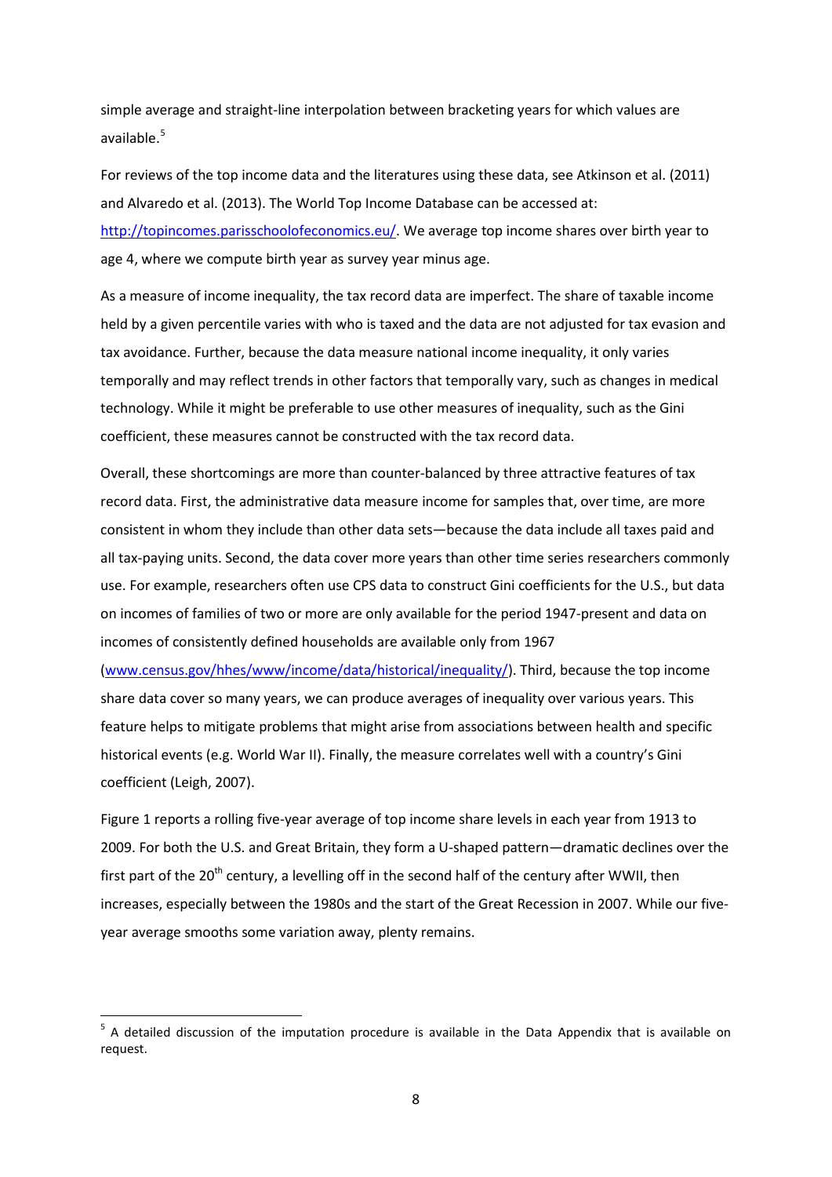simple average and straight-line interpolation between bracketing years for which values are available.[5]

For reviews of the top income data and the literatures using these data, see Atkinson et al. (2011) and Alvaredo et al. (2013). The World Top Income Database can be accessed at: http://topincomes.parisschoolofeconomics.eu/. We average top income shares over birth year to age 4, where we compute birth year as survey year minus age.

As a measure of income inequality, the tax record data are imperfect. The share of taxable income held by a given percentile varies with who is taxed and the data are not adjusted for tax evasion and tax avoidance. Further, because the data measure national income inequality, it only varies temporally and may reflect trends in other factors that temporally vary, such as changes in medical technology. While it might be preferable to use other measures of inequality, such as the Gini coefficient, these measures cannot be constructed with the tax record data.

Overall, these shortcomings are more than counter-balanced by three attractive features of tax record data. First, the administrative data measure income for samples that, over time, are more consistent in whom they include than other data sets—because the data include all taxes paid and all tax-paying units. Second, the data cover more years than other time series researchers commonly use. For example, researchers often use CPS data to construct Gini coefficients for the U.S., but data on incomes of families of two or more are only available for the period 1947-present and data on incomes of consistently defined households are available only from 1967 (www.census.gov/hhes/www/income/data/historical/inequality/). Third, because the top income share data cover so many years, we can produce averages of inequality over various years. This feature helps to mitigate problems that might arise from associations between health and specific historical events (e.g. World War II). Finally, the measure correlates well with a country's Gini coefficient (Leigh, 2007).

Figure 1 reports a rolling five-year average of top income share levels in each year from 1913 to 2009. For both the U.S. and Great Britain, they form a U-shaped pattern—dramatic declines over the first part of the 20th century, a levelling off in the second half of the century after WWII, then increases, especially between the 1980s and the start of the Great Recession in 2007. While our five-year average smooths some variation away, plenty remains.

---

[5] A detailed discussion of the imputation procedure is available in the Data Appendix that is available on request.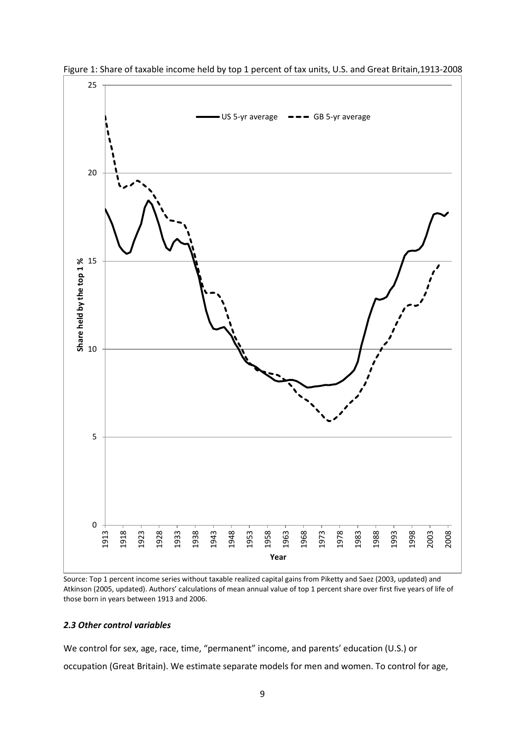Figure 1: Share of taxable income held by top 1 percent of tax units, U.S. and Great Britain,1913-2008

Source: Top 1 percent income series without taxable realized capital gains from Piketty and Saez (2003, updated) and Atkinson (2005, updated). Authors' calculations of mean annual value of top 1 percent share over first five years of life of those born in years between 1913 and 2006.

### *2.3 Other control variables*

We control for sex, age, race, time, "permanent" income, and parents' education (U.S.) or occupation (Great Britain). We estimate separate models for men and women. To control for age,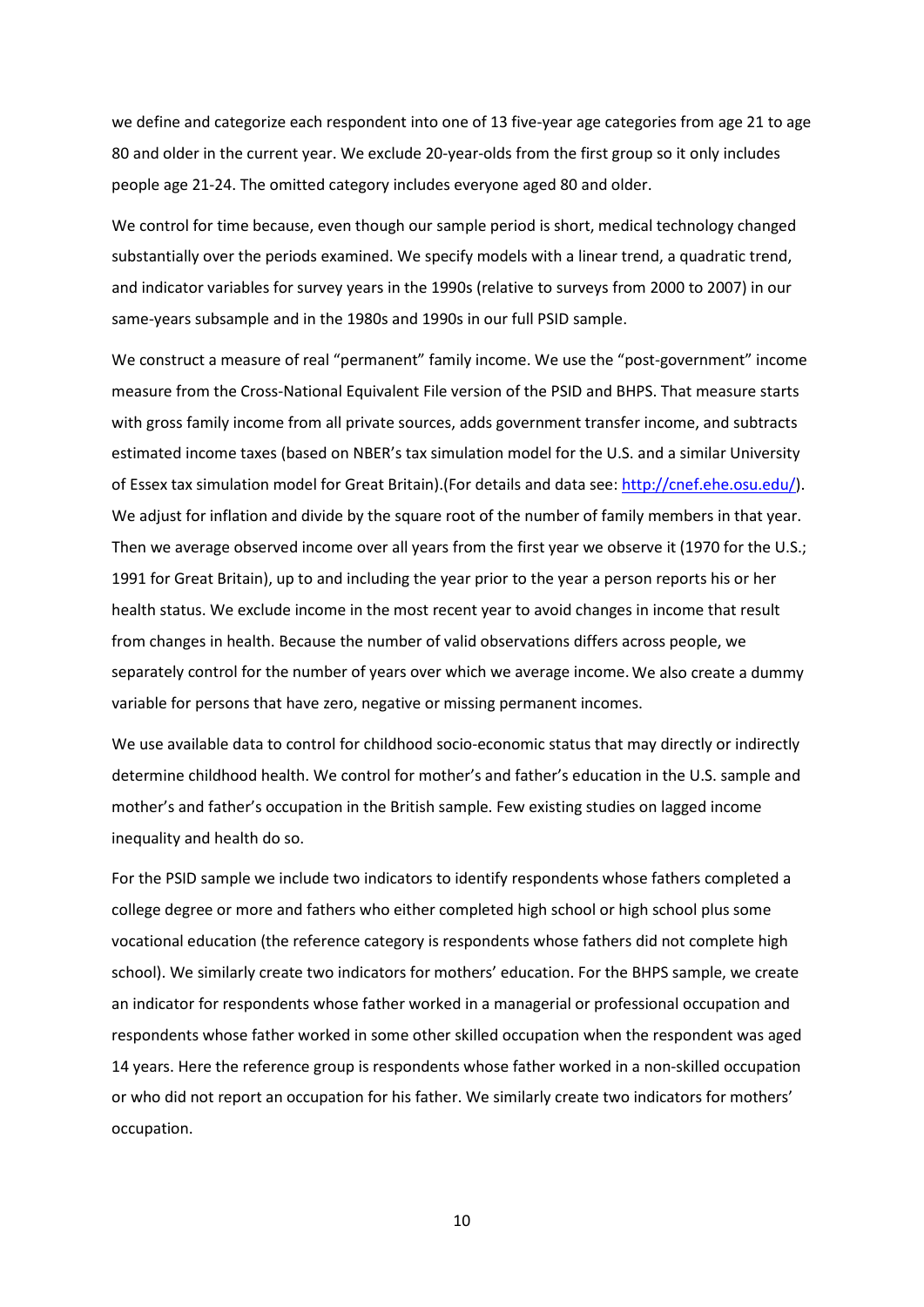we define and categorize each respondent into one of 13 five-year age categories from age 21 to age 80 and older in the current year. We exclude 20-year-olds from the first group so it only includes people age 21-24. The omitted category includes everyone aged 80 and older.

We control for time because, even though our sample period is short, medical technology changed substantially over the periods examined. We specify models with a linear trend, a quadratic trend, and indicator variables for survey years in the 1990s (relative to surveys from 2000 to 2007) in our same-years subsample and in the 1980s and 1990s in our full PSID sample.

We construct a measure of real "permanent" family income. We use the "post-government" income measure from the Cross-National Equivalent File version of the PSID and BHPS. That measure starts with gross family income from all private sources, adds government transfer income, and subtracts estimated income taxes (based on NBER's tax simulation model for the U.S. and a similar University of Essex tax simulation model for Great Britain).(For details and data see: http://cnef.ehe.osu.edu/). We adjust for inflation and divide by the square root of the number of family members in that year. Then we average observed income over all years from the first year we observe it (1970 for the U.S.; 1991 for Great Britain), up to and including the year prior to the year a person reports his or her health status. We exclude income in the most recent year to avoid changes in income that result from changes in health. Because the number of valid observations differs across people, we separately control for the number of years over which we average income. We also create a dummy variable for persons that have zero, negative or missing permanent incomes.

We use available data to control for childhood socio-economic status that may directly or indirectly determine childhood health. We control for mother's and father's education in the U.S. sample and mother's and father's occupation in the British sample. Few existing studies on lagged income inequality and health do so.

For the PSID sample we include two indicators to identify respondents whose fathers completed a college degree or more and fathers who either completed high school or high school plus some vocational education (the reference category is respondents whose fathers did not complete high school). We similarly create two indicators for mothers' education. For the BHPS sample, we create an indicator for respondents whose father worked in a managerial or professional occupation and respondents whose father worked in some other skilled occupation when the respondent was aged 14 years. Here the reference group is respondents whose father worked in a non-skilled occupation or who did not report an occupation for his father. We similarly create two indicators for mothers' occupation.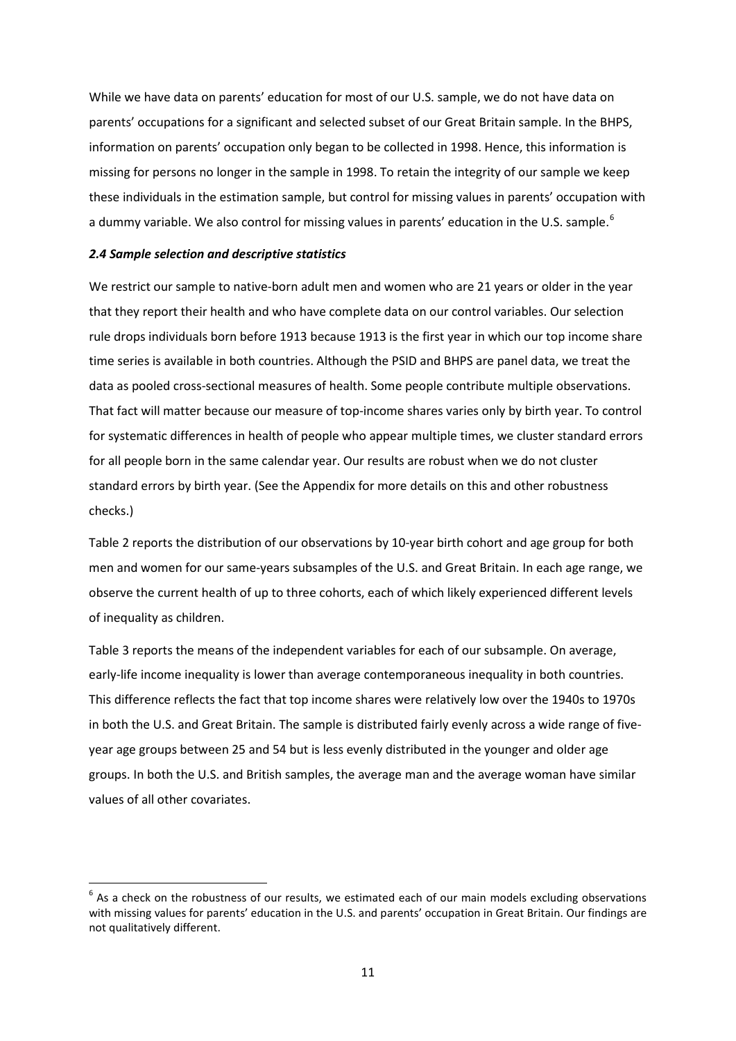While we have data on parents' education for most of our U.S. sample, we do not have data on parents' occupations for a significant and selected subset of our Great Britain sample. In the BHPS, information on parents' occupation only began to be collected in 1998. Hence, this information is missing for persons no longer in the sample in 1998. To retain the integrity of our sample we keep these individuals in the estimation sample, but control for missing values in parents' occupation with a dummy variable. We also control for missing values in parents' education in the U.S. sample.[6]

### *2.4 Sample selection and descriptive statistics*

We restrict our sample to native-born adult men and women who are 21 years or older in the year that they report their health and who have complete data on our control variables. Our selection rule drops individuals born before 1913 because 1913 is the first year in which our top income share time series is available in both countries. Although the PSID and BHPS are panel data, we treat the data as pooled cross-sectional measures of health. Some people contribute multiple observations. That fact will matter because our measure of top-income shares varies only by birth year. To control for systematic differences in health of people who appear multiple times, we cluster standard errors for all people born in the same calendar year. Our results are robust when we do not cluster standard errors by birth year. (See the Appendix for more details on this and other robustness checks.)

Table 2 reports the distribution of our observations by 10-year birth cohort and age group for both men and women for our same-years subsamples of the U.S. and Great Britain. In each age range, we observe the current health of up to three cohorts, each of which likely experienced different levels of inequality as children.

Table 3 reports the means of the independent variables for each of our subsample. On average, early-life income inequality is lower than average contemporaneous inequality in both countries. This difference reflects the fact that top income shares were relatively low over the 1940s to 1970s in both the U.S. and Great Britain. The sample is distributed fairly evenly across a wide range of five-year age groups between 25 and 54 but is less evenly distributed in the younger and older age groups. In both the U.S. and British samples, the average man and the average woman have similar values of all other covariates.

---

[6] As a check on the robustness of our results, we estimated each of our main models excluding observations with missing values for parents' education in the U.S. and parents' occupation in Great Britain. Our findings are not qualitatively different.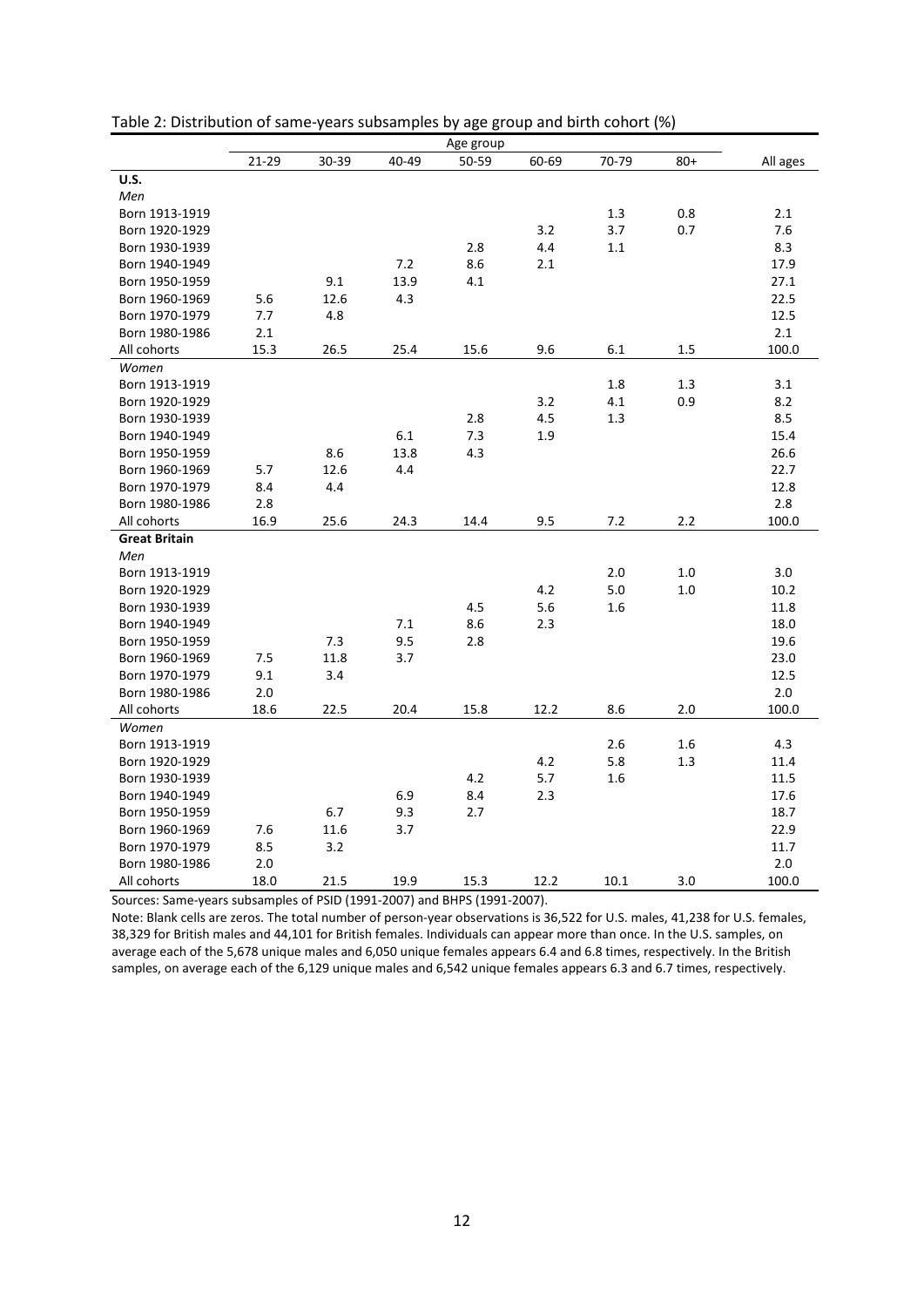Table 2: Distribution of same-years subsamples by age group and birth cohort (%)

| | Age group | | | | | | | |
|---|---|---|---|---|---|---|---|---|
| | 21-29 | 30-39 | 40-49 | 50-59 | 60-69 | 70-79 | 80+ | All ages |
| **U.S.** | | | | | | | | |
| *Men* | | | | | | | | |
| Born 1913-1919 | | | | | | 1.3 | 0.8 | 2.1 |
| Born 1920-1929 | | | | | 3.2 | 3.7 | 0.7 | 7.6 |
| Born 1930-1939 | | | | 2.8 | 4.4 | 1.1 | | 8.3 |
| Born 1940-1949 | | | 7.2 | 8.6 | 2.1 | | | 17.9 |
| Born 1950-1959 | | 9.1 | 13.9 | 4.1 | | | | 27.1 |
| Born 1960-1969 | 5.6 | 12.6 | 4.3 | | | | | 22.5 |
| Born 1970-1979 | 7.7 | 4.8 | | | | | | 12.5 |
| Born 1980-1986 | 2.1 | | | | | | | 2.1 |
| All cohorts | 15.3 | 26.5 | 25.4 | 15.6 | 9.6 | 6.1 | 1.5 | 100.0 |
| *Women* | | | | | | | | |
| Born 1913-1919 | | | | | | 1.8 | 1.3 | 3.1 |
| Born 1920-1929 | | | | | 3.2 | 4.1 | 0.9 | 8.2 |
| Born 1930-1939 | | | | 2.8 | 4.5 | 1.3 | | 8.5 |
| Born 1940-1949 | | | 6.1 | 7.3 | 1.9 | | | 15.4 |
| Born 1950-1959 | | 8.6 | 13.8 | 4.3 | | | | 26.6 |
| Born 1960-1969 | 5.7 | 12.6 | 4.4 | | | | | 22.7 |
| Born 1970-1979 | 8.4 | 4.4 | | | | | | 12.8 |
| Born 1980-1986 | 2.8 | | | | | | | 2.8 |
| All cohorts | 16.9 | 25.6 | 24.3 | 14.4 | 9.5 | 7.2 | 2.2 | 100.0 |
| **Great Britain** | | | | | | | | |
| *Men* | | | | | | | | |
| Born 1913-1919 | | | | | | 2.0 | 1.0 | 3.0 |
| Born 1920-1929 | | | | | 4.2 | 5.0 | 1.0 | 10.2 |
| Born 1930-1939 | | | | 4.5 | 5.6 | 1.6 | | 11.8 |
| Born 1940-1949 | | | 7.1 | 8.6 | 2.3 | | | 18.0 |
| Born 1950-1959 | | 7.3 | 9.5 | 2.8 | | | | 19.6 |
| Born 1960-1969 | 7.5 | 11.8 | 3.7 | | | | | 23.0 |
| Born 1970-1979 | 9.1 | 3.4 | | | | | | 12.5 |
| Born 1980-1986 | 2.0 | | | | | | | 2.0 |
| All cohorts | 18.6 | 22.5 | 20.4 | 15.8 | 12.2 | 8.6 | 2.0 | 100.0 |
| *Women* | | | | | | | | |
| Born 1913-1919 | | | | | | 2.6 | 1.6 | 4.3 |
| Born 1920-1929 | | | | | 4.2 | 5.8 | 1.3 | 11.4 |
| Born 1930-1939 | | | | 4.2 | 5.7 | 1.6 | | 11.5 |
| Born 1940-1949 | | | 6.9 | 8.4 | 2.3 | | | 17.6 |
| Born 1950-1959 | | 6.7 | 9.3 | 2.7 | | | | 18.7 |
| Born 1960-1969 | 7.6 | 11.6 | 3.7 | | | | | 22.9 |
| Born 1970-1979 | 8.5 | 3.2 | | | | | | 11.7 |
| Born 1980-1986 | 2.0 | | | | | | | 2.0 |
| All cohorts | 18.0 | 21.5 | 19.9 | 15.3 | 12.2 | 10.1 | 3.0 | 100.0 |

Sources: Same-years subsamples of PSID (1991-2007) and BHPS (1991-2007).

Note: Blank cells are zeros. The total number of person-year observations is 36,522 for U.S. males, 41,238 for U.S. females, 38,329 for British males and 44,101 for British females. Individuals can appear more than once. In the U.S. samples, on average each of the 5,678 unique males and 6,050 unique females appears 6.4 and 6.8 times, respectively. In the British samples, on average each of the 6,129 unique males and 6,542 unique females appears 6.3 and 6.7 times, respectively.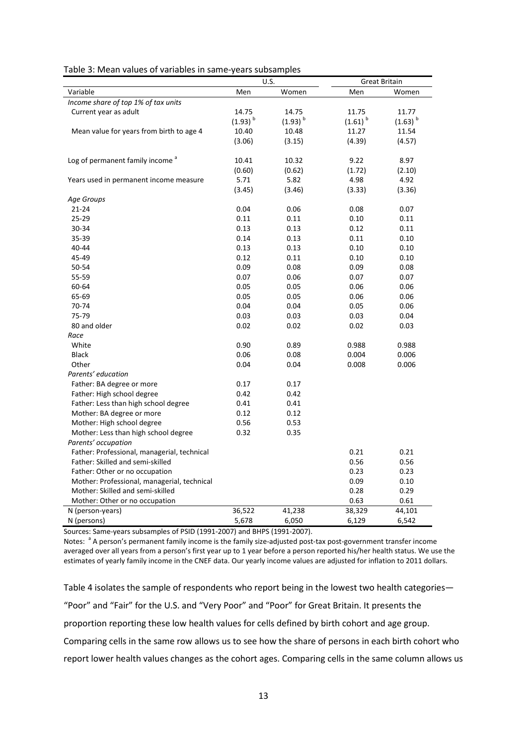Table 3: Mean values of variables in same-years subsamples

| Variable | U.S. | | Great Britain | |
|---|---|---|---|---|
| | Men | Women | Men | Women |
| *Income share of top 1% of tax units* | | | | |
| Current year as adult | 14.75 | 14.75 | 11.75 | 11.77 |
| | (1.93) [b] | (1.93) [b] | (1.61) [b] | (1.63) [b] |
| Mean value for years from birth to age 4 | 10.40 | 10.48 | 11.27 | 11.54 |
| | (3.06) | (3.15) | (4.39) | (4.57) |
| Log of permanent family income [a] | 10.41 | 10.32 | 9.22 | 8.97 |
| | (0.60) | (0.62) | (1.72) | (2.10) |
| Years used in permanent income measure | 5.71 | 5.82 | 4.98 | 4.92 |
| | (3.45) | (3.46) | (3.33) | (3.36) |
| *Age Groups* | | | | |
| 21-24 | 0.04 | 0.06 | 0.08 | 0.07 |
| 25-29 | 0.11 | 0.11 | 0.10 | 0.11 |
| 30-34 | 0.13 | 0.13 | 0.12 | 0.11 |
| 35-39 | 0.14 | 0.13 | 0.11 | 0.10 |
| 40-44 | 0.13 | 0.13 | 0.10 | 0.10 |
| 45-49 | 0.12 | 0.11 | 0.10 | 0.10 |
| 50-54 | 0.09 | 0.08 | 0.09 | 0.08 |
| 55-59 | 0.07 | 0.06 | 0.07 | 0.07 |
| 60-64 | 0.05 | 0.05 | 0.06 | 0.06 |
| 65-69 | 0.05 | 0.05 | 0.06 | 0.06 |
| 70-74 | 0.04 | 0.04 | 0.05 | 0.06 |
| 75-79 | 0.03 | 0.03 | 0.03 | 0.04 |
| 80 and older | 0.02 | 0.02 | 0.02 | 0.03 |
| *Race* | | | | |
| White | 0.90 | 0.89 | 0.988 | 0.988 |
| Black | 0.06 | 0.08 | 0.004 | 0.006 |
| Other | 0.04 | 0.04 | 0.008 | 0.006 |
| *Parents' education* | | | | |
| Father: BA degree or more | 0.17 | 0.17 | | |
| Father: High school degree | 0.42 | 0.42 | | |
| Father: Less than high school degree | 0.41 | 0.41 | | |
| Mother: BA degree or more | 0.12 | 0.12 | | |
| Mother: High school degree | 0.56 | 0.53 | | |
| Mother: Less than high school degree | 0.32 | 0.35 | | |
| *Parents' occupation* | | | | |
| Father: Professional, managerial, technical | | | 0.21 | 0.21 |
| Father: Skilled and semi-skilled | | | 0.56 | 0.56 |
| Father: Other or no occupation | | | 0.23 | 0.23 |
| Mother: Professional, managerial, technical | | | 0.09 | 0.10 |
| Mother: Skilled and semi-skilled | | | 0.28 | 0.29 |
| Mother: Other or no occupation | | | 0.63 | 0.61 |
| N (person-years) | 36,522 | 41,238 | 38,329 | 44,101 |
| N (persons) | 5,678 | 6,050 | 6,129 | 6,542 |

Sources: Same-years subsamples of PSID (1991-2007) and BHPS (1991-2007).

Notes: [a] A person's permanent family income is the family size-adjusted post-tax post-government transfer income averaged over all years from a person's first year up to 1 year before a person reported his/her health status. We use the estimates of yearly family income in the CNEF data. Our yearly income values are adjusted for inflation to 2011 dollars.

Table 4 isolates the sample of respondents who report being in the lowest two health categories—"Poor" and "Fair" for the U.S. and "Very Poor" and "Poor" for Great Britain. It presents the proportion reporting these low health values for cells defined by birth cohort and age group. Comparing cells in the same row allows us to see how the share of persons in each birth cohort who report lower health values changes as the cohort ages. Comparing cells in the same column allows us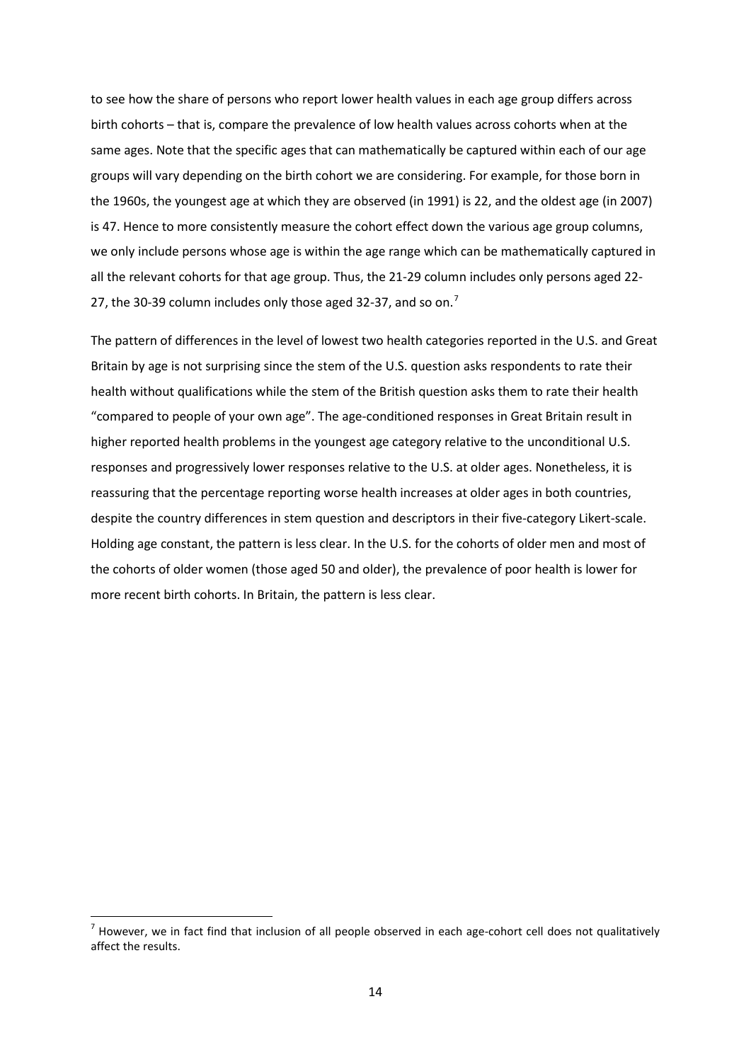to see how the share of persons who report lower health values in each age group differs across birth cohorts – that is, compare the prevalence of low health values across cohorts when at the same ages. Note that the specific ages that can mathematically be captured within each of our age groups will vary depending on the birth cohort we are considering. For example, for those born in the 1960s, the youngest age at which they are observed (in 1991) is 22, and the oldest age (in 2007) is 47. Hence to more consistently measure the cohort effect down the various age group columns, we only include persons whose age is within the age range which can be mathematically captured in all the relevant cohorts for that age group. Thus, the 21-29 column includes only persons aged 22-27, the 30-39 column includes only those aged 32-37, and so on.[7]

The pattern of differences in the level of lowest two health categories reported in the U.S. and Great Britain by age is not surprising since the stem of the U.S. question asks respondents to rate their health without qualifications while the stem of the British question asks them to rate their health "compared to people of your own age". The age-conditioned responses in Great Britain result in higher reported health problems in the youngest age category relative to the unconditional U.S. responses and progressively lower responses relative to the U.S. at older ages. Nonetheless, it is reassuring that the percentage reporting worse health increases at older ages in both countries, despite the country differences in stem question and descriptors in their five-category Likert-scale. Holding age constant, the pattern is less clear. In the U.S. for the cohorts of older men and most of the cohorts of older women (those aged 50 and older), the prevalence of poor health is lower for more recent birth cohorts. In Britain, the pattern is less clear.

---

[7] However, we in fact find that inclusion of all people observed in each age-cohort cell does not qualitatively affect the results.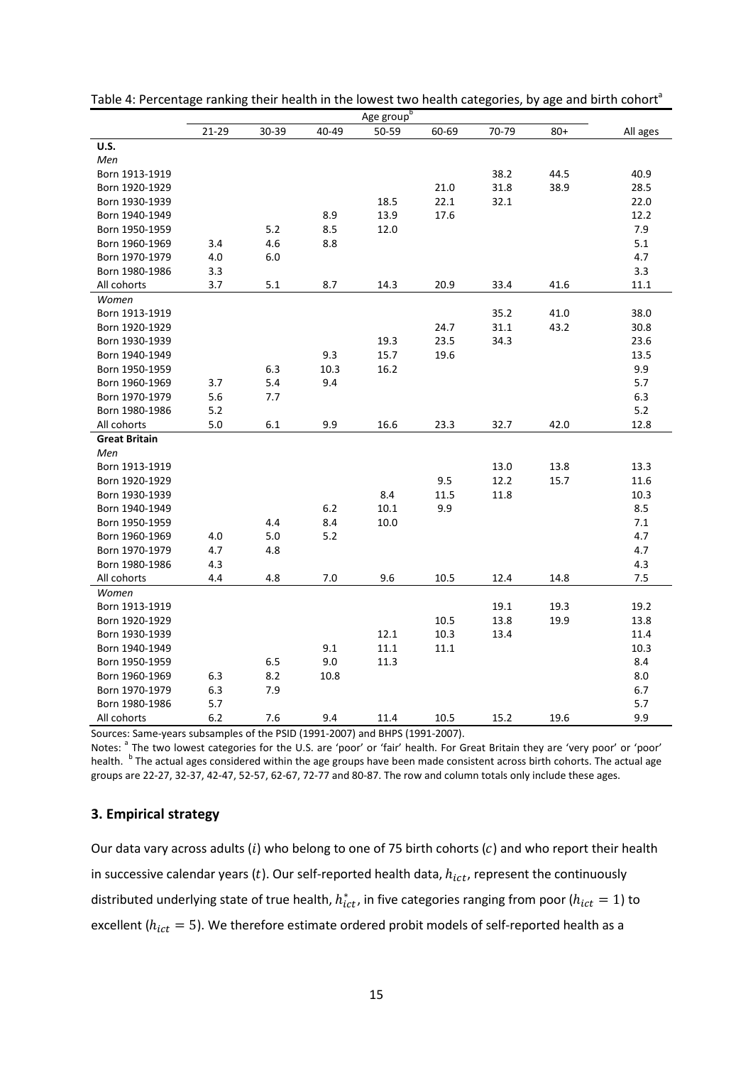Table 4: Percentage ranking their health in the lowest two health categories, by age and birth cohort[a]

| | Age group[b] | | | | | | | |
|---|---|---|---|---|---|---|---|---|
| | 21-29 | 30-39 | 40-49 | 50-59 | 60-69 | 70-79 | 80+ | All ages |
| **U.S.** | | | | | | | | |
| *Men* | | | | | | | | |
| Born 1913-1919 | | | | | | 38.2 | 44.5 | 40.9 |
| Born 1920-1929 | | | | | 21.0 | 31.8 | 38.9 | 28.5 |
| Born 1930-1939 | | | | 18.5 | 22.1 | 32.1 | | 22.0 |
| Born 1940-1949 | | | 8.9 | 13.9 | 17.6 | | | 12.2 |
| Born 1950-1959 | | 5.2 | 8.5 | 12.0 | | | | 7.9 |
| Born 1960-1969 | 3.4 | 4.6 | 8.8 | | | | | 5.1 |
| Born 1970-1979 | 4.0 | 6.0 | | | | | | 4.7 |
| Born 1980-1986 | 3.3 | | | | | | | 3.3 |
| All cohorts | 3.7 | 5.1 | 8.7 | 14.3 | 20.9 | 33.4 | 41.6 | 11.1 |
| *Women* | | | | | | | | |
| Born 1913-1919 | | | | | | 35.2 | 41.0 | 38.0 |
| Born 1920-1929 | | | | | 24.7 | 31.1 | 43.2 | 30.8 |
| Born 1930-1939 | | | | 19.3 | 23.5 | 34.3 | | 23.6 |
| Born 1940-1949 | | | 9.3 | 15.7 | 19.6 | | | 13.5 |
| Born 1950-1959 | | 6.3 | 10.3 | 16.2 | | | | 9.9 |
| Born 1960-1969 | 3.7 | 5.4 | 9.4 | | | | | 5.7 |
| Born 1970-1979 | 5.6 | 7.7 | | | | | | 6.3 |
| Born 1980-1986 | 5.2 | | | | | | | 5.2 |
| All cohorts | 5.0 | 6.1 | 9.9 | 16.6 | 23.3 | 32.7 | 42.0 | 12.8 |
| **Great Britain** | | | | | | | | |
| *Men* | | | | | | | | |
| Born 1913-1919 | | | | | | 13.0 | 13.8 | 13.3 |
| Born 1920-1929 | | | | | 9.5 | 12.2 | 15.7 | 11.6 |
| Born 1930-1939 | | | | 8.4 | 11.5 | 11.8 | | 10.3 |
| Born 1940-1949 | | | 6.2 | 10.1 | 9.9 | | | 8.5 |
| Born 1950-1959 | | 4.4 | 8.4 | 10.0 | | | | 7.1 |
| Born 1960-1969 | 4.0 | 5.0 | 5.2 | | | | | 4.7 |
| Born 1970-1979 | 4.7 | 4.8 | | | | | | 4.7 |
| Born 1980-1986 | 4.3 | | | | | | | 4.3 |
| All cohorts | 4.4 | 4.8 | 7.0 | 9.6 | 10.5 | 12.4 | 14.8 | 7.5 |
| *Women* | | | | | | | | |
| Born 1913-1919 | | | | | | 19.1 | 19.3 | 19.2 |
| Born 1920-1929 | | | | | 10.5 | 13.8 | 19.9 | 13.8 |
| Born 1930-1939 | | | | 12.1 | 10.3 | 13.4 | | 11.4 |
| Born 1940-1949 | | | 9.1 | 11.1 | 11.1 | | | 10.3 |
| Born 1950-1959 | | 6.5 | 9.0 | 11.3 | | | | 8.4 |
| Born 1960-1969 | 6.3 | 8.2 | 10.8 | | | | | 8.0 |
| Born 1970-1979 | 6.3 | 7.9 | | | | | | 6.7 |
| Born 1980-1986 | 5.7 | | | | | | | 5.7 |
| All cohorts | 6.2 | 7.6 | 9.4 | 11.4 | 10.5 | 15.2 | 19.6 | 9.9 |

Sources: Same-years subsamples of the PSID (1991-2007) and BHPS (1991-2007).

Notes: [a] The two lowest categories for the U.S. are 'poor' or 'fair' health. For Great Britain they are 'very poor' or 'poor' health. [b] The actual ages considered within the age groups have been made consistent across birth cohorts. The actual age groups are 22-27, 32-37, 42-47, 52-57, 62-67, 72-77 and 80-87. The row and column totals only include these ages.

## 3. Empirical strategy

Our data vary across adults ($i$) who belong to one of 75 birth cohorts ($c$) and who report their health in successive calendar years ($t$). Our self-reported health data, $h_{ict}$, represent the continuously distributed underlying state of true health, $h^*_{ict}$, in five categories ranging from poor ($h_{ict} = 1$) to excellent ($h_{ict} = 5$). We therefore estimate ordered probit models of self-reported health as a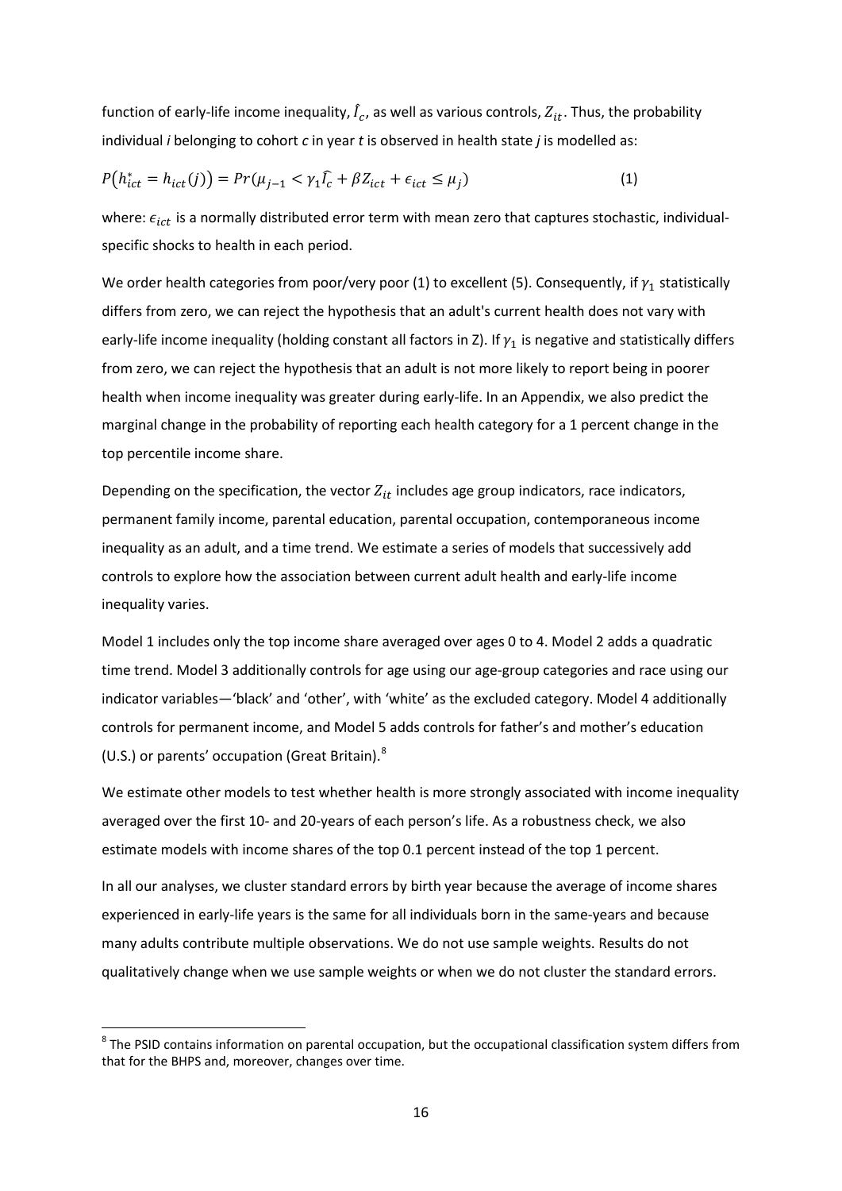function of early-life income inequality, $\hat{I}_c$, as well as various controls, $Z_{it}$. Thus, the probability individual *i* belonging to cohort *c* in year *t* is observed in health state *j* is modelled as:

$$P\left(h_{ict}^{*} = h_{ict}(j)\right) = Pr(\mu_{j-1} < \gamma_1 \hat{I}_c + \beta Z_{ict} + \epsilon_{ict} \leq \mu_j) \tag{1}$$

where: $\epsilon_{ict}$ is a normally distributed error term with mean zero that captures stochastic, individual-specific shocks to health in each period.

We order health categories from poor/very poor (1) to excellent (5). Consequently, if $\gamma_1$ statistically differs from zero, we can reject the hypothesis that an adult's current health does not vary with early-life income inequality (holding constant all factors in Z). If $\gamma_1$ is negative and statistically differs from zero, we can reject the hypothesis that an adult is not more likely to report being in poorer health when income inequality was greater during early-life. In an Appendix, we also predict the marginal change in the probability of reporting each health category for a 1 percent change in the top percentile income share.

Depending on the specification, the vector $Z_{it}$ includes age group indicators, race indicators, permanent family income, parental education, parental occupation, contemporaneous income inequality as an adult, and a time trend. We estimate a series of models that successively add controls to explore how the association between current adult health and early-life income inequality varies.

Model 1 includes only the top income share averaged over ages 0 to 4. Model 2 adds a quadratic time trend. Model 3 additionally controls for age using our age-group categories and race using our indicator variables—'black' and 'other', with 'white' as the excluded category. Model 4 additionally controls for permanent income, and Model 5 adds controls for father's and mother's education (U.S.) or parents' occupation (Great Britain).[8]

We estimate other models to test whether health is more strongly associated with income inequality averaged over the first 10- and 20-years of each person's life. As a robustness check, we also estimate models with income shares of the top 0.1 percent instead of the top 1 percent.

In all our analyses, we cluster standard errors by birth year because the average of income shares experienced in early-life years is the same for all individuals born in the same-years and because many adults contribute multiple observations. We do not use sample weights. Results do not qualitatively change when we use sample weights or when we do not cluster the standard errors.

[8] The PSID contains information on parental occupation, but the occupational classification system differs from that for the BHPS and, moreover, changes over time.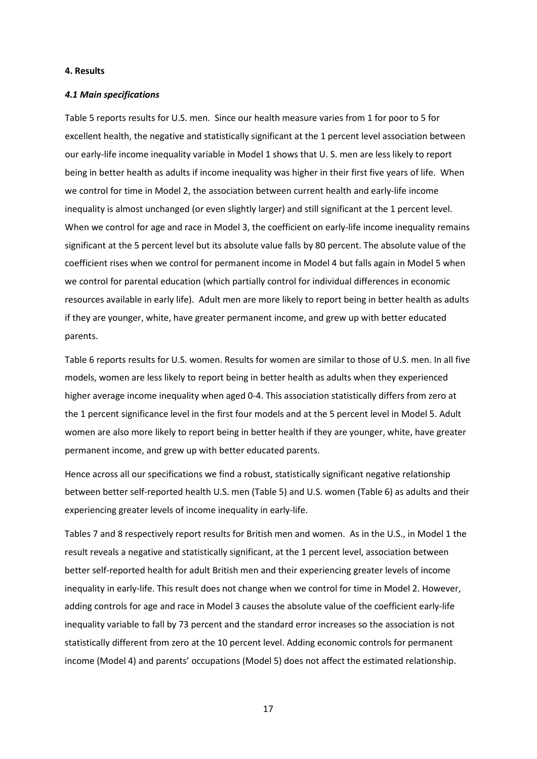#### 4. Results

#### *4.1 Main specifications*

Table 5 reports results for U.S. men. Since our health measure varies from 1 for poor to 5 for excellent health, the negative and statistically significant at the 1 percent level association between our early-life income inequality variable in Model 1 shows that U. S. men are less likely to report being in better health as adults if income inequality was higher in their first five years of life. When we control for time in Model 2, the association between current health and early-life income inequality is almost unchanged (or even slightly larger) and still significant at the 1 percent level. When we control for age and race in Model 3, the coefficient on early-life income inequality remains significant at the 5 percent level but its absolute value falls by 80 percent. The absolute value of the coefficient rises when we control for permanent income in Model 4 but falls again in Model 5 when we control for parental education (which partially control for individual differences in economic resources available in early life). Adult men are more likely to report being in better health as adults if they are younger, white, have greater permanent income, and grew up with better educated parents.

Table 6 reports results for U.S. women. Results for women are similar to those of U.S. men. In all five models, women are less likely to report being in better health as adults when they experienced higher average income inequality when aged 0-4. This association statistically differs from zero at the 1 percent significance level in the first four models and at the 5 percent level in Model 5. Adult women are also more likely to report being in better health if they are younger, white, have greater permanent income, and grew up with better educated parents.

Hence across all our specifications we find a robust, statistically significant negative relationship between better self-reported health U.S. men (Table 5) and U.S. women (Table 6) as adults and their experiencing greater levels of income inequality in early-life.

Tables 7 and 8 respectively report results for British men and women. As in the U.S., in Model 1 the result reveals a negative and statistically significant, at the 1 percent level, association between better self-reported health for adult British men and their experiencing greater levels of income inequality in early-life. This result does not change when we control for time in Model 2. However, adding controls for age and race in Model 3 causes the absolute value of the coefficient early-life inequality variable to fall by 73 percent and the standard error increases so the association is not statistically different from zero at the 10 percent level. Adding economic controls for permanent income (Model 4) and parents' occupations (Model 5) does not affect the estimated relationship.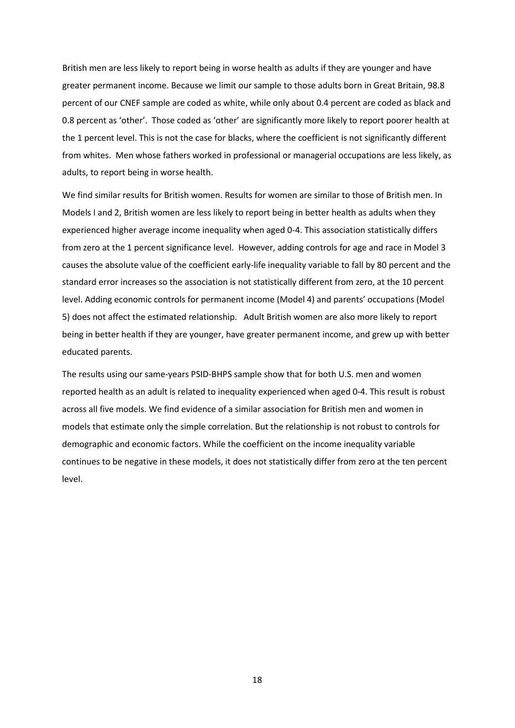British men are less likely to report being in worse health as adults if they are younger and have greater permanent income. Because we limit our sample to those adults born in Great Britain, 98.8 percent of our CNEF sample are coded as white, while only about 0.4 percent are coded as black and 0.8 percent as 'other'. Those coded as 'other' are significantly more likely to report poorer health at the 1 percent level. This is not the case for blacks, where the coefficient is not significantly different from whites. Men whose fathers worked in professional or managerial occupations are less likely, as adults, to report being in worse health.

We find similar results for British women. Results for women are similar to those of British men. In Models I and 2, British women are less likely to report being in better health as adults when they experienced higher average income inequality when aged 0-4. This association statistically differs from zero at the 1 percent significance level. However, adding controls for age and race in Model 3 causes the absolute value of the coefficient early-life inequality variable to fall by 80 percent and the standard error increases so the association is not statistically different from zero, at the 10 percent level. Adding economic controls for permanent income (Model 4) and parents' occupations (Model 5) does not affect the estimated relationship. Adult British women are also more likely to report being in better health if they are younger, have greater permanent income, and grew up with better educated parents.

The results using our same-years PSID-BHPS sample show that for both U.S. men and women reported health as an adult is related to inequality experienced when aged 0-4. This result is robust across all five models. We find evidence of a similar association for British men and women in models that estimate only the simple correlation. But the relationship is not robust to controls for demographic and economic factors. While the coefficient on the income inequality variable continues to be negative in these models, it does not statistically differ from zero at the ten percent level.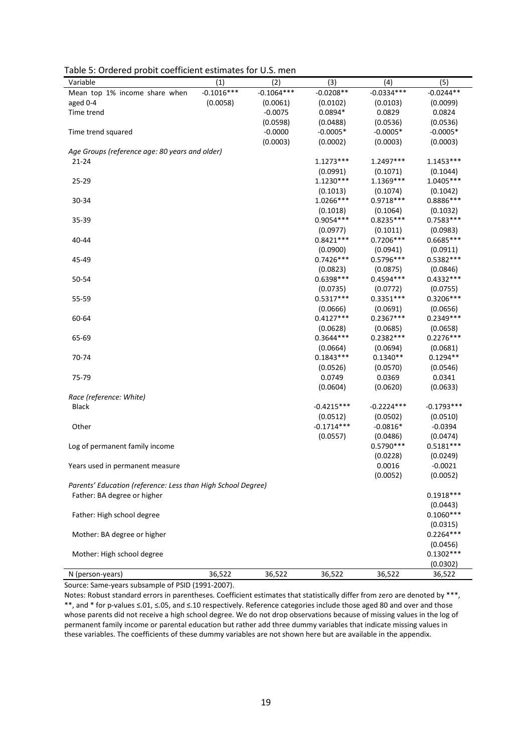Table 5: Ordered probit coefficient estimates for U.S. men

| Variable | (1) | (2) | (3) | (4) | (5) |
|---|---|---|---|---|---|
| Mean top 1% income share when aged 0-4 | -0.1016*** | -0.1064*** | -0.0208** | -0.0334*** | -0.0244** |
| | (0.0058) | (0.0061) | (0.0102) | (0.0103) | (0.0099) |
| Time trend | | -0.0075 | 0.0894* | 0.0829 | 0.0824 |
| | | (0.0598) | (0.0488) | (0.0536) | (0.0536) |
| Time trend squared | | -0.0000 | -0.0005* | -0.0005* | -0.0005* |
| | | (0.0003) | (0.0002) | (0.0003) | (0.0003) |
| *Age Groups (reference age: 80 years and older)* | | | | | |
| 21-24 | | | 1.1273*** | 1.2497*** | 1.1453*** |
| | | | (0.0991) | (0.1071) | (0.1044) |
| 25-29 | | | 1.1230*** | 1.1369*** | 1.0405*** |
| | | | (0.1013) | (0.1074) | (0.1042) |
| 30-34 | | | 1.0266*** | 0.9718*** | 0.8886*** |
| | | | (0.1018) | (0.1064) | (0.1032) |
| 35-39 | | | 0.9054*** | 0.8235*** | 0.7583*** |
| | | | (0.0977) | (0.1011) | (0.0983) |
| 40-44 | | | 0.8421*** | 0.7206*** | 0.6685*** |
| | | | (0.0900) | (0.0941) | (0.0911) |
| 45-49 | | | 0.7426*** | 0.5796*** | 0.5382*** |
| | | | (0.0823) | (0.0875) | (0.0846) |
| 50-54 | | | 0.6398*** | 0.4594*** | 0.4332*** |
| | | | (0.0735) | (0.0772) | (0.0755) |
| 55-59 | | | 0.5317*** | 0.3351*** | 0.3206*** |
| | | | (0.0666) | (0.0691) | (0.0656) |
| 60-64 | | | 0.4127*** | 0.2367*** | 0.2349*** |
| | | | (0.0628) | (0.0685) | (0.0658) |
| 65-69 | | | 0.3644*** | 0.2382*** | 0.2276*** |
| | | | (0.0664) | (0.0694) | (0.0681) |
| 70-74 | | | 0.1843*** | 0.1340** | 0.1294** |
| | | | (0.0526) | (0.0570) | (0.0546) |
| 75-79 | | | 0.0749 | 0.0369 | 0.0341 |
| | | | (0.0604) | (0.0620) | (0.0633) |
| *Race (reference: White)* | | | | | |
| Black | | | -0.4215*** | -0.2224*** | -0.1793*** |
| | | | (0.0512) | (0.0502) | (0.0510) |
| Other | | | -0.1714*** | -0.0816* | -0.0394 |
| | | | (0.0557) | (0.0486) | (0.0474) |
| Log of permanent family income | | | | 0.5790*** | 0.5181*** |
| | | | | (0.0228) | (0.0249) |
| Years used in permanent measure | | | | 0.0016 | -0.0021 |
| | | | | (0.0052) | (0.0052) |
| *Parents' Education (reference: Less than High School Degree)* | | | | | |
| Father: BA degree or higher | | | | | 0.1918*** |
| | | | | | (0.0443) |
| Father: High school degree | | | | | 0.1060*** |
| | | | | | (0.0315) |
| Mother: BA degree or higher | | | | | 0.2264*** |
| | | | | | (0.0456) |
| Mother: High school degree | | | | | 0.1302*** |
| | | | | | (0.0302) |
| N (person-years) | 36,522 | 36,522 | 36,522 | 36,522 | 36,522 |

Source: Same-years subsample of PSID (1991-2007).

Notes: Robust standard errors in parentheses. Coefficient estimates that statistically differ from zero are denoted by ***, **, and * for p-values ≤.01, ≤.05, and ≤.10 respectively. Reference categories include those aged 80 and over and those whose parents did not receive a high school degree. We do not drop observations because of missing values in the log of permanent family income or parental education but rather add three dummy variables that indicate missing values in these variables. The coefficients of these dummy variables are not shown here but are available in the appendix.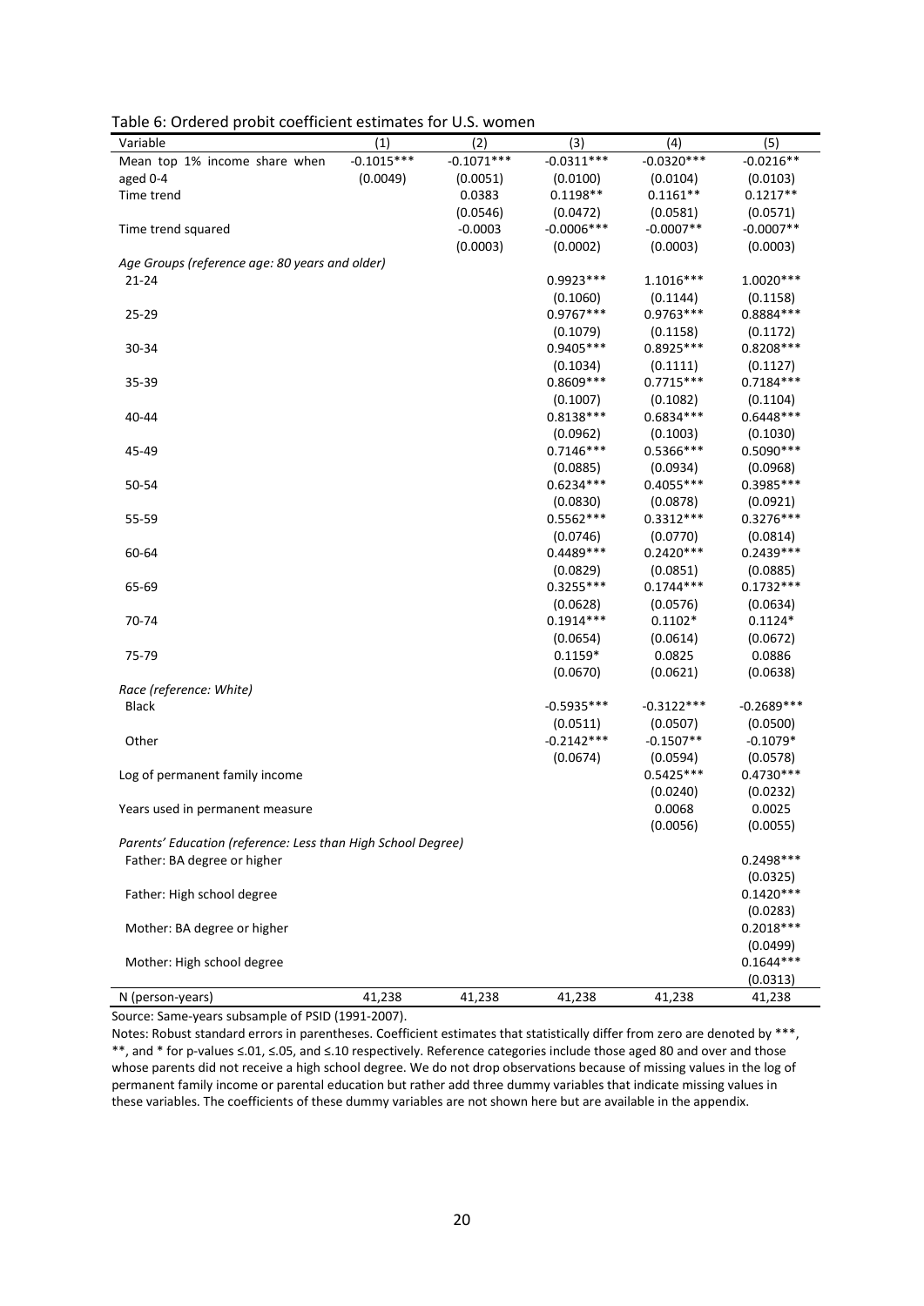Table 6: Ordered probit coefficient estimates for U.S. women

| Variable | (1) | (2) | (3) | (4) | (5) |
|---|---|---|---|---|---|
| Mean top 1% income share when aged 0-4 | -0.1015*** | -0.1071*** | -0.0311*** | -0.0320*** | -0.0216** |
| | (0.0049) | (0.0051) | (0.0100) | (0.0104) | (0.0103) |
| Time trend | | 0.0383 | 0.1198** | 0.1161** | 0.1217** |
| | | (0.0546) | (0.0472) | (0.0581) | (0.0571) |
| Time trend squared | | -0.0003 | -0.0006*** | -0.0007** | -0.0007** |
| | | (0.0003) | (0.0002) | (0.0003) | (0.0003) |
| *Age Groups (reference age: 80 years and older)* | | | | | |
| 21-24 | | | 0.9923*** | 1.1016*** | 1.0020*** |
| | | | (0.1060) | (0.1144) | (0.1158) |
| 25-29 | | | 0.9767*** | 0.9763*** | 0.8884*** |
| | | | (0.1079) | (0.1158) | (0.1172) |
| 30-34 | | | 0.9405*** | 0.8925*** | 0.8208*** |
| | | | (0.1034) | (0.1111) | (0.1127) |
| 35-39 | | | 0.8609*** | 0.7715*** | 0.7184*** |
| | | | (0.1007) | (0.1082) | (0.1104) |
| 40-44 | | | 0.8138*** | 0.6834*** | 0.6448*** |
| | | | (0.0962) | (0.1003) | (0.1030) |
| 45-49 | | | 0.7146*** | 0.5366*** | 0.5090*** |
| | | | (0.0885) | (0.0934) | (0.0968) |
| 50-54 | | | 0.6234*** | 0.4055*** | 0.3985*** |
| | | | (0.0830) | (0.0878) | (0.0921) |
| 55-59 | | | 0.5562*** | 0.3312*** | 0.3276*** |
| | | | (0.0746) | (0.0770) | (0.0814) |
| 60-64 | | | 0.4489*** | 0.2420*** | 0.2439*** |
| | | | (0.0829) | (0.0851) | (0.0885) |
| 65-69 | | | 0.3255*** | 0.1744*** | 0.1732*** |
| | | | (0.0628) | (0.0576) | (0.0634) |
| 70-74 | | | 0.1914*** | 0.1102* | 0.1124* |
| | | | (0.0654) | (0.0614) | (0.0672) |
| 75-79 | | | 0.1159* | 0.0825 | 0.0886 |
| | | | (0.0670) | (0.0621) | (0.0638) |
| *Race (reference: White)* | | | | | |
| Black | | | -0.5935*** | -0.3122*** | -0.2689*** |
| | | | (0.0511) | (0.0507) | (0.0500) |
| Other | | | -0.2142*** | -0.1507** | -0.1079* |
| | | | (0.0674) | (0.0594) | (0.0578) |
| Log of permanent family income | | | | 0.5425*** | 0.4730*** |
| | | | | (0.0240) | (0.0232) |
| Years used in permanent measure | | | | 0.0068 | 0.0025 |
| | | | | (0.0056) | (0.0055) |
| *Parents' Education (reference: Less than High School Degree)* | | | | | |
| Father: BA degree or higher | | | | | 0.2498*** |
| | | | | | (0.0325) |
| Father: High school degree | | | | | 0.1420*** |
| | | | | | (0.0283) |
| Mother: BA degree or higher | | | | | 0.2018*** |
| | | | | | (0.0499) |
| Mother: High school degree | | | | | 0.1644*** |
| | | | | | (0.0313) |
| N (person-years) | 41,238 | 41,238 | 41,238 | 41,238 | 41,238 |

Source: Same-years subsample of PSID (1991-2007).

Notes: Robust standard errors in parentheses. Coefficient estimates that statistically differ from zero are denoted by ***, **, and * for p-values ≤.01, ≤.05, and ≤.10 respectively. Reference categories include those aged 80 and over and those whose parents did not receive a high school degree. We do not drop observations because of missing values in the log of permanent family income or parental education but rather add three dummy variables that indicate missing values in these variables. The coefficients of these dummy variables are not shown here but are available in the appendix.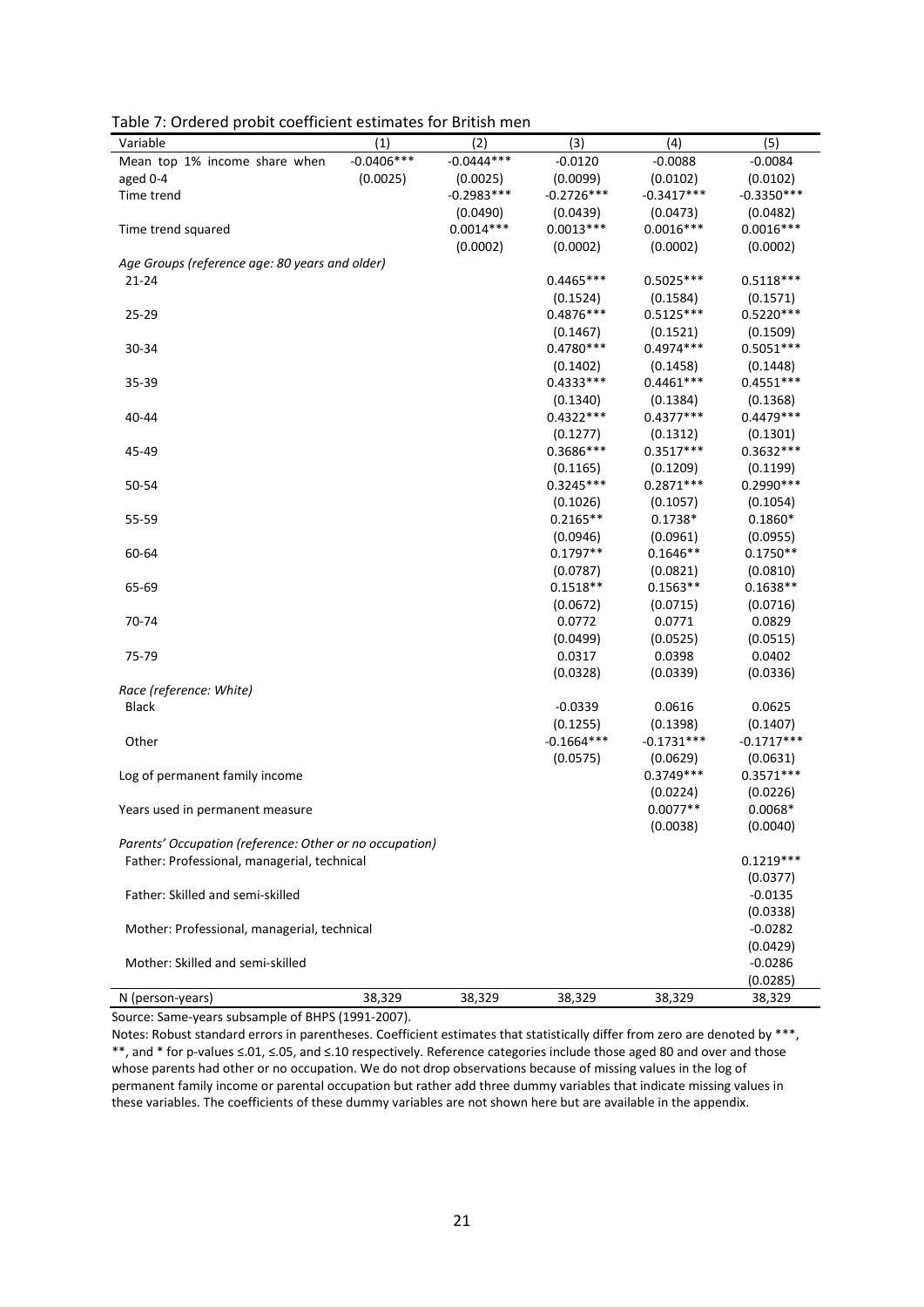Table 7: Ordered probit coefficient estimates for British men

| Variable | (1) | (2) | (3) | (4) | (5) |
|---|---|---|---|---|---|
| Mean top 1% income share when aged 0-4 | -0.0406*** | -0.0444*** | -0.0120 | -0.0088 | -0.0084 |
| | (0.0025) | (0.0025) | (0.0099) | (0.0102) | (0.0102) |
| Time trend | | -0.2983*** | -0.2726*** | -0.3417*** | -0.3350*** |
| | | (0.0490) | (0.0439) | (0.0473) | (0.0482) |
| Time trend squared | | 0.0014*** | 0.0013*** | 0.0016*** | 0.0016*** |
| | | (0.0002) | (0.0002) | (0.0002) | (0.0002) |
| *Age Groups (reference age: 80 years and older)* | | | | | |
| 21-24 | | | 0.4465*** | 0.5025*** | 0.5118*** |
| | | | (0.1524) | (0.1584) | (0.1571) |
| 25-29 | | | 0.4876*** | 0.5125*** | 0.5220*** |
| | | | (0.1467) | (0.1521) | (0.1509) |
| 30-34 | | | 0.4780*** | 0.4974*** | 0.5051*** |
| | | | (0.1402) | (0.1458) | (0.1448) |
| 35-39 | | | 0.4333*** | 0.4461*** | 0.4551*** |
| | | | (0.1340) | (0.1384) | (0.1368) |
| 40-44 | | | 0.4322*** | 0.4377*** | 0.4479*** |
| | | | (0.1277) | (0.1312) | (0.1301) |
| 45-49 | | | 0.3686*** | 0.3517*** | 0.3632*** |
| | | | (0.1165) | (0.1209) | (0.1199) |
| 50-54 | | | 0.3245*** | 0.2871*** | 0.2990*** |
| | | | (0.1026) | (0.1057) | (0.1054) |
| 55-59 | | | 0.2165** | 0.1738* | 0.1860* |
| | | | (0.0946) | (0.0961) | (0.0955) |
| 60-64 | | | 0.1797** | 0.1646** | 0.1750** |
| | | | (0.0787) | (0.0821) | (0.0810) |
| 65-69 | | | 0.1518** | 0.1563** | 0.1638** |
| | | | (0.0672) | (0.0715) | (0.0716) |
| 70-74 | | | 0.0772 | 0.0771 | 0.0829 |
| | | | (0.0499) | (0.0525) | (0.0515) |
| 75-79 | | | 0.0317 | 0.0398 | 0.0402 |
| | | | (0.0328) | (0.0339) | (0.0336) |
| *Race (reference: White)* | | | | | |
| Black | | | -0.0339 | 0.0616 | 0.0625 |
| | | | (0.1255) | (0.1398) | (0.1407) |
| Other | | | -0.1664*** | -0.1731*** | -0.1717*** |
| | | | (0.0575) | (0.0629) | (0.0631) |
| Log of permanent family income | | | | 0.3749*** | 0.3571*** |
| | | | | (0.0224) | (0.0226) |
| Years used in permanent measure | | | | 0.0077** | 0.0068* |
| | | | | (0.0038) | (0.0040) |
| *Parents' Occupation (reference: Other or no occupation)* | | | | | |
| Father: Professional, managerial, technical | | | | | 0.1219*** |
| | | | | | (0.0377) |
| Father: Skilled and semi-skilled | | | | | -0.0135 |
| | | | | | (0.0338) |
| Mother: Professional, managerial, technical | | | | | -0.0282 |
| | | | | | (0.0429) |
| Mother: Skilled and semi-skilled | | | | | -0.0286 |
| | | | | | (0.0285) |
| N (person-years) | 38,329 | 38,329 | 38,329 | 38,329 | 38,329 |

Source: Same-years subsample of BHPS (1991-2007).

Notes: Robust standard errors in parentheses. Coefficient estimates that statistically differ from zero are denoted by ***, **, and * for p-values ≤.01, ≤.05, and ≤.10 respectively. Reference categories include those aged 80 and over and those whose parents had other or no occupation. We do not drop observations because of missing values in the log of permanent family income or parental occupation but rather add three dummy variables that indicate missing values in these variables. The coefficients of these dummy variables are not shown here but are available in the appendix.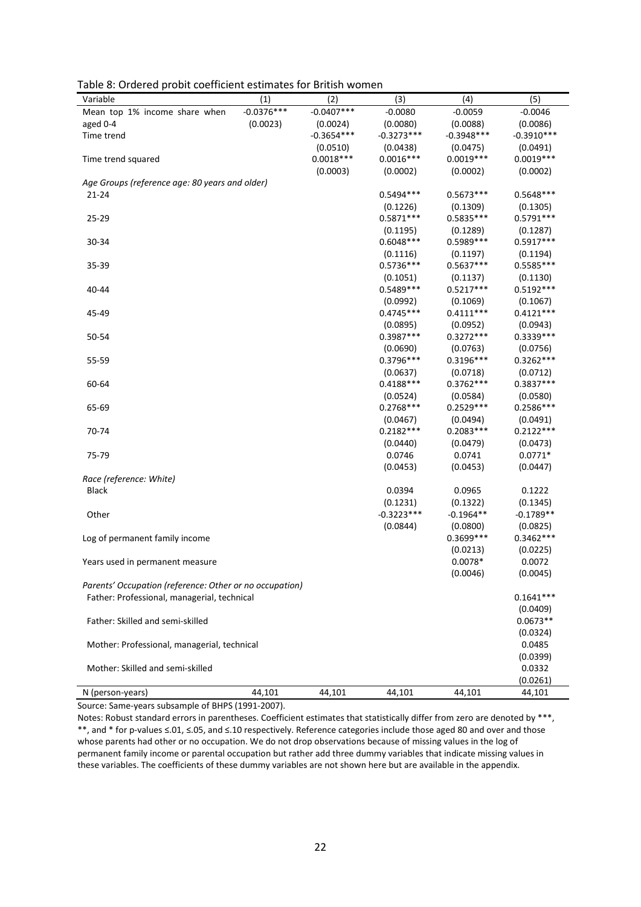Table 8: Ordered probit coefficient estimates for British women

| Variable | (1) | (2) | (3) | (4) | (5) |
|---|---|---|---|---|---|
| Mean top 1% income share when aged 0-4 | -0.0376*** | -0.0407*** | -0.0080 | -0.0059 | -0.0046 |
| | (0.0023) | (0.0024) | (0.0080) | (0.0088) | (0.0086) |
| Time trend | | -0.3654*** | -0.3273*** | -0.3948*** | -0.3910*** |
| | | (0.0510) | (0.0438) | (0.0475) | (0.0491) |
| Time trend squared | | 0.0018*** | 0.0016*** | 0.0019*** | 0.0019*** |
| | | (0.0003) | (0.0002) | (0.0002) | (0.0002) |
| *Age Groups (reference age: 80 years and older)* | | | | | |
| 21-24 | | | 0.5494*** | 0.5673*** | 0.5648*** |
| | | | (0.1226) | (0.1309) | (0.1305) |
| 25-29 | | | 0.5871*** | 0.5835*** | 0.5791*** |
| | | | (0.1195) | (0.1289) | (0.1287) |
| 30-34 | | | 0.6048*** | 0.5989*** | 0.5917*** |
| | | | (0.1116) | (0.1197) | (0.1194) |
| 35-39 | | | 0.5736*** | 0.5637*** | 0.5585*** |
| | | | (0.1051) | (0.1137) | (0.1130) |
| 40-44 | | | 0.5489*** | 0.5217*** | 0.5192*** |
| | | | (0.0992) | (0.1069) | (0.1067) |
| 45-49 | | | 0.4745*** | 0.4111*** | 0.4121*** |
| | | | (0.0895) | (0.0952) | (0.0943) |
| 50-54 | | | 0.3987*** | 0.3272*** | 0.3339*** |
| | | | (0.0690) | (0.0763) | (0.0756) |
| 55-59 | | | 0.3796*** | 0.3196*** | 0.3262*** |
| | | | (0.0637) | (0.0718) | (0.0712) |
| 60-64 | | | 0.4188*** | 0.3762*** | 0.3837*** |
| | | | (0.0524) | (0.0584) | (0.0580) |
| 65-69 | | | 0.2768*** | 0.2529*** | 0.2586*** |
| | | | (0.0467) | (0.0494) | (0.0491) |
| 70-74 | | | 0.2182*** | 0.2083*** | 0.2122*** |
| | | | (0.0440) | (0.0479) | (0.0473) |
| 75-79 | | | 0.0746 | 0.0741 | 0.0771* |
| | | | (0.0453) | (0.0453) | (0.0447) |
| *Race (reference: White)* | | | | | |
| Black | | | 0.0394 | 0.0965 | 0.1222 |
| | | | (0.1231) | (0.1322) | (0.1345) |
| Other | | | -0.3223*** | -0.1964** | -0.1789** |
| | | | (0.0844) | (0.0800) | (0.0825) |
| Log of permanent family income | | | | 0.3699*** | 0.3462*** |
| | | | | (0.0213) | (0.0225) |
| Years used in permanent measure | | | | 0.0078* | 0.0072 |
| | | | | (0.0046) | (0.0045) |
| *Parents' Occupation (reference: Other or no occupation)* | | | | | |
| Father: Professional, managerial, technical | | | | | 0.1641*** |
| | | | | | (0.0409) |
| Father: Skilled and semi-skilled | | | | | 0.0673** |
| | | | | | (0.0324) |
| Mother: Professional, managerial, technical | | | | | 0.0485 |
| | | | | | (0.0399) |
| Mother: Skilled and semi-skilled | | | | | 0.0332 |
| | | | | | (0.0261) |
| N (person-years) | 44,101 | 44,101 | 44,101 | 44,101 | 44,101 |

Source: Same-years subsample of BHPS (1991-2007).

Notes: Robust standard errors in parentheses. Coefficient estimates that statistically differ from zero are denoted by ***, **, and * for p-values ≤.01, ≤.05, and ≤.10 respectively. Reference categories include those aged 80 and over and those whose parents had other or no occupation. We do not drop observations because of missing values in the log of permanent family income or parental occupation but rather add three dummy variables that indicate missing values in these variables. The coefficients of these dummy variables are not shown here but are available in the appendix.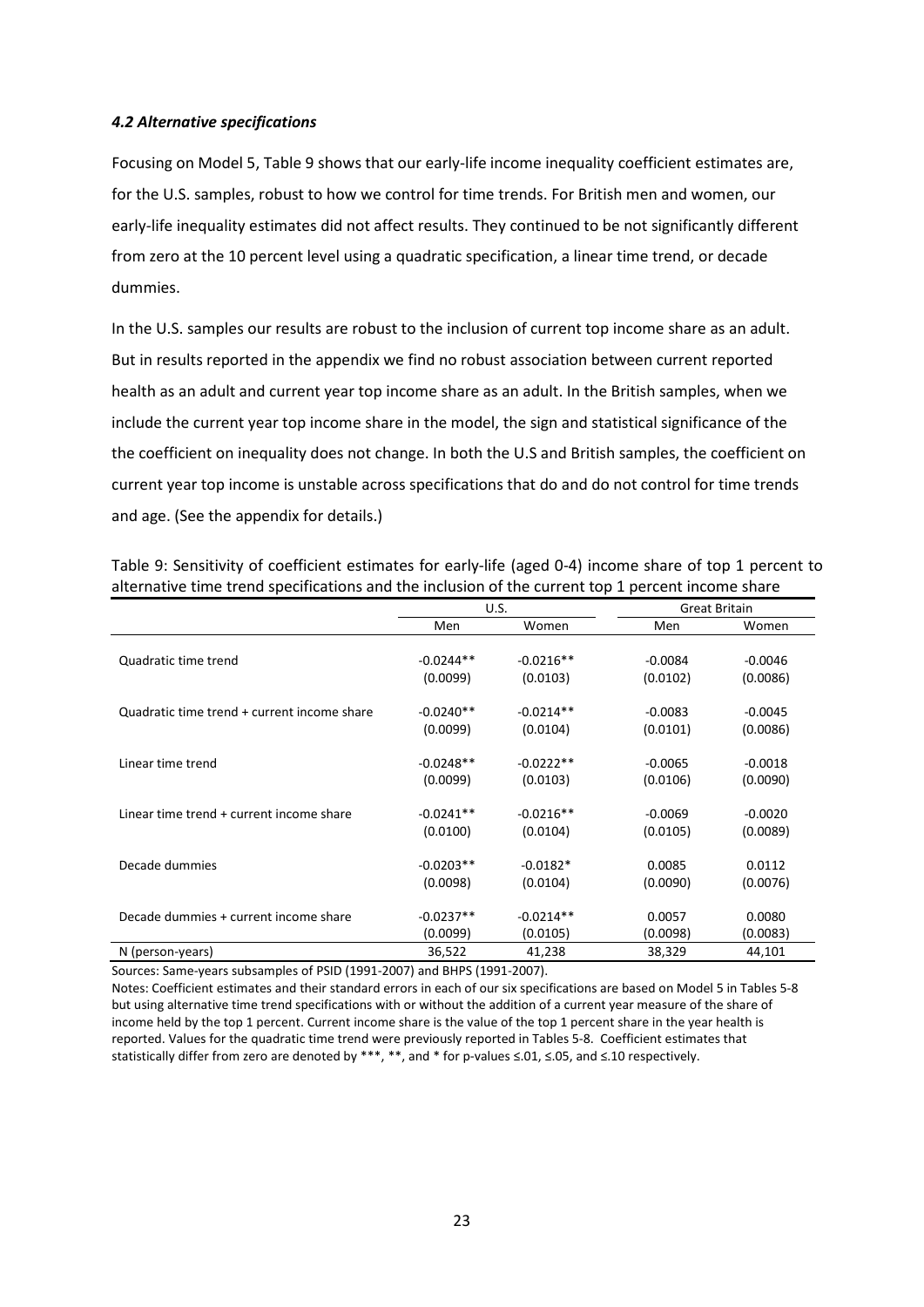#### *4.2 Alternative specifications*

Focusing on Model 5, Table 9 shows that our early-life income inequality coefficient estimates are, for the U.S. samples, robust to how we control for time trends. For British men and women, our early-life inequality estimates did not affect results. They continued to be not significantly different from zero at the 10 percent level using a quadratic specification, a linear time trend, or decade dummies.

In the U.S. samples our results are robust to the inclusion of current top income share as an adult. But in results reported in the appendix we find no robust association between current reported health as an adult and current year top income share as an adult. In the British samples, when we include the current year top income share in the model, the sign and statistical significance of the the coefficient on inequality does not change. In both the U.S and British samples, the coefficient on current year top income is unstable across specifications that do and do not control for time trends and age. (See the appendix for details.)

Table 9: Sensitivity of coefficient estimates for early-life (aged 0-4) income share of top 1 percent to alternative time trend specifications and the inclusion of the current top 1 percent income share

| | U.S. | | Great Britain | |
|---|---|---|---|---|
| | Men | Women | Men | Women |
| Quadratic time trend | -0.0244** | -0.0216** | -0.0084 | -0.0046 |
| | (0.0099) | (0.0103) | (0.0102) | (0.0086) |
| Quadratic time trend + current income share | -0.0240** | -0.0214** | -0.0083 | -0.0045 |
| | (0.0099) | (0.0104) | (0.0101) | (0.0086) |
| Linear time trend | -0.0248** | -0.0222** | -0.0065 | -0.0018 |
| | (0.0099) | (0.0103) | (0.0106) | (0.0090) |
| Linear time trend + current income share | -0.0241** | -0.0216** | -0.0069 | -0.0020 |
| | (0.0100) | (0.0104) | (0.0105) | (0.0089) |
| Decade dummies | -0.0203** | -0.0182* | 0.0085 | 0.0112 |
| | (0.0098) | (0.0104) | (0.0090) | (0.0076) |
| Decade dummies + current income share | -0.0237** | -0.0214** | 0.0057 | 0.0080 |
| | (0.0099) | (0.0105) | (0.0098) | (0.0083) |
| N (person-years) | 36,522 | 41,238 | 38,329 | 44,101 |

Sources: Same-years subsamples of PSID (1991-2007) and BHPS (1991-2007).

Notes: Coefficient estimates and their standard errors in each of our six specifications are based on Model 5 in Tables 5-8 but using alternative time trend specifications with or without the addition of a current year measure of the share of income held by the top 1 percent. Current income share is the value of the top 1 percent share in the year health is reported. Values for the quadratic time trend were previously reported in Tables 5-8. Coefficient estimates that statistically differ from zero are denoted by ***, **, and * for p-values ≤.01, ≤.05, and ≤.10 respectively.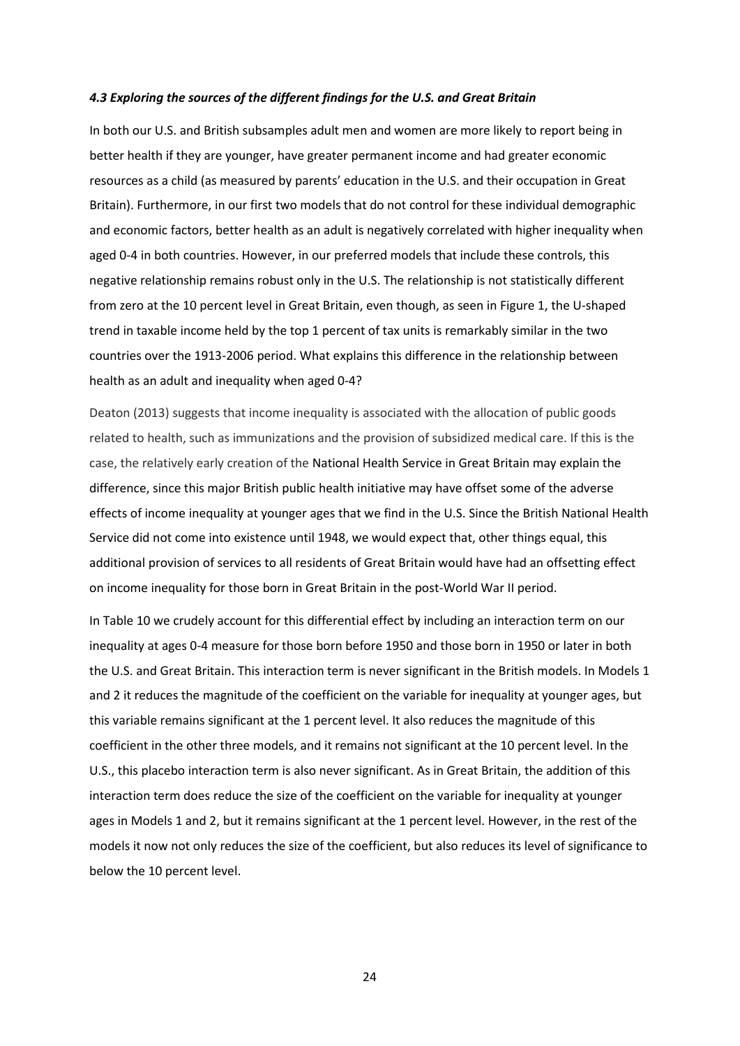### *4.3 Exploring the sources of the different findings for the U.S. and Great Britain*

In both our U.S. and British subsamples adult men and women are more likely to report being in better health if they are younger, have greater permanent income and had greater economic resources as a child (as measured by parents' education in the U.S. and their occupation in Great Britain). Furthermore, in our first two models that do not control for these individual demographic and economic factors, better health as an adult is negatively correlated with higher inequality when aged 0-4 in both countries. However, in our preferred models that include these controls, this negative relationship remains robust only in the U.S. The relationship is not statistically different from zero at the 10 percent level in Great Britain, even though, as seen in Figure 1, the U-shaped trend in taxable income held by the top 1 percent of tax units is remarkably similar in the two countries over the 1913-2006 period. What explains this difference in the relationship between health as an adult and inequality when aged 0-4?

Deaton (2013) suggests that income inequality is associated with the allocation of public goods related to health, such as immunizations and the provision of subsidized medical care. If this is the case, the relatively early creation of the National Health Service in Great Britain may explain the difference, since this major British public health initiative may have offset some of the adverse effects of income inequality at younger ages that we find in the U.S. Since the British National Health Service did not come into existence until 1948, we would expect that, other things equal, this additional provision of services to all residents of Great Britain would have had an offsetting effect on income inequality for those born in Great Britain in the post-World War II period.

In Table 10 we crudely account for this differential effect by including an interaction term on our inequality at ages 0-4 measure for those born before 1950 and those born in 1950 or later in both the U.S. and Great Britain. This interaction term is never significant in the British models. In Models 1 and 2 it reduces the magnitude of the coefficient on the variable for inequality at younger ages, but this variable remains significant at the 1 percent level. It also reduces the magnitude of this coefficient in the other three models, and it remains not significant at the 10 percent level. In the U.S., this placebo interaction term is also never significant. As in Great Britain, the addition of this interaction term does reduce the size of the coefficient on the variable for inequality at younger ages in Models 1 and 2, but it remains significant at the 1 percent level. However, in the rest of the models it now not only reduces the size of the coefficient, but also reduces its level of significance to below the 10 percent level.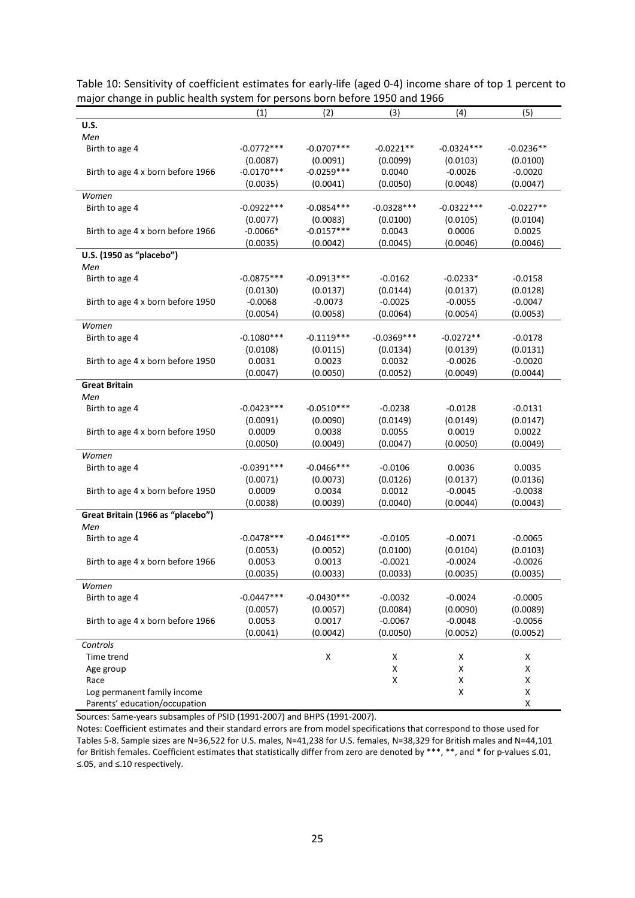Table 10: Sensitivity of coefficient estimates for early-life (aged 0-4) income share of top 1 percent to major change in public health system for persons born before 1950 and 1966

| | (1) | (2) | (3) | (4) | (5) |
|---|---|---|---|---|---|
| **U.S.** | | | | | |
| *Men* | | | | | |
| Birth to age 4 | -0.0772*** | -0.0707*** | -0.0221** | -0.0324*** | -0.0236** |
| | (0.0087) | (0.0091) | (0.0099) | (0.0103) | (0.0100) |
| Birth to age 4 x born before 1966 | -0.0170*** | -0.0259*** | 0.0040 | -0.0026 | -0.0020 |
| | (0.0035) | (0.0041) | (0.0050) | (0.0048) | (0.0047) |
| *Women* | | | | | |
| Birth to age 4 | -0.0922*** | -0.0854*** | -0.0328*** | -0.0322*** | -0.0227** |
| | (0.0077) | (0.0083) | (0.0100) | (0.0105) | (0.0104) |
| Birth to age 4 x born before 1966 | -0.0066* | -0.0157*** | 0.0043 | 0.0006 | 0.0025 |
| | (0.0035) | (0.0042) | (0.0045) | (0.0046) | (0.0046) |
| **U.S. (1950 as "placebo")** | | | | | |
| *Men* | | | | | |
| Birth to age 4 | -0.0875*** | -0.0913*** | -0.0162 | -0.0233* | -0.0158 |
| | (0.0130) | (0.0137) | (0.0144) | (0.0137) | (0.0128) |
| Birth to age 4 x born before 1950 | -0.0068 | -0.0073 | -0.0025 | -0.0055 | -0.0047 |
| | (0.0054) | (0.0058) | (0.0064) | (0.0054) | (0.0053) |
| *Women* | | | | | |
| Birth to age 4 | -0.1080*** | -0.1119*** | -0.0369*** | -0.0272** | -0.0178 |
| | (0.0108) | (0.0115) | (0.0134) | (0.0139) | (0.0131) |
| Birth to age 4 x born before 1950 | 0.0031 | 0.0023 | 0.0032 | -0.0026 | -0.0020 |
| | (0.0047) | (0.0050) | (0.0052) | (0.0049) | (0.0044) |
| **Great Britain** | | | | | |
| *Men* | | | | | |
| Birth to age 4 | -0.0423*** | -0.0510*** | -0.0238 | -0.0128 | -0.0131 |
| | (0.0091) | (0.0090) | (0.0149) | (0.0149) | (0.0147) |
| Birth to age 4 x born before 1950 | 0.0009 | 0.0038 | 0.0055 | 0.0019 | 0.0022 |
| | (0.0050) | (0.0049) | (0.0047) | (0.0050) | (0.0049) |
| *Women* | | | | | |
| Birth to age 4 | -0.0391*** | -0.0466*** | -0.0106 | 0.0036 | 0.0035 |
| | (0.0071) | (0.0073) | (0.0126) | (0.0137) | (0.0136) |
| Birth to age 4 x born before 1950 | 0.0009 | 0.0034 | 0.0012 | -0.0045 | -0.0038 |
| | (0.0038) | (0.0039) | (0.0040) | (0.0044) | (0.0043) |
| **Great Britain (1966 as "placebo")** | | | | | |
| *Men* | | | | | |
| Birth to age 4 | -0.0478*** | -0.0461*** | -0.0105 | -0.0071 | -0.0065 |
| | (0.0053) | (0.0052) | (0.0100) | (0.0104) | (0.0103) |
| Birth to age 4 x born before 1966 | 0.0053 | 0.0013 | -0.0021 | -0.0024 | -0.0026 |
| | (0.0035) | (0.0033) | (0.0033) | (0.0035) | (0.0035) |
| *Women* | | | | | |
| Birth to age 4 | -0.0447*** | -0.0430*** | -0.0032 | -0.0024 | -0.0005 |
| | (0.0057) | (0.0057) | (0.0084) | (0.0090) | (0.0089) |
| Birth to age 4 x born before 1966 | 0.0053 | 0.0017 | -0.0067 | -0.0048 | -0.0056 |
| | (0.0041) | (0.0042) | (0.0050) | (0.0052) | (0.0052) |
| *Controls* | | | | | |
| Time trend | | X | X | X | X |
| Age group | | | X | X | X |
| Race | | | X | X | X |
| Log permanent family income | | | | X | X |
| Parents' education/occupation | | | | | X |

Sources: Same-years subsamples of PSID (1991-2007) and BHPS (1991-2007).

Notes: Coefficient estimates and their standard errors are from model specifications that correspond to those used for Tables 5-8. Sample sizes are N=36,522 for U.S. males, N=41,238 for U.S. females, N=38,329 for British males and N=44,101 for British females. Coefficient estimates that statistically differ from zero are denoted by ***, **, and * for p-values ≤.01, ≤.05, and ≤.10 respectively.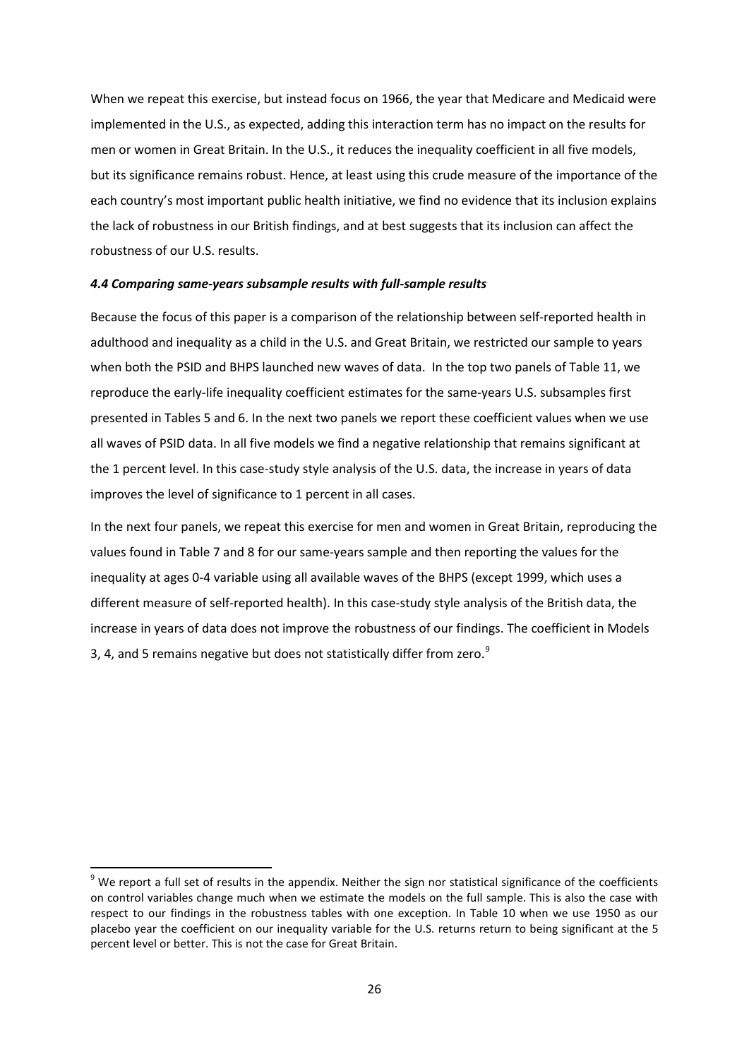When we repeat this exercise, but instead focus on 1966, the year that Medicare and Medicaid were implemented in the U.S., as expected, adding this interaction term has no impact on the results for men or women in Great Britain. In the U.S., it reduces the inequality coefficient in all five models, but its significance remains robust. Hence, at least using this crude measure of the importance of the each country's most important public health initiative, we find no evidence that its inclusion explains the lack of robustness in our British findings, and at best suggests that its inclusion can affect the robustness of our U.S. results.

### *4.4 Comparing same-years subsample results with full-sample results*

Because the focus of this paper is a comparison of the relationship between self-reported health in adulthood and inequality as a child in the U.S. and Great Britain, we restricted our sample to years when both the PSID and BHPS launched new waves of data. In the top two panels of Table 11, we reproduce the early-life inequality coefficient estimates for the same-years U.S. subsamples first presented in Tables 5 and 6. In the next two panels we report these coefficient values when we use all waves of PSID data. In all five models we find a negative relationship that remains significant at the 1 percent level. In this case-study style analysis of the U.S. data, the increase in years of data improves the level of significance to 1 percent in all cases.

In the next four panels, we repeat this exercise for men and women in Great Britain, reproducing the values found in Table 7 and 8 for our same-years sample and then reporting the values for the inequality at ages 0-4 variable using all available waves of the BHPS (except 1999, which uses a different measure of self-reported health). In this case-study style analysis of the British data, the increase in years of data does not improve the robustness of our findings. The coefficient in Models 3, 4, and 5 remains negative but does not statistically differ from zero.[9]

[9] We report a full set of results in the appendix. Neither the sign nor statistical significance of the coefficients on control variables change much when we estimate the models on the full sample. This is also the case with respect to our findings in the robustness tables with one exception. In Table 10 when we use 1950 as our placebo year the coefficient on our inequality variable for the U.S. returns return to being significant at the 5 percent level or better. This is not the case for Great Britain.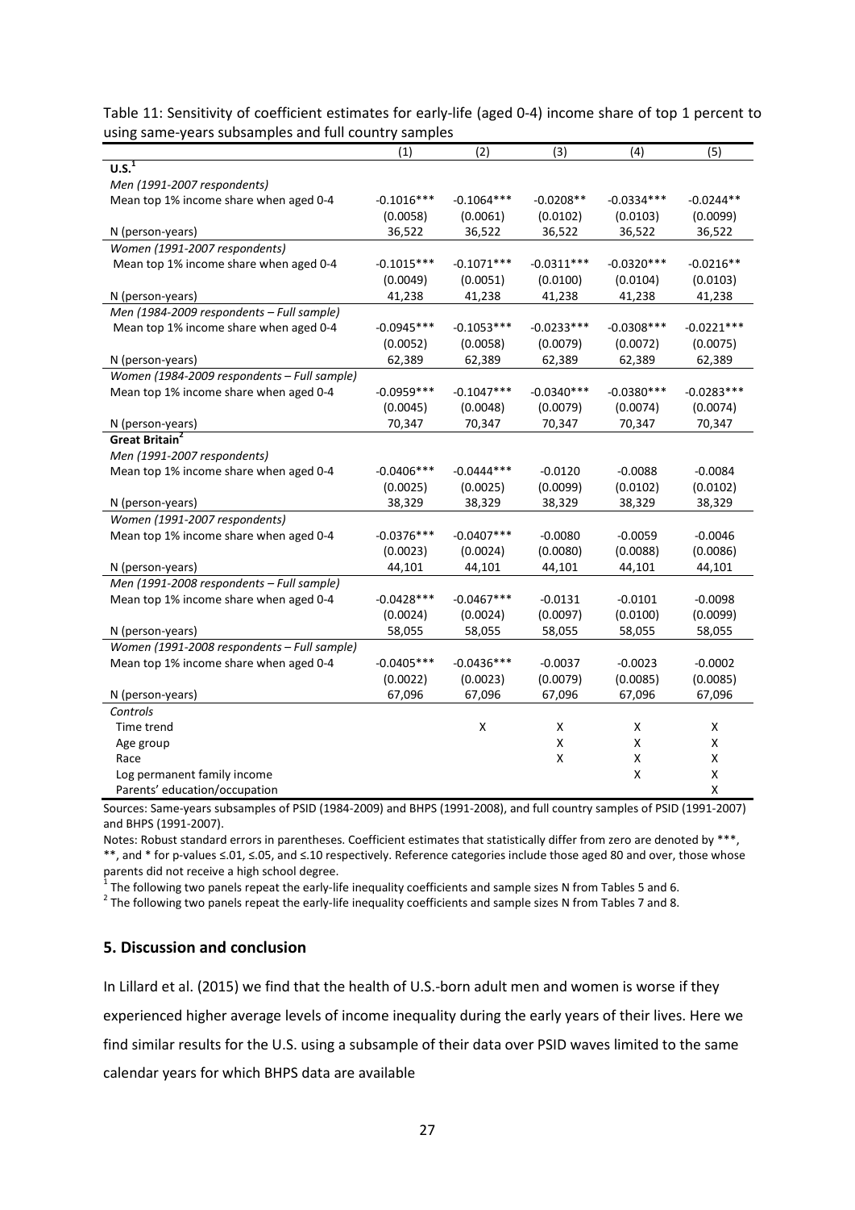Table 11: Sensitivity of coefficient estimates for early-life (aged 0-4) income share of top 1 percent to using same-years subsamples and full country samples

| | (1) | (2) | (3) | (4) | (5) |
|---|---|---|---|---|---|
| **U.S.**[1] | | | | | |
| *Men (1991-2007 respondents)* | | | | | |
| Mean top 1% income share when aged 0-4 | -0.1016*** | -0.1064*** | -0.0208** | -0.0334*** | -0.0244** |
| | (0.0058) | (0.0061) | (0.0102) | (0.0103) | (0.0099) |
| N (person-years) | 36,522 | 36,522 | 36,522 | 36,522 | 36,522 |
| *Women (1991-2007 respondents)* | | | | | |
| Mean top 1% income share when aged 0-4 | -0.1015*** | -0.1071*** | -0.0311*** | -0.0320*** | -0.0216** |
| | (0.0049) | (0.0051) | (0.0100) | (0.0104) | (0.0103) |
| N (person-years) | 41,238 | 41,238 | 41,238 | 41,238 | 41,238 |
| *Men (1984-2009 respondents – Full sample)* | | | | | |
| Mean top 1% income share when aged 0-4 | -0.0945*** | -0.1053*** | -0.0233*** | -0.0308*** | -0.0221*** |
| | (0.0052) | (0.0058) | (0.0079) | (0.0072) | (0.0075) |
| N (person-years) | 62,389 | 62,389 | 62,389 | 62,389 | 62,389 |
| *Women (1984-2009 respondents – Full sample)* | | | | | |
| Mean top 1% income share when aged 0-4 | -0.0959*** | -0.1047*** | -0.0340*** | -0.0380*** | -0.0283*** |
| | (0.0045) | (0.0048) | (0.0079) | (0.0074) | (0.0074) |
| N (person-years) | 70,347 | 70,347 | 70,347 | 70,347 | 70,347 |
| **Great Britain**[2] | | | | | |
| *Men (1991-2007 respondents)* | | | | | |
| Mean top 1% income share when aged 0-4 | -0.0406*** | -0.0444*** | -0.0120 | -0.0088 | -0.0084 |
| | (0.0025) | (0.0025) | (0.0099) | (0.0102) | (0.0102) |
| N (person-years) | 38,329 | 38,329 | 38,329 | 38,329 | 38,329 |
| *Women (1991-2007 respondents)* | | | | | |
| Mean top 1% income share when aged 0-4 | -0.0376*** | -0.0407*** | -0.0080 | -0.0059 | -0.0046 |
| | (0.0023) | (0.0024) | (0.0080) | (0.0088) | (0.0086) |
| N (person-years) | 44,101 | 44,101 | 44,101 | 44,101 | 44,101 |
| *Men (1991-2008 respondents – Full sample)* | | | | | |
| Mean top 1% income share when aged 0-4 | -0.0428*** | -0.0467*** | -0.0131 | -0.0101 | -0.0098 |
| | (0.0024) | (0.0024) | (0.0097) | (0.0100) | (0.0099) |
| N (person-years) | 58,055 | 58,055 | 58,055 | 58,055 | 58,055 |
| *Women (1991-2008 respondents – Full sample)* | | | | | |
| Mean top 1% income share when aged 0-4 | -0.0405*** | -0.0436*** | -0.0037 | -0.0023 | -0.0002 |
| | (0.0022) | (0.0023) | (0.0079) | (0.0085) | (0.0085) |
| N (person-years) | 67,096 | 67,096 | 67,096 | 67,096 | 67,096 |
| *Controls* | | | | | |
| Time trend | | X | X | X | X |
| Age group | | | X | X | X |
| Race | | | X | X | X |
| Log permanent family income | | | | X | X |
| Parents' education/occupation | | | | | X |

Sources: Same-years subsamples of PSID (1984-2009) and BHPS (1991-2008), and full country samples of PSID (1991-2007) and BHPS (1991-2007).

Notes: Robust standard errors in parentheses. Coefficient estimates that statistically differ from zero are denoted by ***, **, and * for p-values ≤.01, ≤.05, and ≤.10 respectively. Reference categories include those aged 80 and over, those whose parents did not receive a high school degree.

[1] The following two panels repeat the early-life inequality coefficients and sample sizes N from Tables 5 and 6.

[2] The following two panels repeat the early-life inequality coefficients and sample sizes N from Tables 7 and 8.

## 5. Discussion and conclusion

In Lillard et al. (2015) we find that the health of U.S.-born adult men and women is worse if they experienced higher average levels of income inequality during the early years of their lives. Here we find similar results for the U.S. using a subsample of their data over PSID waves limited to the same calendar years for which BHPS data are available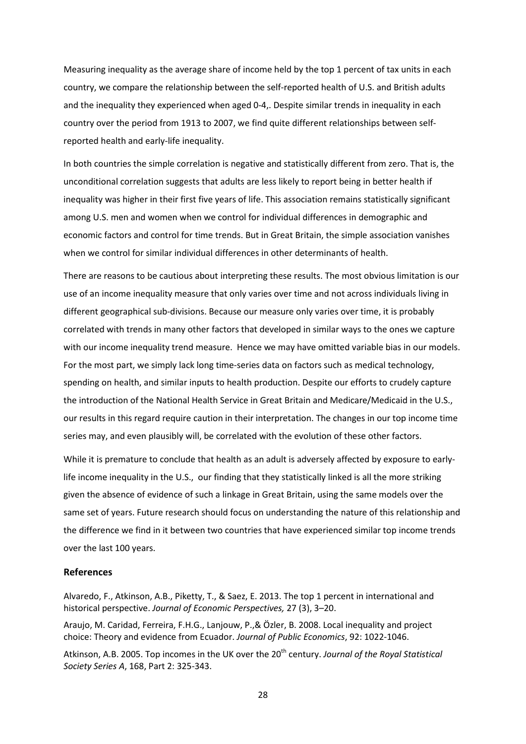Measuring inequality as the average share of income held by the top 1 percent of tax units in each country, we compare the relationship between the self-reported health of U.S. and British adults and the inequality they experienced when aged 0-4,. Despite similar trends in inequality in each country over the period from 1913 to 2007, we find quite different relationships between self-reported health and early-life inequality.

In both countries the simple correlation is negative and statistically different from zero. That is, the unconditional correlation suggests that adults are less likely to report being in better health if inequality was higher in their first five years of life. This association remains statistically significant among U.S. men and women when we control for individual differences in demographic and economic factors and control for time trends. But in Great Britain, the simple association vanishes when we control for similar individual differences in other determinants of health.

There are reasons to be cautious about interpreting these results. The most obvious limitation is our use of an income inequality measure that only varies over time and not across individuals living in different geographical sub-divisions. Because our measure only varies over time, it is probably correlated with trends in many other factors that developed in similar ways to the ones we capture with our income inequality trend measure. Hence we may have omitted variable bias in our models. For the most part, we simply lack long time-series data on factors such as medical technology, spending on health, and similar inputs to health production. Despite our efforts to crudely capture the introduction of the National Health Service in Great Britain and Medicare/Medicaid in the U.S., our results in this regard require caution in their interpretation. The changes in our top income time series may, and even plausibly will, be correlated with the evolution of these other factors.

While it is premature to conclude that health as an adult is adversely affected by exposure to early-life income inequality in the U.S., our finding that they statistically linked is all the more striking given the absence of evidence of such a linkage in Great Britain, using the same models over the same set of years. Future research should focus on understanding the nature of this relationship and the difference we find in it between two countries that have experienced similar top income trends over the last 100 years.

## References

Alvaredo, F., Atkinson, A.B., Piketty, T., & Saez, E. 2013. The top 1 percent in international and historical perspective. *Journal of Economic Perspectives,* 27 (3), 3–20.

Araujo, M. Caridad, Ferreira, F.H.G., Lanjouw, P.,& Özler, B. 2008. Local inequality and project choice: Theory and evidence from Ecuador. *Journal of Public Economics*, 92: 1022-1046.

Atkinson, A.B. 2005. Top incomes in the UK over the 20th century. *Journal of the Royal Statistical Society Series A*, 168, Part 2: 325-343.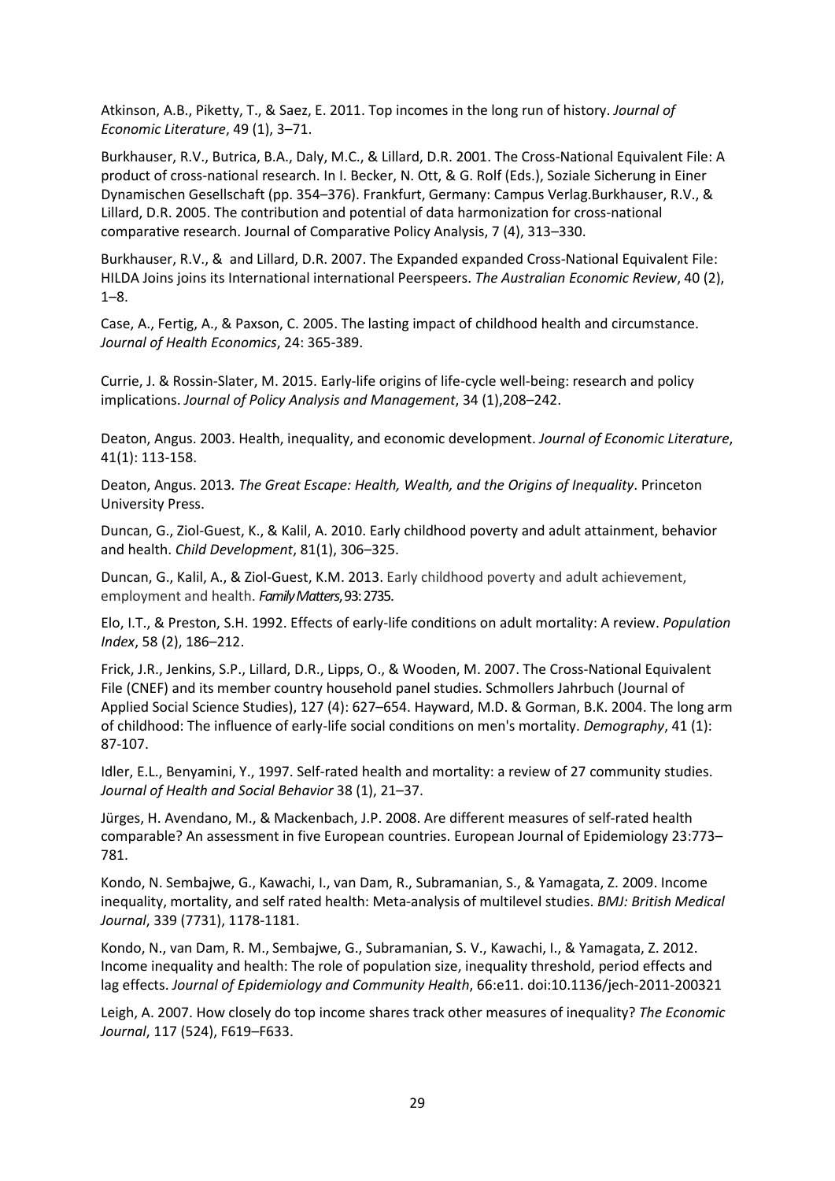Atkinson, A.B., Piketty, T., & Saez, E. 2011. Top incomes in the long run of history. *Journal of Economic Literature*, 49 (1), 3–71.

Burkhauser, R.V., Butrica, B.A., Daly, M.C., & Lillard, D.R. 2001. The Cross-National Equivalent File: A product of cross-national research. In I. Becker, N. Ott, & G. Rolf (Eds.), Soziale Sicherung in Einer Dynamischen Gesellschaft (pp. 354–376). Frankfurt, Germany: Campus Verlag.Burkhauser, R.V., & Lillard, D.R. 2005. The contribution and potential of data harmonization for cross-national comparative research. Journal of Comparative Policy Analysis, 7 (4), 313–330.

Burkhauser, R.V., & and Lillard, D.R. 2007. The Expanded expanded Cross-National Equivalent File: HILDA Joins joins its International international Peerspeers. *The Australian Economic Review*, 40 (2), 1–8.

Case, A., Fertig, A., & Paxson, C. 2005. The lasting impact of childhood health and circumstance. *Journal of Health Economics*, 24: 365-389.

Currie, J. & Rossin-Slater, M. 2015. Early-life origins of life-cycle well-being: research and policy implications. *Journal of Policy Analysis and Management*, 34 (1),208–242.

Deaton, Angus. 2003. Health, inequality, and economic development. *Journal of Economic Literature*, 41(1): 113-158.

Deaton, Angus. 2013. *The Great Escape: Health, Wealth, and the Origins of Inequality*. Princeton University Press.

Duncan, G., Ziol-Guest, K., & Kalil, A. 2010. Early childhood poverty and adult attainment, behavior and health. *Child Development*, 81(1), 306–325.

Duncan, G., Kalil, A., & Ziol-Guest, K.M. 2013. Early childhood poverty and adult achievement, employment and health. *Family Matters*, 93: 2735.

Elo, I.T., & Preston, S.H. 1992. Effects of early-life conditions on adult mortality: A review. *Population Index*, 58 (2), 186–212.

Frick, J.R., Jenkins, S.P., Lillard, D.R., Lipps, O., & Wooden, M. 2007. The Cross-National Equivalent File (CNEF) and its member country household panel studies. Schmollers Jahrbuch (Journal of Applied Social Science Studies), 127 (4): 627–654. Hayward, M.D. & Gorman, B.K. 2004. The long arm of childhood: The influence of early-life social conditions on men's mortality. *Demography*, 41 (1): 87-107.

Idler, E.L., Benyamini, Y., 1997. Self-rated health and mortality: a review of 27 community studies. *Journal of Health and Social Behavior* 38 (1), 21–37.

Jürges, H. Avendano, M., & Mackenbach, J.P. 2008. Are different measures of self-rated health comparable? An assessment in five European countries. European Journal of Epidemiology 23:773–781.

Kondo, N. Sembajwe, G., Kawachi, I., van Dam, R., Subramanian, S., & Yamagata, Z. 2009. Income inequality, mortality, and self rated health: Meta-analysis of multilevel studies. *BMJ: British Medical Journal*, 339 (7731), 1178-1181.

Kondo, N., van Dam, R. M., Sembajwe, G., Subramanian, S. V., Kawachi, I., & Yamagata, Z. 2012. Income inequality and health: The role of population size, inequality threshold, period effects and lag effects. *Journal of Epidemiology and Community Health*, 66:e11. doi:10.1136/jech-2011-200321

Leigh, A. 2007. How closely do top income shares track other measures of inequality? *The Economic Journal*, 117 (524), F619–F633.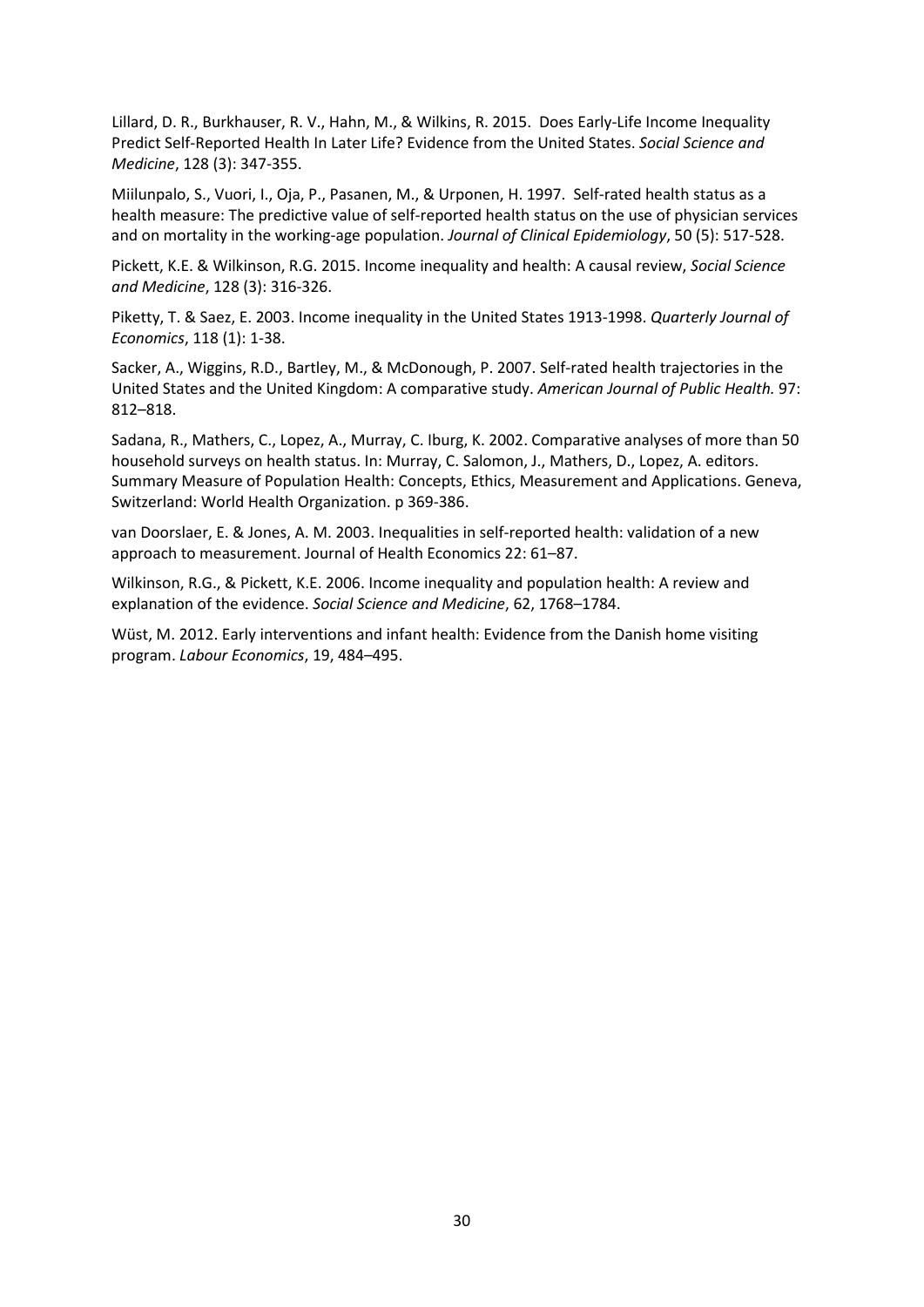Lillard, D. R., Burkhauser, R. V., Hahn, M., & Wilkins, R. 2015. Does Early-Life Income Inequality Predict Self-Reported Health In Later Life? Evidence from the United States. *Social Science and Medicine*, 128 (3): 347-355.

Miilunpalo, S., Vuori, I., Oja, P., Pasanen, M., & Urponen, H. 1997. Self-rated health status as a health measure: The predictive value of self-reported health status on the use of physician services and on mortality in the working-age population. *Journal of Clinical Epidemiology*, 50 (5): 517-528.

Pickett, K.E. & Wilkinson, R.G. 2015. Income inequality and health: A causal review, *Social Science and Medicine*, 128 (3): 316-326.

Piketty, T. & Saez, E. 2003. Income inequality in the United States 1913-1998. *Quarterly Journal of Economics*, 118 (1): 1-38.

Sacker, A., Wiggins, R.D., Bartley, M., & McDonough, P. 2007. Self-rated health trajectories in the United States and the United Kingdom: A comparative study. *American Journal of Public Health.* 97: 812–818.

Sadana, R., Mathers, C., Lopez, A., Murray, C. Iburg, K. 2002. Comparative analyses of more than 50 household surveys on health status. In: Murray, C. Salomon, J., Mathers, D., Lopez, A. editors. Summary Measure of Population Health: Concepts, Ethics, Measurement and Applications. Geneva, Switzerland: World Health Organization. p 369-386.

van Doorslaer, E. & Jones, A. M. 2003. Inequalities in self-reported health: validation of a new approach to measurement. Journal of Health Economics 22: 61–87.

Wilkinson, R.G., & Pickett, K.E. 2006. Income inequality and population health: A review and explanation of the evidence. *Social Science and Medicine*, 62, 1768–1784.

Wüst, M. 2012. Early interventions and infant health: Evidence from the Danish home visiting program. *Labour Economics*, 19, 484–495.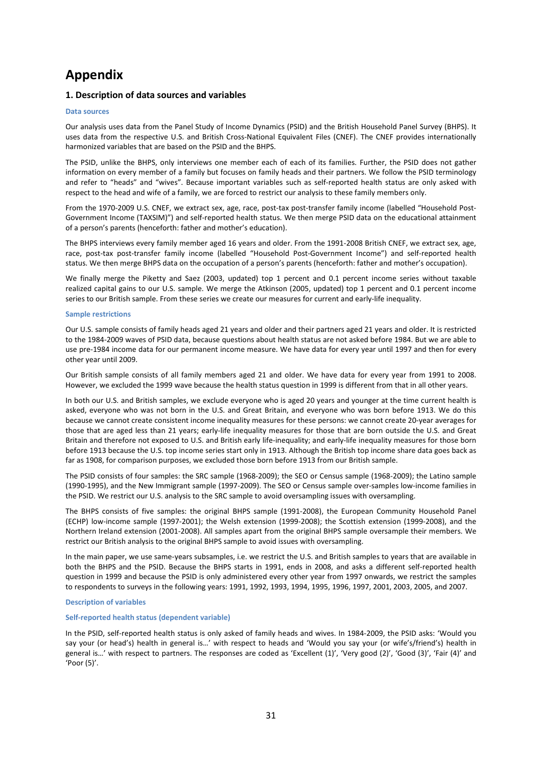# Appendix

## 1. Description of data sources and variables

### Data sources

Our analysis uses data from the Panel Study of Income Dynamics (PSID) and the British Household Panel Survey (BHPS). It uses data from the respective U.S. and British Cross-National Equivalent Files (CNEF). The CNEF provides internationally harmonized variables that are based on the PSID and the BHPS.

The PSID, unlike the BHPS, only interviews one member each of each of its families. Further, the PSID does not gather information on every member of a family but focuses on family heads and their partners. We follow the PSID terminology and refer to "heads" and "wives". Because important variables such as self-reported health status are only asked with respect to the head and wife of a family, we are forced to restrict our analysis to these family members only.

From the 1970-2009 U.S. CNEF, we extract sex, age, race, post-tax post-transfer family income (labelled "Household Post-Government Income (TAXSIM)") and self-reported health status. We then merge PSID data on the educational attainment of a person's parents (henceforth: father and mother's education).

The BHPS interviews every family member aged 16 years and older. From the 1991-2008 British CNEF, we extract sex, age, race, post-tax post-transfer family income (labelled "Household Post-Government Income") and self-reported health status. We then merge BHPS data on the occupation of a person's parents (henceforth: father and mother's occupation).

We finally merge the Piketty and Saez (2003, updated) top 1 percent and 0.1 percent income series without taxable realized capital gains to our U.S. sample. We merge the Atkinson (2005, updated) top 1 percent and 0.1 percent income series to our British sample. From these series we create our measures for current and early-life inequality.

### Sample restrictions

Our U.S. sample consists of family heads aged 21 years and older and their partners aged 21 years and older. It is restricted to the 1984-2009 waves of PSID data, because questions about health status are not asked before 1984. But we are able to use pre-1984 income data for our permanent income measure. We have data for every year until 1997 and then for every other year until 2009.

Our British sample consists of all family members aged 21 and older. We have data for every year from 1991 to 2008. However, we excluded the 1999 wave because the health status question in 1999 is different from that in all other years.

In both our U.S. and British samples, we exclude everyone who is aged 20 years and younger at the time current health is asked, everyone who was not born in the U.S. and Great Britain, and everyone who was born before 1913. We do this because we cannot create consistent income inequality measures for these persons: we cannot create 20-year averages for those that are aged less than 21 years; early-life inequality measures for those that are born outside the U.S. and Great Britain and therefore not exposed to U.S. and British early life-inequality; and early-life inequality measures for those born before 1913 because the U.S. top income series start only in 1913. Although the British top income share data goes back as far as 1908, for comparison purposes, we excluded those born before 1913 from our British sample.

The PSID consists of four samples: the SRC sample (1968-2009); the SEO or Census sample (1968-2009); the Latino sample (1990-1995), and the New Immigrant sample (1997-2009). The SEO or Census sample over-samples low-income families in the PSID. We restrict our U.S. analysis to the SRC sample to avoid oversampling issues with oversampling.

The BHPS consists of five samples: the original BHPS sample (1991-2008), the European Community Household Panel (ECHP) low-income sample (1997-2001); the Welsh extension (1999-2008); the Scottish extension (1999-2008), and the Northern Ireland extension (2001-2008). All samples apart from the original BHPS sample oversample their members. We restrict our British analysis to the original BHPS sample to avoid issues with oversampling.

In the main paper, we use same-years subsamples, i.e. we restrict the U.S. and British samples to years that are available in both the BHPS and the PSID. Because the BHPS starts in 1991, ends in 2008, and asks a different self-reported health question in 1999 and because the PSID is only administered every other year from 1997 onwards, we restrict the samples to respondents to surveys in the following years: 1991, 1992, 1993, 1994, 1995, 1996, 1997, 2001, 2003, 2005, and 2007.

### Description of variables

#### Self-reported health status (dependent variable)

In the PSID, self-reported health status is only asked of family heads and wives. In 1984-2009, the PSID asks: 'Would you say your (or head's) health in general is…' with respect to heads and 'Would you say your (or wife's/friend's) health in general is…' with respect to partners. The responses are coded as 'Excellent (1)', 'Very good (2)', 'Good (3)', 'Fair (4)' and 'Poor (5)'.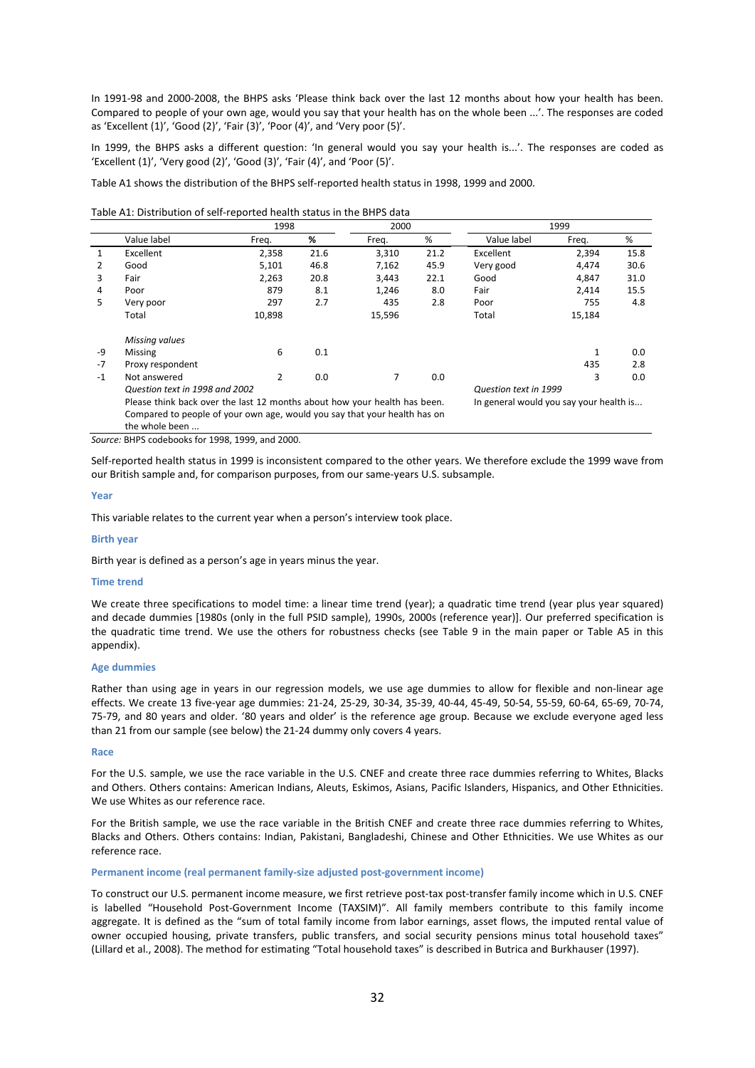In 1991-98 and 2000-2008, the BHPS asks 'Please think back over the last 12 months about how your health has been. Compared to people of your own age, would you say that your health has on the whole been ...'. The responses are coded as 'Excellent (1)', 'Good (2)', 'Fair (3)', 'Poor (4)', and 'Very poor (5)'.

In 1999, the BHPS asks a different question: 'In general would you say your health is...'. The responses are coded as 'Excellent (1)', 'Very good (2)', 'Good (3)', 'Fair (4)', and 'Poor (5)'.

Table A1 shows the distribution of the BHPS self-reported health status in 1998, 1999 and 2000.

Table A1: Distribution of self-reported health status in the BHPS data

| | | 1998 | | 2000 | | 1999 | | |
|---|---|---|---|---|---|---|---|---|
| | Value label | Freq. | % | Freq. | % | Value label | Freq. | % |
| 1 | Excellent | 2,358 | 21.6 | 3,310 | 21.2 | Excellent | 2,394 | 15.8 |
| 2 | Good | 5,101 | 46.8 | 7,162 | 45.9 | Very good | 4,474 | 30.6 |
| 3 | Fair | 2,263 | 20.8 | 3,443 | 22.1 | Good | 4,847 | 31.0 |
| 4 | Poor | 879 | 8.1 | 1,246 | 8.0 | Fair | 2,414 | 15.5 |
| 5 | Very poor | 297 | 2.7 | 435 | 2.8 | Poor | 755 | 4.8 |
| | Total | 10,898 | | 15,596 | | Total | 15,184 | |
| | *Missing values* | | | | | | | |
| -9 | Missing | 6 | 0.1 | | | | 1 | 0.0 |
| -7 | Proxy respondent | | | | | | 435 | 2.8 |
| -1 | Not answered | 2 | 0.0 | 7 | 0.0 | | 3 | 0.0 |
| | *Question text in 1998 and 2002* | | | | | *Question text in 1999* | | |
| | Please think back over the last 12 months about how your health has been. Compared to people of your own age, would you say that your health has on the whole been ... | | | | | In general would you say your health is... | | |

*Source:* BHPS codebooks for 1998, 1999, and 2000.

Self-reported health status in 1999 is inconsistent compared to the other years. We therefore exclude the 1999 wave from our British sample and, for comparison purposes, from our same-years U.S. subsample.

### Year

This variable relates to the current year when a person's interview took place.

### Birth year

Birth year is defined as a person's age in years minus the year.

### Time trend

We create three specifications to model time: a linear time trend (year); a quadratic time trend (year plus year squared) and decade dummies [1980s (only in the full PSID sample), 1990s, 2000s (reference year)]. Our preferred specification is the quadratic time trend. We use the others for robustness checks (see Table 9 in the main paper or Table A5 in this appendix).

### Age dummies

Rather than using age in years in our regression models, we use age dummies to allow for flexible and non-linear age effects. We create 13 five-year age dummies: 21-24, 25-29, 30-34, 35-39, 40-44, 45-49, 50-54, 55-59, 60-64, 65-69, 70-74, 75-79, and 80 years and older. '80 years and older' is the reference age group. Because we exclude everyone aged less than 21 from our sample (see below) the 21-24 dummy only covers 4 years.

### Race

For the U.S. sample, we use the race variable in the U.S. CNEF and create three race dummies referring to Whites, Blacks and Others. Others contains: American Indians, Aleuts, Eskimos, Asians, Pacific Islanders, Hispanics, and Other Ethnicities. We use Whites as our reference race.

For the British sample, we use the race variable in the British CNEF and create three race dummies referring to Whites, Blacks and Others. Others contains: Indian, Pakistani, Bangladeshi, Chinese and Other Ethnicities. We use Whites as our reference race.

### Permanent income (real permanent family-size adjusted post-government income)

To construct our U.S. permanent income measure, we first retrieve post-tax post-transfer family income which in U.S. CNEF is labelled "Household Post-Government Income (TAXSIM)". All family members contribute to this family income aggregate. It is defined as the "sum of total family income from labor earnings, asset flows, the imputed rental value of owner occupied housing, private transfers, public transfers, and social security pensions minus total household taxes" (Lillard et al., 2008). The method for estimating "Total household taxes" is described in Butrica and Burkhauser (1997).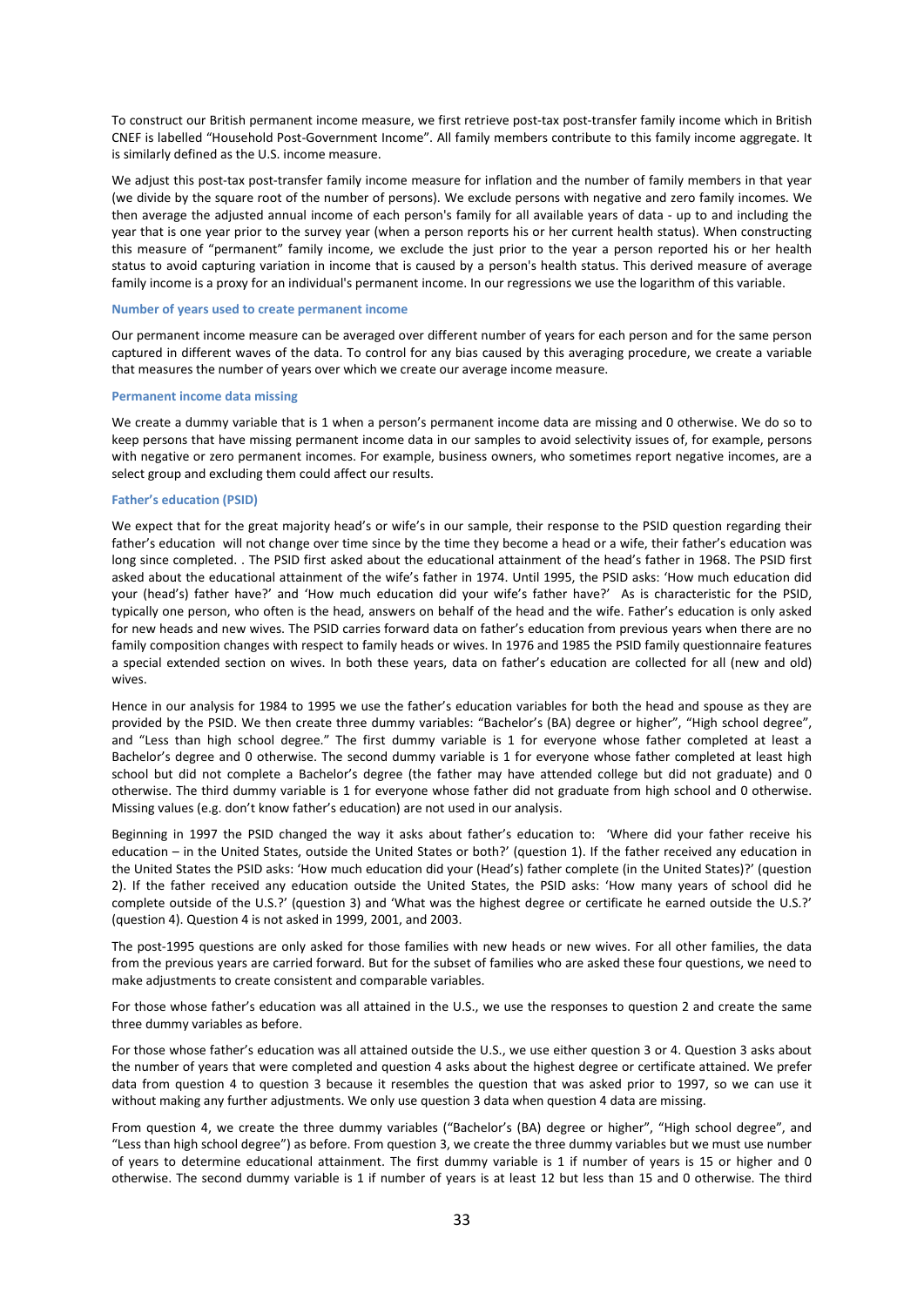To construct our British permanent income measure, we first retrieve post-tax post-transfer family income which in British CNEF is labelled "Household Post-Government Income". All family members contribute to this family income aggregate. It is similarly defined as the U.S. income measure.

We adjust this post-tax post-transfer family income measure for inflation and the number of family members in that year (we divide by the square root of the number of persons). We exclude persons with negative and zero family incomes. We then average the adjusted annual income of each person's family for all available years of data - up to and including the year that is one year prior to the survey year (when a person reports his or her current health status). When constructing this measure of "permanent" family income, we exclude the just prior to the year a person reported his or her health status to avoid capturing variation in income that is caused by a person's health status. This derived measure of average family income is a proxy for an individual's permanent income. In our regressions we use the logarithm of this variable.

#### Number of years used to create permanent income

Our permanent income measure can be averaged over different number of years for each person and for the same person captured in different waves of the data. To control for any bias caused by this averaging procedure, we create a variable that measures the number of years over which we create our average income measure.

#### Permanent income data missing

We create a dummy variable that is 1 when a person's permanent income data are missing and 0 otherwise. We do so to keep persons that have missing permanent income data in our samples to avoid selectivity issues of, for example, persons with negative or zero permanent incomes. For example, business owners, who sometimes report negative incomes, are a select group and excluding them could affect our results.

#### Father's education (PSID)

We expect that for the great majority head's or wife's in our sample, their response to the PSID question regarding their father's education will not change over time since by the time they become a head or a wife, their father's education was long since completed. . The PSID first asked about the educational attainment of the head's father in 1968. The PSID first asked about the educational attainment of the wife's father in 1974. Until 1995, the PSID asks: 'How much education did your (head's) father have?' and 'How much education did your wife's father have?' As is characteristic for the PSID, typically one person, who often is the head, answers on behalf of the head and the wife. Father's education is only asked for new heads and new wives. The PSID carries forward data on father's education from previous years when there are no family composition changes with respect to family heads or wives. In 1976 and 1985 the PSID family questionnaire features a special extended section on wives. In both these years, data on father's education are collected for all (new and old) wives.

Hence in our analysis for 1984 to 1995 we use the father's education variables for both the head and spouse as they are provided by the PSID. We then create three dummy variables: "Bachelor's (BA) degree or higher", "High school degree", and "Less than high school degree." The first dummy variable is 1 for everyone whose father completed at least a Bachelor's degree and 0 otherwise. The second dummy variable is 1 for everyone whose father completed at least high school but did not complete a Bachelor's degree (the father may have attended college but did not graduate) and 0 otherwise. The third dummy variable is 1 for everyone whose father did not graduate from high school and 0 otherwise. Missing values (e.g. don't know father's education) are not used in our analysis.

Beginning in 1997 the PSID changed the way it asks about father's education to: 'Where did your father receive his education – in the United States, outside the United States or both?' (question 1). If the father received any education in the United States the PSID asks: 'How much education did your (Head's) father complete (in the United States)?' (question 2). If the father received any education outside the United States, the PSID asks: 'How many years of school did he complete outside of the U.S.?' (question 3) and 'What was the highest degree or certificate he earned outside the U.S.?' (question 4). Question 4 is not asked in 1999, 2001, and 2003.

The post-1995 questions are only asked for those families with new heads or new wives. For all other families, the data from the previous years are carried forward. But for the subset of families who are asked these four questions, we need to make adjustments to create consistent and comparable variables.

For those whose father's education was all attained in the U.S., we use the responses to question 2 and create the same three dummy variables as before.

For those whose father's education was all attained outside the U.S., we use either question 3 or 4. Question 3 asks about the number of years that were completed and question 4 asks about the highest degree or certificate attained. We prefer data from question 4 to question 3 because it resembles the question that was asked prior to 1997, so we can use it without making any further adjustments. We only use question 3 data when question 4 data are missing.

From question 4, we create the three dummy variables ("Bachelor's (BA) degree or higher", "High school degree", and "Less than high school degree") as before. From question 3, we create the three dummy variables but we must use number of years to determine educational attainment. The first dummy variable is 1 if number of years is 15 or higher and 0 otherwise. The second dummy variable is 1 if number of years is at least 12 but less than 15 and 0 otherwise. The third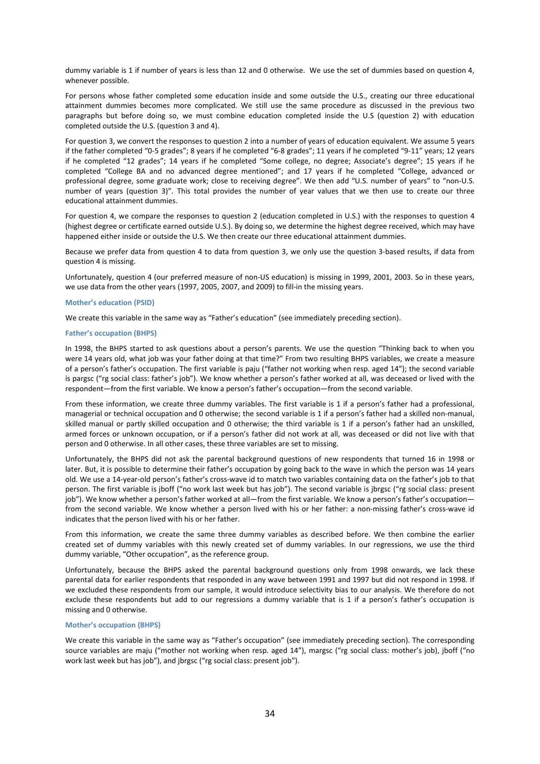dummy variable is 1 if number of years is less than 12 and 0 otherwise. We use the set of dummies based on question 4, whenever possible.

For persons whose father completed some education inside and some outside the U.S., creating our three educational attainment dummies becomes more complicated. We still use the same procedure as discussed in the previous two paragraphs but before doing so, we must combine education completed inside the U.S (question 2) with education completed outside the U.S. (question 3 and 4).

For question 3, we convert the responses to question 2 into a number of years of education equivalent. We assume 5 years if the father completed "0-5 grades"; 8 years if he completed "6-8 grades"; 11 years if he completed "9-11" years; 12 years if he completed "12 grades"; 14 years if he completed "Some college, no degree; Associate's degree"; 15 years if he completed "College BA and no advanced degree mentioned"; and 17 years if he completed "College, advanced or professional degree, some graduate work; close to receiving degree". We then add "U.S. number of years" to "non-U.S. number of years (question 3)". This total provides the number of year values that we then use to create our three educational attainment dummies.

For question 4, we compare the responses to question 2 (education completed in U.S.) with the responses to question 4 (highest degree or certificate earned outside U.S.). By doing so, we determine the highest degree received, which may have happened either inside or outside the U.S. We then create our three educational attainment dummies.

Because we prefer data from question 4 to data from question 3, we only use the question 3-based results, if data from question 4 is missing.

Unfortunately, question 4 (our preferred measure of non-US education) is missing in 1999, 2001, 2003. So in these years, we use data from the other years (1997, 2005, 2007, and 2009) to fill-in the missing years.

#### Mother's education (PSID)

We create this variable in the same way as "Father's education" (see immediately preceding section).

#### Father's occupation (BHPS)

In 1998, the BHPS started to ask questions about a person's parents. We use the question "Thinking back to when you were 14 years old, what job was your father doing at that time?" From two resulting BHPS variables, we create a measure of a person's father's occupation. The first variable is paju ("father not working when resp. aged 14"); the second variable is pargsc ("rg social class: father's job"). We know whether a person's father worked at all, was deceased or lived with the respondent—from the first variable. We know a person's father's occupation—from the second variable.

From these information, we create three dummy variables. The first variable is 1 if a person's father had a professional, managerial or technical occupation and 0 otherwise; the second variable is 1 if a person's father had a skilled non-manual, skilled manual or partly skilled occupation and 0 otherwise; the third variable is 1 if a person's father had an unskilled, armed forces or unknown occupation, or if a person's father did not work at all, was deceased or did not live with that person and 0 otherwise. In all other cases, these three variables are set to missing.

Unfortunately, the BHPS did not ask the parental background questions of new respondents that turned 16 in 1998 or later. But, it is possible to determine their father's occupation by going back to the wave in which the person was 14 years old. We use a 14-year-old person's father's cross-wave id to match two variables containing data on the father's job to that person. The first variable is jboff ("no work last week but has job"). The second variable is jbrgsc ("rg social class: present job"). We know whether a person's father worked at all—from the first variable. We know a person's father's occupation—from the second variable. We know whether a person lived with his or her father: a non-missing father's cross-wave id indicates that the person lived with his or her father.

From this information, we create the same three dummy variables as described before. We then combine the earlier created set of dummy variables with this newly created set of dummy variables. In our regressions, we use the third dummy variable, "Other occupation", as the reference group.

Unfortunately, because the BHPS asked the parental background questions only from 1998 onwards, we lack these parental data for earlier respondents that responded in any wave between 1991 and 1997 but did not respond in 1998. If we excluded these respondents from our sample, it would introduce selectivity bias to our analysis. We therefore do not exclude these respondents but add to our regressions a dummy variable that is 1 if a person's father's occupation is missing and 0 otherwise.

#### Mother's occupation (BHPS)

We create this variable in the same way as "Father's occupation" (see immediately preceding section). The corresponding source variables are maju ("mother not working when resp. aged 14"), margsc ("rg social class: mother's job), jboff ("no work last week but has job"), and jbrgsc ("rg social class: present job").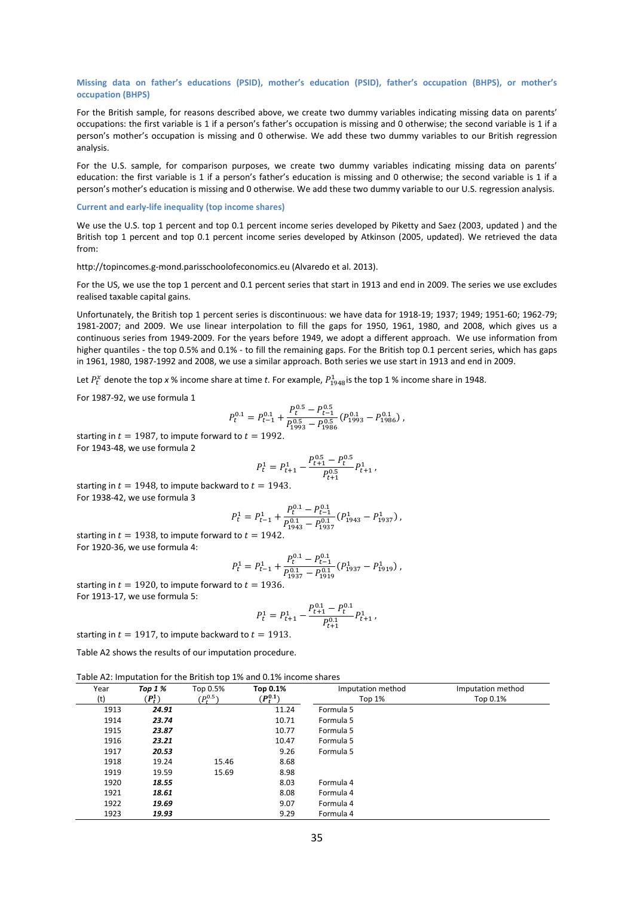### Missing data on father's educations (PSID), mother's education (PSID), father's occupation (BHPS), or mother's occupation (BHPS)

For the British sample, for reasons described above, we create two dummy variables indicating missing data on parents' occupations: the first variable is 1 if a person's father's occupation is missing and 0 otherwise; the second variable is 1 if a person's mother's occupation is missing and 0 otherwise. We add these two dummy variables to our British regression analysis.

For the U.S. sample, for comparison purposes, we create two dummy variables indicating missing data on parents' education: the first variable is 1 if a person's father's education is missing and 0 otherwise; the second variable is 1 if a person's mother's education is missing and 0 otherwise. We add these two dummy variable to our U.S. regression analysis.

### Current and early-life inequality (top income shares)

We use the U.S. top 1 percent and top 0.1 percent income series developed by Piketty and Saez (2003, updated ) and the British top 1 percent and top 0.1 percent income series developed by Atkinson (2005, updated). We retrieved the data from:

http://topincomes.g-mond.parisschoolofeconomics.eu (Alvaredo et al. 2013).

For the US, we use the top 1 percent and 0.1 percent series that start in 1913 and end in 2009. The series we use excludes realised taxable capital gains.

Unfortunately, the British top 1 percent series is discontinuous: we have data for 1918-19; 1937; 1949; 1951-60; 1962-79; 1981-2007; and 2009. We use linear interpolation to fill the gaps for 1950, 1961, 1980, and 2008, which gives us a continuous series from 1949-2009. For the years before 1949, we adopt a different approach. We use information from higher quantiles - the top 0.5% and 0.1% - to fill the remaining gaps. For the British top 0.1 percent series, which has gaps in 1961, 1980, 1987-1992 and 2008, we use a similar approach. Both series we use start in 1913 and end in 2009.

Let $P_t^x$ denote the top $x$ % income share at time $t$. For example, $P_{1948}^1$ is the top 1 % income share in 1948.

For 1987-92, we use formula 1

$$P_t^{0.1} = P_{t-1}^{0.1} + \frac{P_t^{0.5} - P_{t-1}^{0.5}}{P_{1993}^{0.5} - P_{1986}^{0.5}} \left(P_{1993}^{0.1} - P_{1986}^{0.1}\right),$$

starting in $t = 1987$, to impute forward to $t = 1992$.

For 1943-48, we use formula 2

$$P_t^1 = P_{t+1}^1 - \frac{P_{t+1}^{0.5} - P_t^{0.5}}{P_{t+1}^{0.5}} P_{t+1}^1,$$

starting in $t = 1948$, to impute backward to $t = 1943$.

For 1938-42, we use formula 3

$$P_t^1 = P_{t-1}^1 + \frac{P_t^{0.1} - P_{t-1}^{0.1}}{P_{1943}^{0.1} - P_{1937}^{0.1}} \left(P_{1943}^1 - P_{1937}^1\right),$$

starting in $t = 1938$, to impute forward to $t = 1942$.

For 1920-36, we use formula 4:

$$P_t^1 = P_{t-1}^1 + \frac{P_t^{0.1} - P_{t-1}^{0.1}}{P_{1937}^{0.1} - P_{1919}^{0.1}} \left(P_{1937}^1 - P_{1919}^1\right),$$

starting in $t = 1920$, to impute forward to $t = 1936$.

For 1913-17, we use formula 5:

$$P_t^1 = P_{t+1}^1 - \frac{P_{t+1}^{0.1} - P_t^{0.1}}{P_{t+1}^{0.1}} P_{t+1}^1,$$

starting in $t = 1917$, to impute backward to $t = 1913$.

Table A2 shows the results of our imputation procedure.

Table A2: Imputation for the British top 1% and 0.1% income shares

| Year ($t$) | *Top 1 %* ($P_t^1$) | Top 0.5% ($P_t^{0.5}$) | **Top 0.1%** ($P_t^{0.1}$) | Imputation method Top 1% | Imputation method Top 0.1% |
|---|---|---|---|---|---|
| 1913 | ***24.91*** | | 11.24 | Formula 5 | |
| 1914 | ***23.74*** | | 10.71 | Formula 5 | |
| 1915 | ***23.87*** | | 10.77 | Formula 5 | |
| 1916 | ***23.21*** | | 10.47 | Formula 5 | |
| 1917 | ***20.53*** | | 9.26 | Formula 5 | |
| 1918 | 19.24 | 15.46 | 8.68 | | |
| 1919 | 19.59 | 15.69 | 8.98 | | |
| 1920 | ***18.55*** | | 8.03 | Formula 4 | |
| 1921 | ***18.61*** | | 8.08 | Formula 4 | |
| 1922 | ***19.69*** | | 9.07 | Formula 4 | |
| 1923 | ***19.93*** | | 9.29 | Formula 4 | |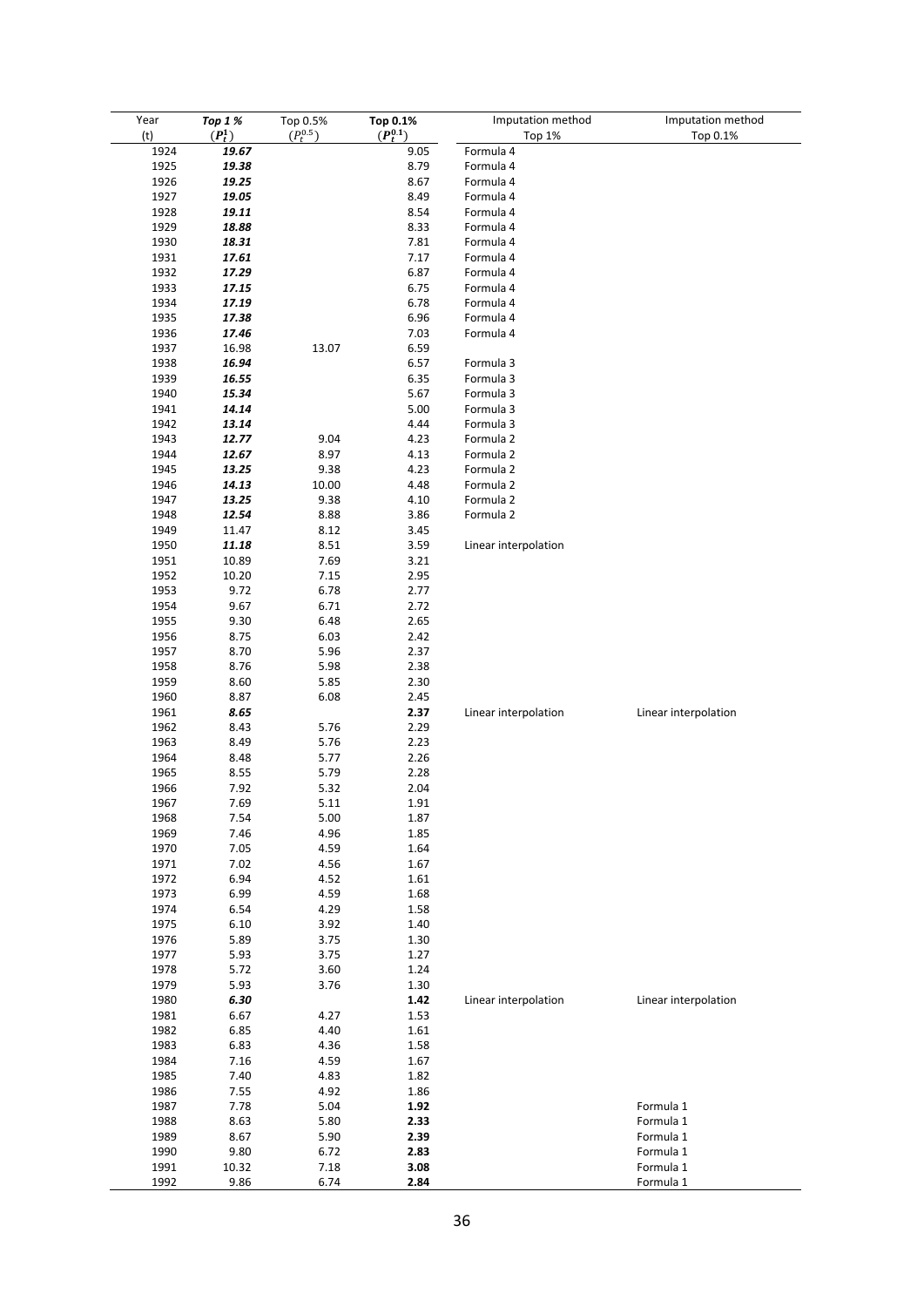| Year (t) | ***Top 1 %*** ($P_t^1$) | Top 0.5% ($P_t^{0.5}$) | **Top 0.1%** ($P_t^{0.1}$) | Imputation method Top 1% | Imputation method Top 0.1% |
|---|---|---|---|---|---|
| 1924 | ***19.67*** | | 9.05 | Formula 4 | |
| 1925 | ***19.38*** | | 8.79 | Formula 4 | |
| 1926 | ***19.25*** | | 8.67 | Formula 4 | |
| 1927 | ***19.05*** | | 8.49 | Formula 4 | |
| 1928 | ***19.11*** | | 8.54 | Formula 4 | |
| 1929 | ***18.88*** | | 8.33 | Formula 4 | |
| 1930 | ***18.31*** | | 7.81 | Formula 4 | |
| 1931 | ***17.61*** | | 7.17 | Formula 4 | |
| 1932 | ***17.29*** | | 6.87 | Formula 4 | |
| 1933 | ***17.15*** | | 6.75 | Formula 4 | |
| 1934 | ***17.19*** | | 6.78 | Formula 4 | |
| 1935 | ***17.38*** | | 6.96 | Formula 4 | |
| 1936 | ***17.46*** | | 7.03 | Formula 4 | |
| 1937 | 16.98 | 13.07 | 6.59 | | |
| 1938 | ***16.94*** | | 6.57 | Formula 3 | |
| 1939 | ***16.55*** | | 6.35 | Formula 3 | |
| 1940 | ***15.34*** | | 5.67 | Formula 3 | |
| 1941 | ***14.14*** | | 5.00 | Formula 3 | |
| 1942 | ***13.14*** | | 4.44 | Formula 3 | |
| 1943 | ***12.77*** | 9.04 | 4.23 | Formula 2 | |
| 1944 | ***12.67*** | 8.97 | 4.13 | Formula 2 | |
| 1945 | ***13.25*** | 9.38 | 4.23 | Formula 2 | |
| 1946 | ***14.13*** | 10.00 | 4.48 | Formula 2 | |
| 1947 | ***13.25*** | 9.38 | 4.10 | Formula 2 | |
| 1948 | ***12.54*** | 8.88 | 3.86 | Formula 2 | |
| 1949 | 11.47 | 8.12 | 3.45 | | |
| 1950 | ***11.18*** | 8.51 | 3.59 | Linear interpolation | |
| 1951 | 10.89 | 7.69 | 3.21 | | |
| 1952 | 10.20 | 7.15 | 2.95 | | |
| 1953 | 9.72 | 6.78 | 2.77 | | |
| 1954 | 9.67 | 6.71 | 2.72 | | |
| 1955 | 9.30 | 6.48 | 2.65 | | |
| 1956 | 8.75 | 6.03 | 2.42 | | |
| 1957 | 8.70 | 5.96 | 2.37 | | |
| 1958 | 8.76 | 5.98 | 2.38 | | |
| 1959 | 8.60 | 5.85 | 2.30 | | |
| 1960 | 8.87 | 6.08 | 2.45 | | |
| 1961 | ***8.65*** | | **2.37** | Linear interpolation | Linear interpolation |
| 1962 | 8.43 | 5.76 | 2.29 | | |
| 1963 | 8.49 | 5.76 | 2.23 | | |
| 1964 | 8.48 | 5.77 | 2.26 | | |
| 1965 | 8.55 | 5.79 | 2.28 | | |
| 1966 | 7.92 | 5.32 | 2.04 | | |
| 1967 | 7.69 | 5.11 | 1.91 | | |
| 1968 | 7.54 | 5.00 | 1.87 | | |
| 1969 | 7.46 | 4.96 | 1.85 | | |
| 1970 | 7.05 | 4.59 | 1.64 | | |
| 1971 | 7.02 | 4.56 | 1.67 | | |
| 1972 | 6.94 | 4.52 | 1.61 | | |
| 1973 | 6.99 | 4.59 | 1.68 | | |
| 1974 | 6.54 | 4.29 | 1.58 | | |
| 1975 | 6.10 | 3.92 | 1.40 | | |
| 1976 | 5.89 | 3.75 | 1.30 | | |
| 1977 | 5.93 | 3.75 | 1.27 | | |
| 1978 | 5.72 | 3.60 | 1.24 | | |
| 1979 | 5.93 | 3.76 | 1.30 | | |
| 1980 | ***6.30*** | | **1.42** | Linear interpolation | Linear interpolation |
| 1981 | 6.67 | 4.27 | 1.53 | | |
| 1982 | 6.85 | 4.40 | 1.61 | | |
| 1983 | 6.83 | 4.36 | 1.58 | | |
| 1984 | 7.16 | 4.59 | 1.67 | | |
| 1985 | 7.40 | 4.83 | 1.82 | | |
| 1986 | 7.55 | 4.92 | 1.86 | | |
| 1987 | 7.78 | 5.04 | **1.92** | | Formula 1 |
| 1988 | 8.63 | 5.80 | **2.33** | | Formula 1 |
| 1989 | 8.67 | 5.90 | **2.39** | | Formula 1 |
| 1990 | 9.80 | 6.72 | **2.83** | | Formula 1 |
| 1991 | 10.32 | 7.18 | **3.08** | | Formula 1 |
| 1992 | 9.86 | 6.74 | **2.84** | | Formula 1 |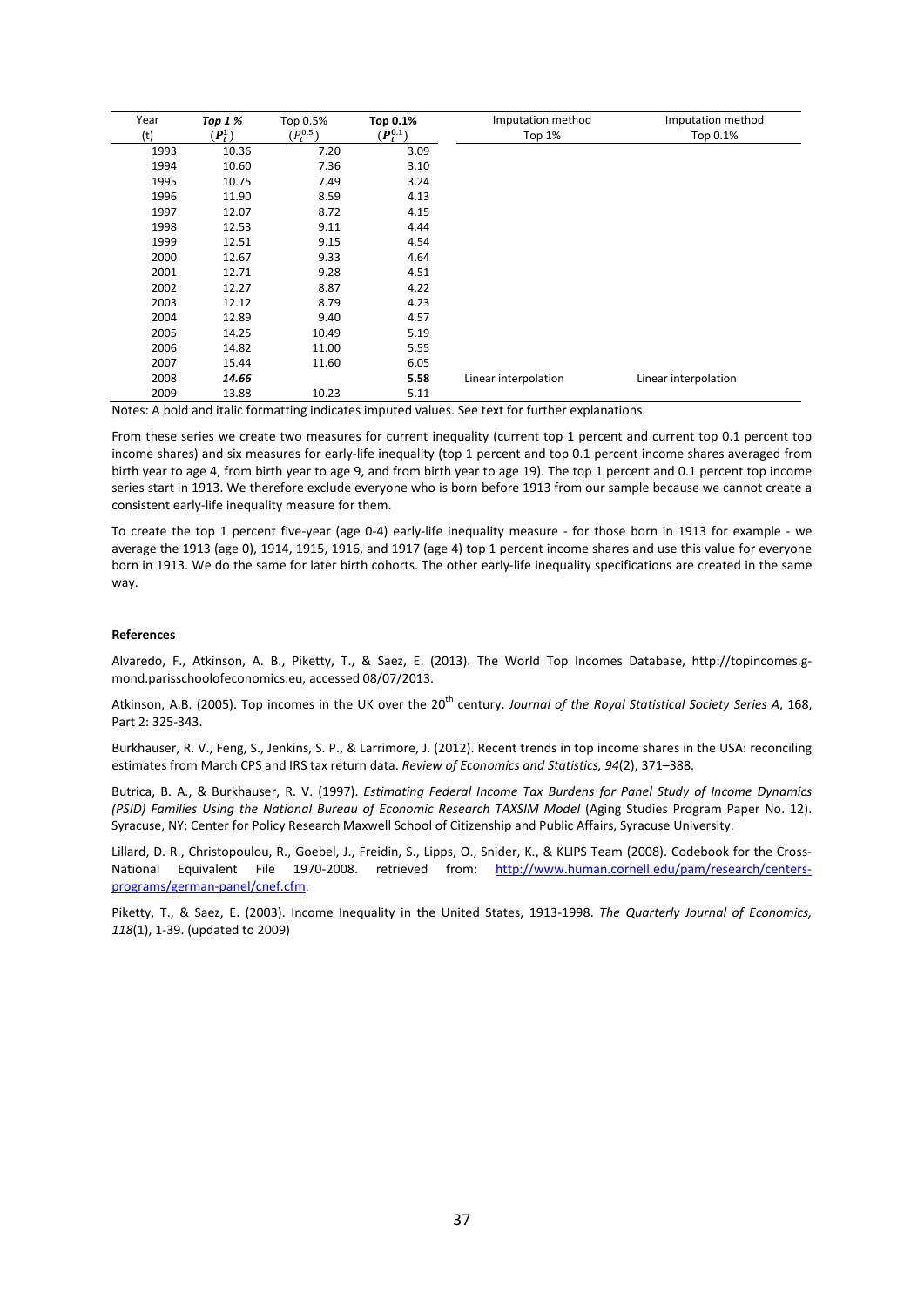| Year<br>(t) | ***Top 1 %***<br>$(P_t^1)$ | Top 0.5%<br>$(P_t^{0.5})$ | **Top 0.1%**<br>$(P_t^{0.1})$ | Imputation method<br>Top 1% | Imputation method<br>Top 0.1% |
|---|---|---|---|---|---|
| 1993 | 10.36 | 7.20 | 3.09 | | |
| 1994 | 10.60 | 7.36 | 3.10 | | |
| 1995 | 10.75 | 7.49 | 3.24 | | |
| 1996 | 11.90 | 8.59 | 4.13 | | |
| 1997 | 12.07 | 8.72 | 4.15 | | |
| 1998 | 12.53 | 9.11 | 4.44 | | |
| 1999 | 12.51 | 9.15 | 4.54 | | |
| 2000 | 12.67 | 9.33 | 4.64 | | |
| 2001 | 12.71 | 9.28 | 4.51 | | |
| 2002 | 12.27 | 8.87 | 4.22 | | |
| 2003 | 12.12 | 8.79 | 4.23 | | |
| 2004 | 12.89 | 9.40 | 4.57 | | |
| 2005 | 14.25 | 10.49 | 5.19 | | |
| 2006 | 14.82 | 11.00 | 5.55 | | |
| 2007 | 15.44 | 11.60 | 6.05 | | |
| 2008 | ***14.66*** | | **5.58** | Linear interpolation | Linear interpolation |
| 2009 | 13.88 | 10.23 | 5.11 | | |

Notes: A bold and italic formatting indicates imputed values. See text for further explanations.

From these series we create two measures for current inequality (current top 1 percent and current top 0.1 percent top income shares) and six measures for early-life inequality (top 1 percent and top 0.1 percent income shares averaged from birth year to age 4, from birth year to age 9, and from birth year to age 19). The top 1 percent and 0.1 percent top income series start in 1913. We therefore exclude everyone who is born before 1913 from our sample because we cannot create a consistent early-life inequality measure for them.

To create the top 1 percent five-year (age 0-4) early-life inequality measure - for those born in 1913 for example - we average the 1913 (age 0), 1914, 1915, 1916, and 1917 (age 4) top 1 percent income shares and use this value for everyone born in 1913. We do the same for later birth cohorts. The other early-life inequality specifications are created in the same way.

**References**

Alvaredo, F., Atkinson, A. B., Piketty, T., & Saez, E. (2013). The World Top Incomes Database, http://topincomes.g-mond.parisschoolofeconomics.eu, accessed 08/07/2013.

Atkinson, A.B. (2005). Top incomes in the UK over the 20th century. *Journal of the Royal Statistical Society Series A*, 168, Part 2: 325-343.

Burkhauser, R. V., Feng, S., Jenkins, S. P., & Larrimore, J. (2012). Recent trends in top income shares in the USA: reconciling estimates from March CPS and IRS tax return data. *Review of Economics and Statistics, 94*(2), 371–388.

Butrica, B. A., & Burkhauser, R. V. (1997). *Estimating Federal Income Tax Burdens for Panel Study of Income Dynamics (PSID) Families Using the National Bureau of Economic Research TAXSIM Model* (Aging Studies Program Paper No. 12). Syracuse, NY: Center for Policy Research Maxwell School of Citizenship and Public Affairs, Syracuse University.

Lillard, D. R., Christopoulou, R., Goebel, J., Freidin, S., Lipps, O., Snider, K., & KLIPS Team (2008). Codebook for the Cross-National Equivalent File 1970-2008. retrieved from: http://www.human.cornell.edu/pam/research/centers-programs/german-panel/cnef.cfm.

Piketty, T., & Saez, E. (2003). Income Inequality in the United States, 1913-1998. *The Quarterly Journal of Economics, 118*(1), 1-39. (updated to 2009)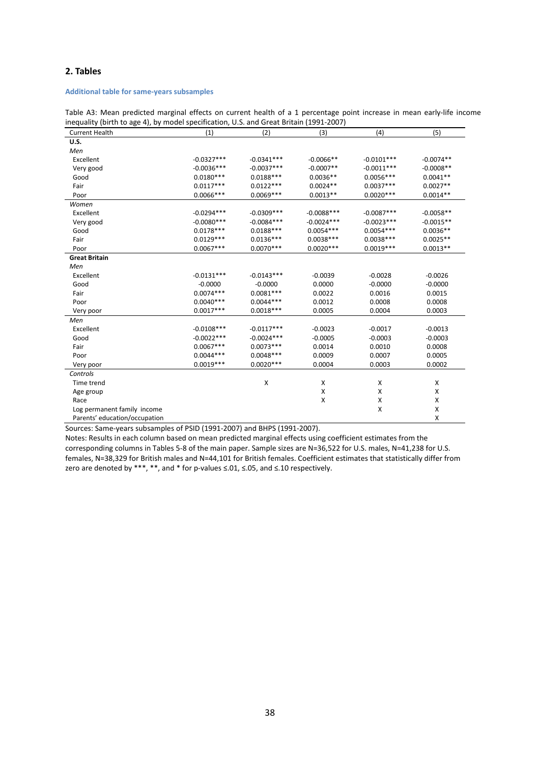## 2. Tables

### Additional table for same-years subsamples

Table A3: Mean predicted marginal effects on current health of a 1 percentage point increase in mean early-life income inequality (birth to age 4), by model specification, U.S. and Great Britain (1991-2007)

| Current Health | (1) | (2) | (3) | (4) | (5) |
|---|---|---|---|---|---|
| **U.S.** | | | | | |
| *Men* | | | | | |
| Excellent | -0.0327*** | -0.0341*** | -0.0066** | -0.0101*** | -0.0074** |
| Very good | -0.0036*** | -0.0037*** | -0.0007** | -0.0011*** | -0.0008** |
| Good | 0.0180*** | 0.0188*** | 0.0036** | 0.0056*** | 0.0041** |
| Fair | 0.0117*** | 0.0122*** | 0.0024** | 0.0037*** | 0.0027** |
| Poor | 0.0066*** | 0.0069*** | 0.0013** | 0.0020*** | 0.0014** |
| *Women* | | | | | |
| Excellent | -0.0294*** | -0.0309*** | -0.0088*** | -0.0087*** | -0.0058** |
| Very good | -0.0080*** | -0.0084*** | -0.0024*** | -0.0023*** | -0.0015** |
| Good | 0.0178*** | 0.0188*** | 0.0054*** | 0.0054*** | 0.0036** |
| Fair | 0.0129*** | 0.0136*** | 0.0038*** | 0.0038*** | 0.0025** |
| Poor | 0.0067*** | 0.0070*** | 0.0020*** | 0.0019*** | 0.0013** |
| **Great Britain** | | | | | |
| *Men* | | | | | |
| Excellent | -0.0131*** | -0.0143*** | -0.0039 | -0.0028 | -0.0026 |
| Good | -0.0000 | -0.0000 | 0.0000 | -0.0000 | -0.0000 |
| Fair | 0.0074*** | 0.0081*** | 0.0022 | 0.0016 | 0.0015 |
| Poor | 0.0040*** | 0.0044*** | 0.0012 | 0.0008 | 0.0008 |
| Very poor | 0.0017*** | 0.0018*** | 0.0005 | 0.0004 | 0.0003 |
| *Men* | | | | | |
| Excellent | -0.0108*** | -0.0117*** | -0.0023 | -0.0017 | -0.0013 |
| Good | -0.0022*** | -0.0024*** | -0.0005 | -0.0003 | -0.0003 |
| Fair | 0.0067*** | 0.0073*** | 0.0014 | 0.0010 | 0.0008 |
| Poor | 0.0044*** | 0.0048*** | 0.0009 | 0.0007 | 0.0005 |
| Very poor | 0.0019*** | 0.0020*** | 0.0004 | 0.0003 | 0.0002 |
| *Controls* | | | | | |
| Time trend | | X | X | X | X |
| Age group | | | X | X | X |
| Race | | | X | X | X |
| Log permanent family income | | | | X | X |
| Parents' education/occupation | | | | | X |

Sources: Same-years subsamples of PSID (1991-2007) and BHPS (1991-2007).

Notes: Results in each column based on mean predicted marginal effects using coefficient estimates from the corresponding columns in Tables 5-8 of the main paper. Sample sizes are N=36,522 for U.S. males, N=41,238 for U.S. females, N=38,329 for British males and N=44,101 for British females. Coefficient estimates that statistically differ from zero are denoted by ***, **, and * for p-values ≤.01, ≤.05, and ≤.10 respectively.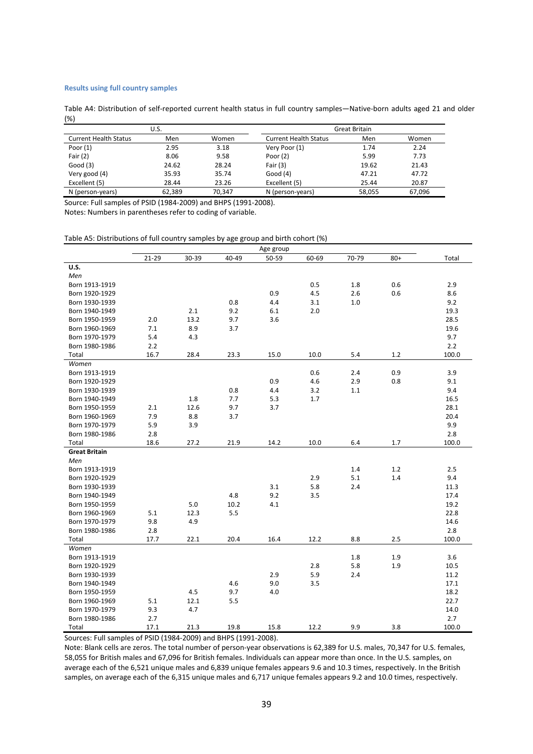### Results using full country samples

Table A4: Distribution of self-reported current health status in full country samples—Native-born adults aged 21 and older (%)

| U.S. | | | Great Britain | | |
|---|---|---|---|---|---|
| Current Health Status | Men | Women | Current Health Status | Men | Women |
| Poor (1) | 2.95 | 3.18 | Very Poor (1) | 1.74 | 2.24 |
| Fair (2) | 8.06 | 9.58 | Poor (2) | 5.99 | 7.73 |
| Good (3) | 24.62 | 28.24 | Fair (3) | 19.62 | 21.43 |
| Very good (4) | 35.93 | 35.74 | Good (4) | 47.21 | 47.72 |
| Excellent (5) | 28.44 | 23.26 | Excellent (5) | 25.44 | 20.87 |
| N (person-years) | 62,389 | 70,347 | N (person-years) | 58,055 | 67,096 |

Source: Full samples of PSID (1984-2009) and BHPS (1991-2008).
Notes: Numbers in parentheses refer to coding of variable.

Table A5: Distributions of full country samples by age group and birth cohort (%)

| | Age group | | | | | | | |
|---|---|---|---|---|---|---|---|---|
| | 21-29 | 30-39 | 40-49 | 50-59 | 60-69 | 70-79 | 80+ | Total |
| **U.S.** | | | | | | | | |
| *Men* | | | | | | | | |
| Born 1913-1919 | | | | | 0.5 | 1.8 | 0.6 | 2.9 |
| Born 1920-1929 | | | | 0.9 | 4.5 | 2.6 | 0.6 | 8.6 |
| Born 1930-1939 | | | 0.8 | 4.4 | 3.1 | 1.0 | | 9.2 |
| Born 1940-1949 | | 2.1 | 9.2 | 6.1 | 2.0 | | | 19.3 |
| Born 1950-1959 | 2.0 | 13.2 | 9.7 | 3.6 | | | | 28.5 |
| Born 1960-1969 | 7.1 | 8.9 | 3.7 | | | | | 19.6 |
| Born 1970-1979 | 5.4 | 4.3 | | | | | | 9.7 |
| Born 1980-1986 | 2.2 | | | | | | | 2.2 |
| Total | 16.7 | 28.4 | 23.3 | 15.0 | 10.0 | 5.4 | 1.2 | 100.0 |
| *Women* | | | | | | | | |
| Born 1913-1919 | | | | | 0.6 | 2.4 | 0.9 | 3.9 |
| Born 1920-1929 | | | | 0.9 | 4.6 | 2.9 | 0.8 | 9.1 |
| Born 1930-1939 | | | 0.8 | 4.4 | 3.2 | 1.1 | | 9.4 |
| Born 1940-1949 | | 1.8 | 7.7 | 5.3 | 1.7 | | | 16.5 |
| Born 1950-1959 | 2.1 | 12.6 | 9.7 | 3.7 | | | | 28.1 |
| Born 1960-1969 | 7.9 | 8.8 | 3.7 | | | | | 20.4 |
| Born 1970-1979 | 5.9 | 3.9 | | | | | | 9.9 |
| Born 1980-1986 | 2.8 | | | | | | | 2.8 |
| Total | 18.6 | 27.2 | 21.9 | 14.2 | 10.0 | 6.4 | 1.7 | 100.0 |
| **Great Britain** | | | | | | | | |
| *Men* | | | | | | | | |
| Born 1913-1919 | | | | | | 1.4 | 1.2 | 2.5 |
| Born 1920-1929 | | | | | 2.9 | 5.1 | 1.4 | 9.4 |
| Born 1930-1939 | | | | 3.1 | 5.8 | 2.4 | | 11.3 |
| Born 1940-1949 | | | 4.8 | 9.2 | 3.5 | | | 17.4 |
| Born 1950-1959 | | 5.0 | 10.2 | 4.1 | | | | 19.2 |
| Born 1960-1969 | 5.1 | 12.3 | 5.5 | | | | | 22.8 |
| Born 1970-1979 | 9.8 | 4.9 | | | | | | 14.6 |
| Born 1980-1986 | 2.8 | | | | | | | 2.8 |
| Total | 17.7 | 22.1 | 20.4 | 16.4 | 12.2 | 8.8 | 2.5 | 100.0 |
| *Women* | | | | | | | | |
| Born 1913-1919 | | | | | | 1.8 | 1.9 | 3.6 |
| Born 1920-1929 | | | | | 2.8 | 5.8 | 1.9 | 10.5 |
| Born 1930-1939 | | | | 2.9 | 5.9 | 2.4 | | 11.2 |
| Born 1940-1949 | | | 4.6 | 9.0 | 3.5 | | | 17.1 |
| Born 1950-1959 | | 4.5 | 9.7 | 4.0 | | | | 18.2 |
| Born 1960-1969 | 5.1 | 12.1 | 5.5 | | | | | 22.7 |
| Born 1970-1979 | 9.3 | 4.7 | | | | | | 14.0 |
| Born 1980-1986 | 2.7 | | | | | | | 2.7 |
| Total | 17.1 | 21.3 | 19.8 | 15.8 | 12.2 | 9.9 | 3.8 | 100.0 |

Sources: Full samples of PSID (1984-2009) and BHPS (1991-2008).
Note: Blank cells are zeros. The total number of person-year observations is 62,389 for U.S. males, 70,347 for U.S. females, 58,055 for British males and 67,096 for British females. Individuals can appear more than once. In the U.S. samples, on average each of the 6,521 unique males and 6,839 unique females appears 9.6 and 10.3 times, respectively. In the British samples, on average each of the 6,315 unique males and 6,717 unique females appears 9.2 and 10.0 times, respectively.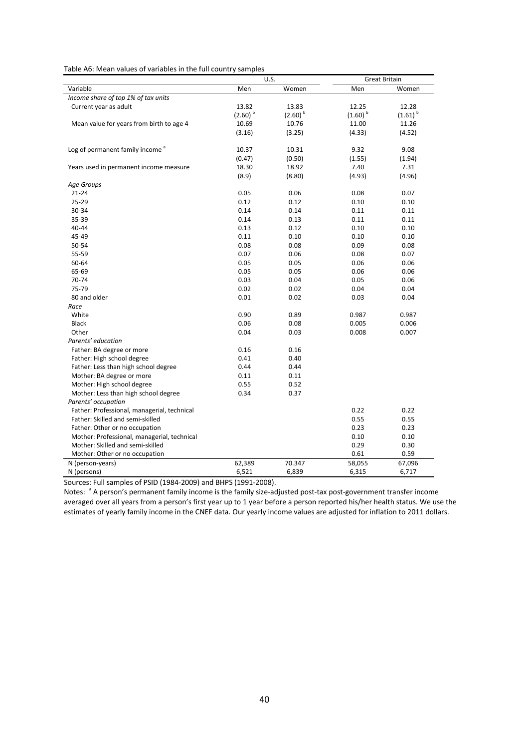Table A6: Mean values of variables in the full country samples

| | U.S. | | Great Britain | |
|---|---|---|---|---|
| Variable | Men | Women | Men | Women |
| *Income share of top 1% of tax units* | | | | |
| Current year as adult | 13.82 | 13.83 | 12.25 | 12.28 |
| | (2.60) [b] | (2.60) [b] | (1.60) [b] | (1.61) [b] |
| Mean value for years from birth to age 4 | 10.69 | 10.76 | 11.00 | 11.26 |
| | (3.16) | (3.25) | (4.33) | (4.52) |
| Log of permanent family income [a] | 10.37 | 10.31 | 9.32 | 9.08 |
| | (0.47) | (0.50) | (1.55) | (1.94) |
| Years used in permanent income measure | 18.30 | 18.92 | 7.40 | 7.31 |
| | (8.9) | (8.80) | (4.93) | (4.96) |
| *Age Groups* | | | | |
| 21-24 | 0.05 | 0.06 | 0.08 | 0.07 |
| 25-29 | 0.12 | 0.12 | 0.10 | 0.10 |
| 30-34 | 0.14 | 0.14 | 0.11 | 0.11 |
| 35-39 | 0.14 | 0.13 | 0.11 | 0.11 |
| 40-44 | 0.13 | 0.12 | 0.10 | 0.10 |
| 45-49 | 0.11 | 0.10 | 0.10 | 0.10 |
| 50-54 | 0.08 | 0.08 | 0.09 | 0.08 |
| 55-59 | 0.07 | 0.06 | 0.08 | 0.07 |
| 60-64 | 0.05 | 0.05 | 0.06 | 0.06 |
| 65-69 | 0.05 | 0.05 | 0.06 | 0.06 |
| 70-74 | 0.03 | 0.04 | 0.05 | 0.06 |
| 75-79 | 0.02 | 0.02 | 0.04 | 0.04 |
| 80 and older | 0.01 | 0.02 | 0.03 | 0.04 |
| *Race* | | | | |
| White | 0.90 | 0.89 | 0.987 | 0.987 |
| Black | 0.06 | 0.08 | 0.005 | 0.006 |
| Other | 0.04 | 0.03 | 0.008 | 0.007 |
| *Parents' education* | | | | |
| Father: BA degree or more | 0.16 | 0.16 | | |
| Father: High school degree | 0.41 | 0.40 | | |
| Father: Less than high school degree | 0.44 | 0.44 | | |
| Mother: BA degree or more | 0.11 | 0.11 | | |
| Mother: High school degree | 0.55 | 0.52 | | |
| Mother: Less than high school degree | 0.34 | 0.37 | | |
| *Parents' occupation* | | | | |
| Father: Professional, managerial, technical | | | 0.22 | 0.22 |
| Father: Skilled and semi-skilled | | | 0.55 | 0.55 |
| Father: Other or no occupation | | | 0.23 | 0.23 |
| Mother: Professional, managerial, technical | | | 0.10 | 0.10 |
| Mother: Skilled and semi-skilled | | | 0.29 | 0.30 |
| Mother: Other or no occupation | | | 0.61 | 0.59 |
| N (person-years) | 62,389 | 70.347 | 58,055 | 67,096 |
| N (persons) | 6,521 | 6,839 | 6,315 | 6,717 |

Sources: Full samples of PSID (1984-2009) and BHPS (1991-2008).

Notes: [a] A person's permanent family income is the family size-adjusted post-tax post-government transfer income averaged over all years from a person's first year up to 1 year before a person reported his/her health status. We use the estimates of yearly family income in the CNEF data. Our yearly income values are adjusted for inflation to 2011 dollars.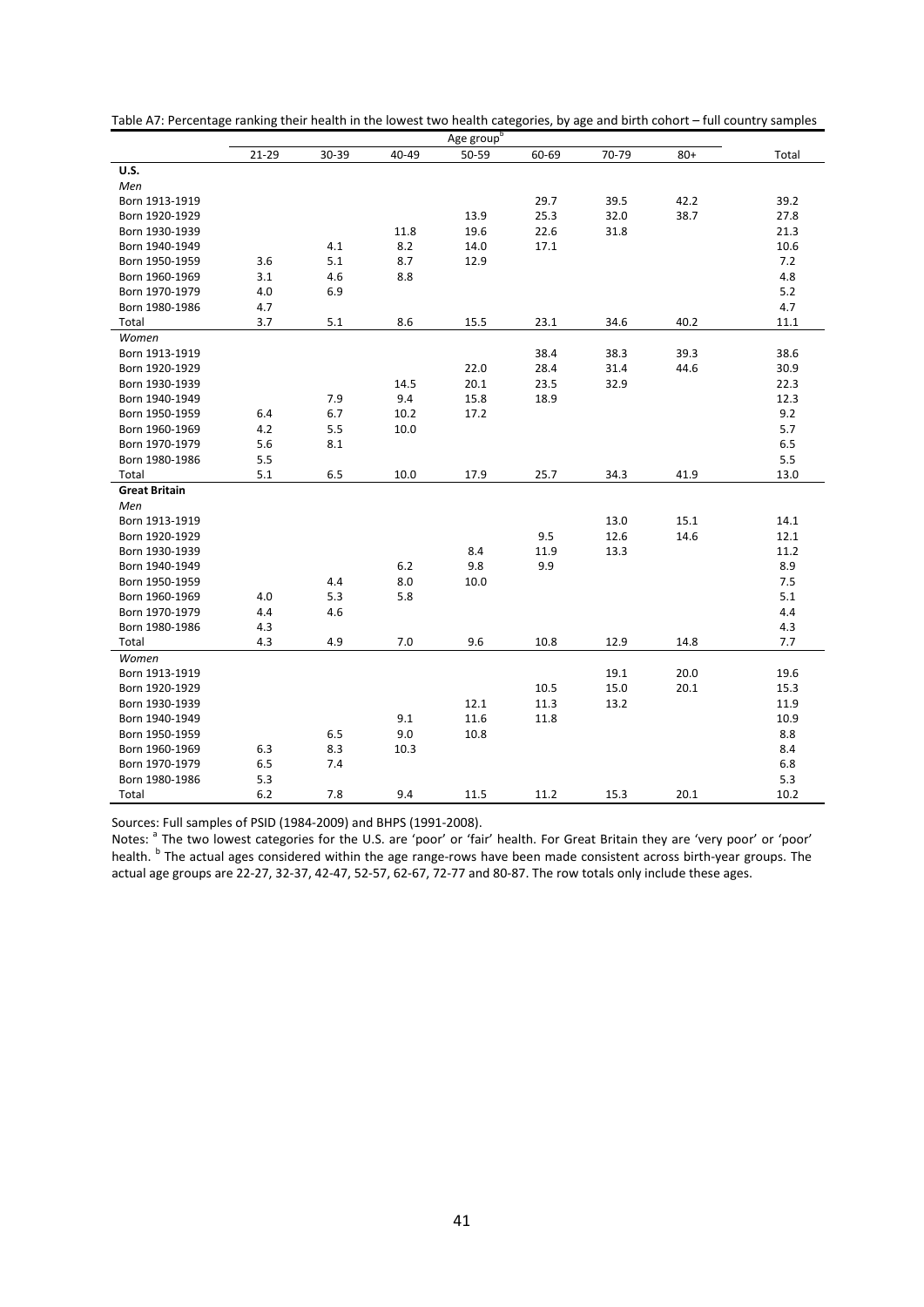Table A7: Percentage ranking their health in the lowest two health categories, by age and birth cohort – full country samples

| | Age group[b] | | | | | | | |
|---|---|---|---|---|---|---|---|---|
| | 21-29 | 30-39 | 40-49 | 50-59 | 60-69 | 70-79 | 80+ | Total |
| **U.S.** | | | | | | | | |
| *Men* | | | | | | | | |
| Born 1913-1919 | | | | | 29.7 | 39.5 | 42.2 | 39.2 |
| Born 1920-1929 | | | | 13.9 | 25.3 | 32.0 | 38.7 | 27.8 |
| Born 1930-1939 | | | 11.8 | 19.6 | 22.6 | 31.8 | | 21.3 |
| Born 1940-1949 | | 4.1 | 8.2 | 14.0 | 17.1 | | | 10.6 |
| Born 1950-1959 | 3.6 | 5.1 | 8.7 | 12.9 | | | | 7.2 |
| Born 1960-1969 | 3.1 | 4.6 | 8.8 | | | | | 4.8 |
| Born 1970-1979 | 4.0 | 6.9 | | | | | | 5.2 |
| Born 1980-1986 | 4.7 | | | | | | | 4.7 |
| Total | 3.7 | 5.1 | 8.6 | 15.5 | 23.1 | 34.6 | 40.2 | 11.1 |
| *Women* | | | | | | | | |
| Born 1913-1919 | | | | | 38.4 | 38.3 | 39.3 | 38.6 |
| Born 1920-1929 | | | | 22.0 | 28.4 | 31.4 | 44.6 | 30.9 |
| Born 1930-1939 | | | 14.5 | 20.1 | 23.5 | 32.9 | | 22.3 |
| Born 1940-1949 | | 7.9 | 9.4 | 15.8 | 18.9 | | | 12.3 |
| Born 1950-1959 | 6.4 | 6.7 | 10.2 | 17.2 | | | | 9.2 |
| Born 1960-1969 | 4.2 | 5.5 | 10.0 | | | | | 5.7 |
| Born 1970-1979 | 5.6 | 8.1 | | | | | | 6.5 |
| Born 1980-1986 | 5.5 | | | | | | | 5.5 |
| Total | 5.1 | 6.5 | 10.0 | 17.9 | 25.7 | 34.3 | 41.9 | 13.0 |
| **Great Britain** | | | | | | | | |
| *Men* | | | | | | | | |
| Born 1913-1919 | | | | | | 13.0 | 15.1 | 14.1 |
| Born 1920-1929 | | | | | 9.5 | 12.6 | 14.6 | 12.1 |
| Born 1930-1939 | | | | 8.4 | 11.9 | 13.3 | | 11.2 |
| Born 1940-1949 | | | 6.2 | 9.8 | 9.9 | | | 8.9 |
| Born 1950-1959 | | 4.4 | 8.0 | 10.0 | | | | 7.5 |
| Born 1960-1969 | 4.0 | 5.3 | 5.8 | | | | | 5.1 |
| Born 1970-1979 | 4.4 | 4.6 | | | | | | 4.4 |
| Born 1980-1986 | 4.3 | | | | | | | 4.3 |
| Total | 4.3 | 4.9 | 7.0 | 9.6 | 10.8 | 12.9 | 14.8 | 7.7 |
| *Women* | | | | | | | | |
| Born 1913-1919 | | | | | | 19.1 | 20.0 | 19.6 |
| Born 1920-1929 | | | | | 10.5 | 15.0 | 20.1 | 15.3 |
| Born 1930-1939 | | | | 12.1 | 11.3 | 13.2 | | 11.9 |
| Born 1940-1949 | | | 9.1 | 11.6 | 11.8 | | | 10.9 |
| Born 1950-1959 | | 6.5 | 9.0 | 10.8 | | | | 8.8 |
| Born 1960-1969 | 6.3 | 8.3 | 10.3 | | | | | 8.4 |
| Born 1970-1979 | 6.5 | 7.4 | | | | | | 6.8 |
| Born 1980-1986 | 5.3 | | | | | | | 5.3 |
| Total | 6.2 | 7.8 | 9.4 | 11.5 | 11.2 | 15.3 | 20.1 | 10.2 |

Sources: Full samples of PSID (1984-2009) and BHPS (1991-2008).

Notes: [a] The two lowest categories for the U.S. are 'poor' or 'fair' health. For Great Britain they are 'very poor' or 'poor' health. [b] The actual ages considered within the age range-rows have been made consistent across birth-year groups. The actual age groups are 22-27, 32-37, 42-47, 52-57, 62-67, 72-77 and 80-87. The row totals only include these ages.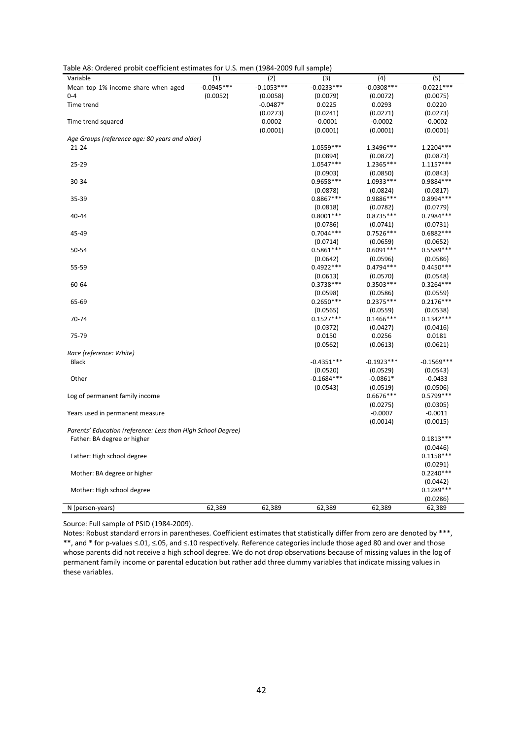Table A8: Ordered probit coefficient estimates for U.S. men (1984-2009 full sample)

| Variable | (1) | (2) | (3) | (4) | (5) |
|---|---|---|---|---|---|
| Mean top 1% income share when aged 0-4 | -0.0945*** | -0.1053*** | -0.0233*** | -0.0308*** | -0.0221*** |
| | (0.0052) | (0.0058) | (0.0079) | (0.0072) | (0.0075) |
| Time trend | | -0.0487* | 0.0225 | 0.0293 | 0.0220 |
| | | (0.0273) | (0.0241) | (0.0271) | (0.0273) |
| Time trend squared | | 0.0002 | -0.0001 | -0.0002 | -0.0002 |
| | | (0.0001) | (0.0001) | (0.0001) | (0.0001) |
| *Age Groups (reference age: 80 years and older)* | | | | | |
| 21-24 | | | 1.0559*** | 1.3496*** | 1.2204*** |
| | | | (0.0894) | (0.0872) | (0.0873) |
| 25-29 | | | 1.0547*** | 1.2365*** | 1.1157*** |
| | | | (0.0903) | (0.0850) | (0.0843) |
| 30-34 | | | 0.9658*** | 1.0933*** | 0.9884*** |
| | | | (0.0878) | (0.0824) | (0.0817) |
| 35-39 | | | 0.8867*** | 0.9886*** | 0.8994*** |
| | | | (0.0818) | (0.0782) | (0.0779) |
| 40-44 | | | 0.8001*** | 0.8735*** | 0.7984*** |
| | | | (0.0786) | (0.0741) | (0.0731) |
| 45-49 | | | 0.7044*** | 0.7526*** | 0.6882*** |
| | | | (0.0714) | (0.0659) | (0.0652) |
| 50-54 | | | 0.5861*** | 0.6091*** | 0.5589*** |
| | | | (0.0642) | (0.0596) | (0.0586) |
| 55-59 | | | 0.4922*** | 0.4794*** | 0.4450*** |
| | | | (0.0613) | (0.0570) | (0.0548) |
| 60-64 | | | 0.3738*** | 0.3503*** | 0.3264*** |
| | | | (0.0598) | (0.0586) | (0.0559) |
| 65-69 | | | 0.2650*** | 0.2375*** | 0.2176*** |
| | | | (0.0565) | (0.0559) | (0.0538) |
| 70-74 | | | 0.1527*** | 0.1466*** | 0.1342*** |
| | | | (0.0372) | (0.0427) | (0.0416) |
| 75-79 | | | 0.0150 | 0.0256 | 0.0181 |
| | | | (0.0562) | (0.0613) | (0.0621) |
| *Race (reference: White)* | | | | | |
| Black | | | -0.4351*** | -0.1923*** | -0.1569*** |
| | | | (0.0520) | (0.0529) | (0.0543) |
| Other | | | -0.1684*** | -0.0861* | -0.0433 |
| | | | (0.0543) | (0.0519) | (0.0506) |
| Log of permanent family income | | | | 0.6676*** | 0.5799*** |
| | | | | (0.0275) | (0.0305) |
| Years used in permanent measure | | | | -0.0007 | -0.0011 |
| | | | | (0.0014) | (0.0015) |
| *Parents' Education (reference: Less than High School Degree)* | | | | | |
| Father: BA degree or higher | | | | | 0.1813*** |
| | | | | | (0.0446) |
| Father: High school degree | | | | | 0.1158*** |
| | | | | | (0.0291) |
| Mother: BA degree or higher | | | | | 0.2240*** |
| | | | | | (0.0442) |
| Mother: High school degree | | | | | 0.1289*** |
| | | | | | (0.0286) |
| N (person-years) | 62,389 | 62,389 | 62,389 | 62,389 | 62,389 |

Source: Full sample of PSID (1984-2009).

Notes: Robust standard errors in parentheses. Coefficient estimates that statistically differ from zero are denoted by ***, **, and * for p-values ≤.01, ≤.05, and ≤.10 respectively. Reference categories include those aged 80 and over and those whose parents did not receive a high school degree. We do not drop observations because of missing values in the log of permanent family income or parental education but rather add three dummy variables that indicate missing values in these variables.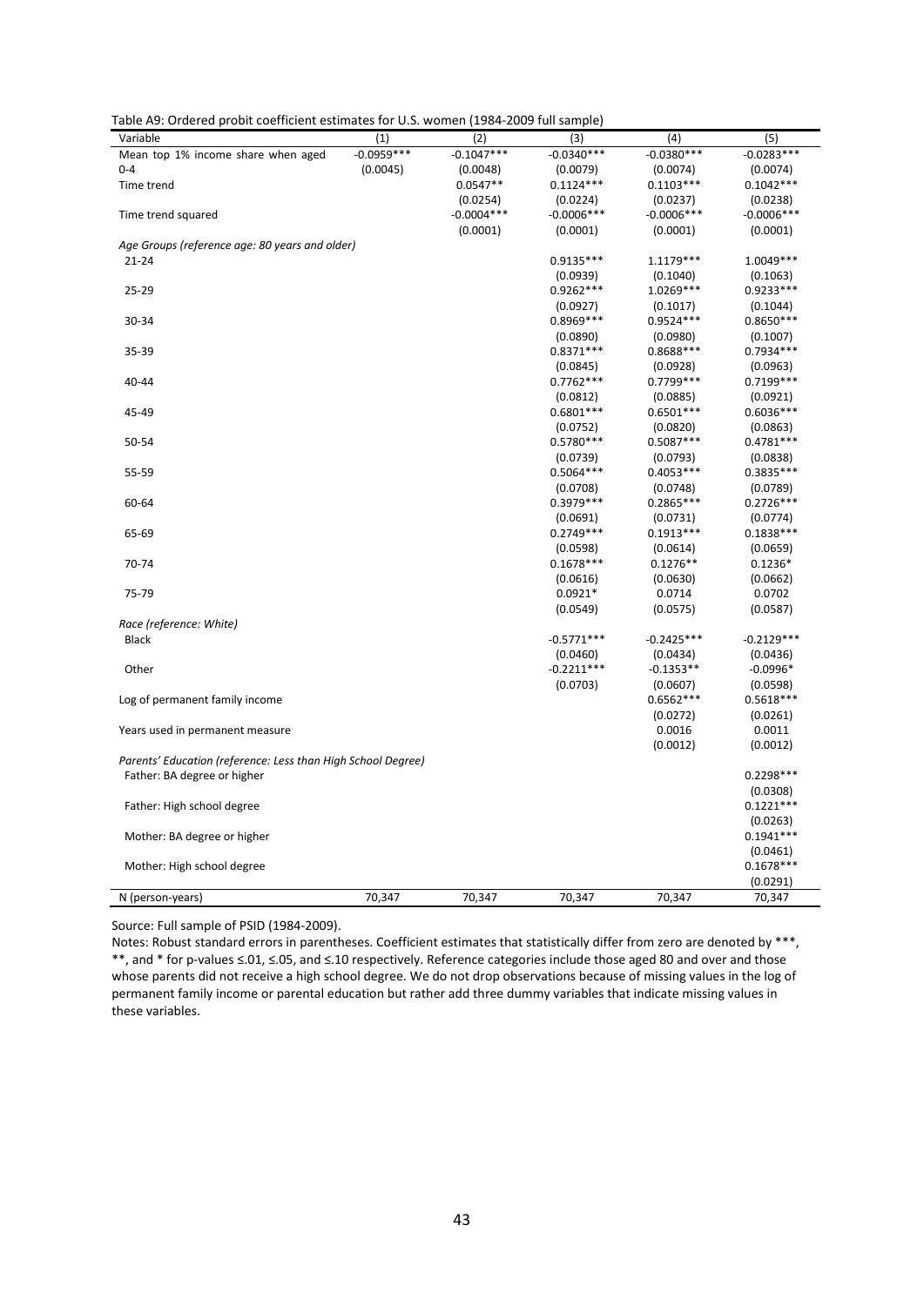Table A9: Ordered probit coefficient estimates for U.S. women (1984-2009 full sample)

| Variable | (1) | (2) | (3) | (4) | (5) |
|---|---|---|---|---|---|
| Mean top 1% income share when aged 0-4 | -0.0959*** | -0.1047*** | -0.0340*** | -0.0380*** | -0.0283*** |
| | (0.0045) | (0.0048) | (0.0079) | (0.0074) | (0.0074) |
| Time trend | | 0.0547** | 0.1124*** | 0.1103*** | 0.1042*** |
| | | (0.0254) | (0.0224) | (0.0237) | (0.0238) |
| Time trend squared | | -0.0004*** | -0.0006*** | -0.0006*** | -0.0006*** |
| | | (0.0001) | (0.0001) | (0.0001) | (0.0001) |
| *Age Groups (reference age: 80 years and older)* | | | | | |
| 21-24 | | | 0.9135*** | 1.1179*** | 1.0049*** |
| | | | (0.0939) | (0.1040) | (0.1063) |
| 25-29 | | | 0.9262*** | 1.0269*** | 0.9233*** |
| | | | (0.0927) | (0.1017) | (0.1044) |
| 30-34 | | | 0.8969*** | 0.9524*** | 0.8650*** |
| | | | (0.0890) | (0.0980) | (0.1007) |
| 35-39 | | | 0.8371*** | 0.8688*** | 0.7934*** |
| | | | (0.0845) | (0.0928) | (0.0963) |
| 40-44 | | | 0.7762*** | 0.7799*** | 0.7199*** |
| | | | (0.0812) | (0.0885) | (0.0921) |
| 45-49 | | | 0.6801*** | 0.6501*** | 0.6036*** |
| | | | (0.0752) | (0.0820) | (0.0863) |
| 50-54 | | | 0.5780*** | 0.5087*** | 0.4781*** |
| | | | (0.0739) | (0.0793) | (0.0838) |
| 55-59 | | | 0.5064*** | 0.4053*** | 0.3835*** |
| | | | (0.0708) | (0.0748) | (0.0789) |
| 60-64 | | | 0.3979*** | 0.2865*** | 0.2726*** |
| | | | (0.0691) | (0.0731) | (0.0774) |
| 65-69 | | | 0.2749*** | 0.1913*** | 0.1838*** |
| | | | (0.0598) | (0.0614) | (0.0659) |
| 70-74 | | | 0.1678*** | 0.1276** | 0.1236* |
| | | | (0.0616) | (0.0630) | (0.0662) |
| 75-79 | | | 0.0921* | 0.0714 | 0.0702 |
| | | | (0.0549) | (0.0575) | (0.0587) |
| *Race (reference: White)* | | | | | |
| Black | | | -0.5771*** | -0.2425*** | -0.2129*** |
| | | | (0.0460) | (0.0434) | (0.0436) |
| Other | | | -0.2211*** | -0.1353** | -0.0996* |
| | | | (0.0703) | (0.0607) | (0.0598) |
| Log of permanent family income | | | | 0.6562*** | 0.5618*** |
| | | | | (0.0272) | (0.0261) |
| Years used in permanent measure | | | | 0.0016 | 0.0011 |
| | | | | (0.0012) | (0.0012) |
| *Parents' Education (reference: Less than High School Degree)* | | | | | |
| Father: BA degree or higher | | | | | 0.2298*** |
| | | | | | (0.0308) |
| Father: High school degree | | | | | 0.1221*** |
| | | | | | (0.0263) |
| Mother: BA degree or higher | | | | | 0.1941*** |
| | | | | | (0.0461) |
| Mother: High school degree | | | | | 0.1678*** |
| | | | | | (0.0291) |
| N (person-years) | 70,347 | 70,347 | 70,347 | 70,347 | 70,347 |

Source: Full sample of PSID (1984-2009).

Notes: Robust standard errors in parentheses. Coefficient estimates that statistically differ from zero are denoted by ***, **, and * for p-values ≤.01, ≤.05, and ≤.10 respectively. Reference categories include those aged 80 and over and those whose parents did not receive a high school degree. We do not drop observations because of missing values in the log of permanent family income or parental education but rather add three dummy variables that indicate missing values in these variables.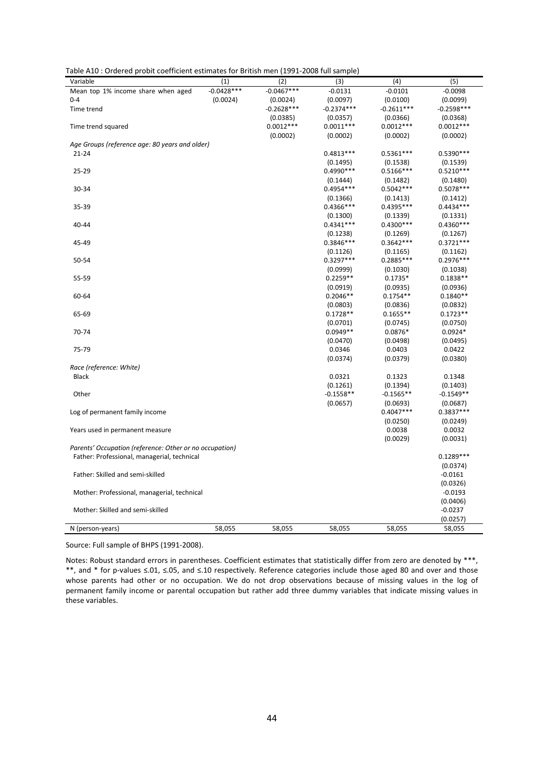Table A10 : Ordered probit coefficient estimates for British men (1991-2008 full sample)

| Variable | (1) | (2) | (3) | (4) | (5) |
|---|---|---|---|---|---|
| Mean top 1% income share when aged 0-4 | -0.0428*** | -0.0467*** | -0.0131 | -0.0101 | -0.0098 |
| | (0.0024) | (0.0024) | (0.0097) | (0.0100) | (0.0099) |
| Time trend | | -0.2628*** | -0.2374*** | -0.2611*** | -0.2598*** |
| | | (0.0385) | (0.0357) | (0.0366) | (0.0368) |
| Time trend squared | | 0.0012*** | 0.0011*** | 0.0012*** | 0.0012*** |
| | | (0.0002) | (0.0002) | (0.0002) | (0.0002) |
| *Age Groups (reference age: 80 years and older)* | | | | | |
| 21-24 | | | 0.4813*** | 0.5361*** | 0.5390*** |
| | | | (0.1495) | (0.1538) | (0.1539) |
| 25-29 | | | 0.4990*** | 0.5166*** | 0.5210*** |
| | | | (0.1444) | (0.1482) | (0.1480) |
| 30-34 | | | 0.4954*** | 0.5042*** | 0.5078*** |
| | | | (0.1366) | (0.1413) | (0.1412) |
| 35-39 | | | 0.4366*** | 0.4395*** | 0.4434*** |
| | | | (0.1300) | (0.1339) | (0.1331) |
| 40-44 | | | 0.4341*** | 0.4300*** | 0.4360*** |
| | | | (0.1238) | (0.1269) | (0.1267) |
| 45-49 | | | 0.3846*** | 0.3642*** | 0.3721*** |
| | | | (0.1126) | (0.1165) | (0.1162) |
| 50-54 | | | 0.3297*** | 0.2885*** | 0.2976*** |
| | | | (0.0999) | (0.1030) | (0.1038) |
| 55-59 | | | 0.2259** | 0.1735* | 0.1838** |
| | | | (0.0919) | (0.0935) | (0.0936) |
| 60-64 | | | 0.2046** | 0.1754** | 0.1840** |
| | | | (0.0803) | (0.0836) | (0.0832) |
| 65-69 | | | 0.1728** | 0.1655** | 0.1723** |
| | | | (0.0701) | (0.0745) | (0.0750) |
| 70-74 | | | 0.0949** | 0.0876* | 0.0924* |
| | | | (0.0470) | (0.0498) | (0.0495) |
| 75-79 | | | 0.0346 | 0.0403 | 0.0422 |
| | | | (0.0374) | (0.0379) | (0.0380) |
| *Race (reference: White)* | | | | | |
| Black | | | 0.0321 | 0.1323 | 0.1348 |
| | | | (0.1261) | (0.1394) | (0.1403) |
| Other | | | -0.1558** | -0.1565** | -0.1549** |
| | | | (0.0657) | (0.0693) | (0.0687) |
| Log of permanent family income | | | | 0.4047*** | 0.3837*** |
| | | | | (0.0250) | (0.0249) |
| Years used in permanent measure | | | | 0.0038 | 0.0032 |
| | | | | (0.0029) | (0.0031) |
| *Parents' Occupation (reference: Other or no occupation)* | | | | | |
| Father: Professional, managerial, technical | | | | | 0.1289*** |
| | | | | | (0.0374) |
| Father: Skilled and semi-skilled | | | | | -0.0161 |
| | | | | | (0.0326) |
| Mother: Professional, managerial, technical | | | | | -0.0193 |
| | | | | | (0.0406) |
| Mother: Skilled and semi-skilled | | | | | -0.0237 |
| | | | | | (0.0257) |
| N (person-years) | 58,055 | 58,055 | 58,055 | 58,055 | 58,055 |

Source: Full sample of BHPS (1991-2008).

Notes: Robust standard errors in parentheses. Coefficient estimates that statistically differ from zero are denoted by ***, **, and * for p-values ≤.01, ≤.05, and ≤.10 respectively. Reference categories include those aged 80 and over and those whose parents had other or no occupation. We do not drop observations because of missing values in the log of permanent family income or parental occupation but rather add three dummy variables that indicate missing values in these variables.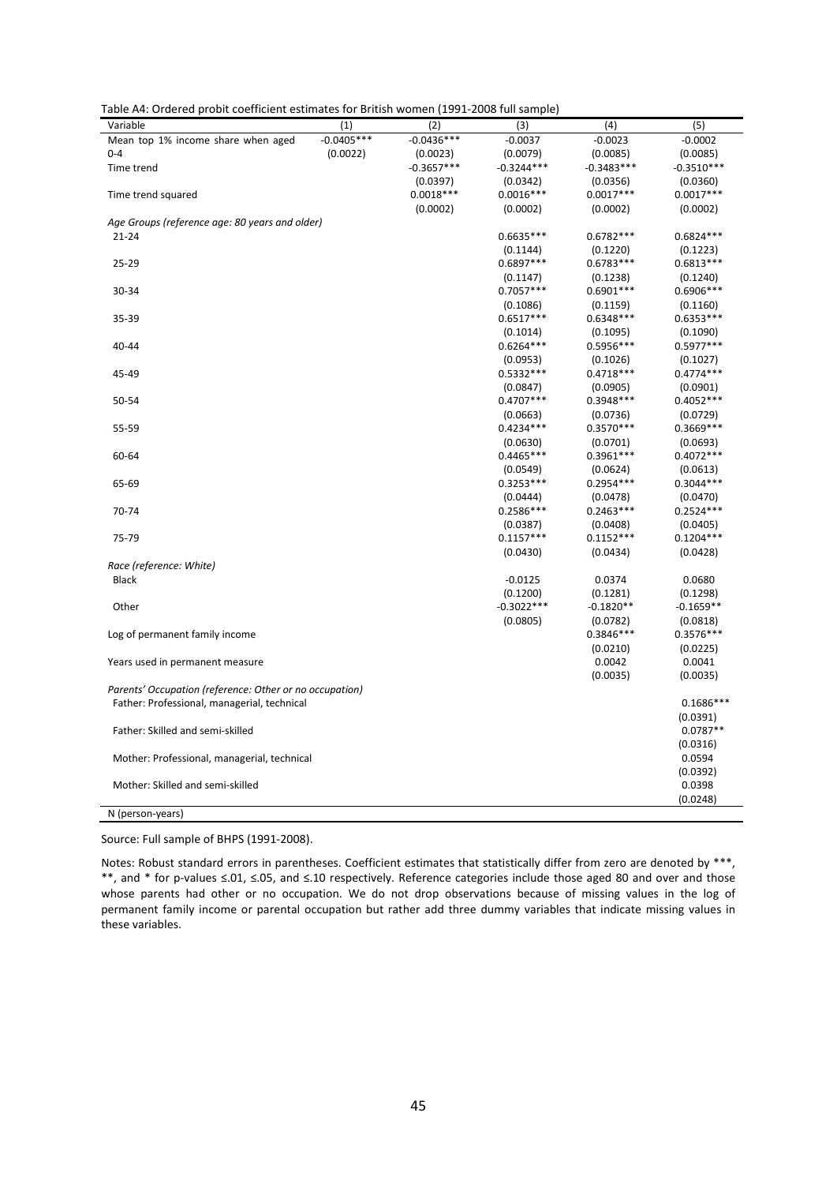Table A4: Ordered probit coefficient estimates for British women (1991-2008 full sample)

| Variable | (1) | (2) | (3) | (4) | (5) |
|---|---|---|---|---|---|
| Mean top 1% income share when aged 0-4 | -0.0405*** | -0.0436*** | -0.0037 | -0.0023 | -0.0002 |
| | (0.0022) | (0.0023) | (0.0079) | (0.0085) | (0.0085) |
| Time trend | | -0.3657*** | -0.3244*** | -0.3483*** | -0.3510*** |
| | | (0.0397) | (0.0342) | (0.0356) | (0.0360) |
| Time trend squared | | 0.0018*** | 0.0016*** | 0.0017*** | 0.0017*** |
| | | (0.0002) | (0.0002) | (0.0002) | (0.0002) |
| *Age Groups (reference age: 80 years and older)* | | | | | |
| 21-24 | | | 0.6635*** | 0.6782*** | 0.6824*** |
| | | | (0.1144) | (0.1220) | (0.1223) |
| 25-29 | | | 0.6897*** | 0.6783*** | 0.6813*** |
| | | | (0.1147) | (0.1238) | (0.1240) |
| 30-34 | | | 0.7057*** | 0.6901*** | 0.6906*** |
| | | | (0.1086) | (0.1159) | (0.1160) |
| 35-39 | | | 0.6517*** | 0.6348*** | 0.6353*** |
| | | | (0.1014) | (0.1095) | (0.1090) |
| 40-44 | | | 0.6264*** | 0.5956*** | 0.5977*** |
| | | | (0.0953) | (0.1026) | (0.1027) |
| 45-49 | | | 0.5332*** | 0.4718*** | 0.4774*** |
| | | | (0.0847) | (0.0905) | (0.0901) |
| 50-54 | | | 0.4707*** | 0.3948*** | 0.4052*** |
| | | | (0.0663) | (0.0736) | (0.0729) |
| 55-59 | | | 0.4234*** | 0.3570*** | 0.3669*** |
| | | | (0.0630) | (0.0701) | (0.0693) |
| 60-64 | | | 0.4465*** | 0.3961*** | 0.4072*** |
| | | | (0.0549) | (0.0624) | (0.0613) |
| 65-69 | | | 0.3253*** | 0.2954*** | 0.3044*** |
| | | | (0.0444) | (0.0478) | (0.0470) |
| 70-74 | | | 0.2586*** | 0.2463*** | 0.2524*** |
| | | | (0.0387) | (0.0408) | (0.0405) |
| 75-79 | | | 0.1157*** | 0.1152*** | 0.1204*** |
| | | | (0.0430) | (0.0434) | (0.0428) |
| *Race (reference: White)* | | | | | |
| Black | | | -0.0125 | 0.0374 | 0.0680 |
| | | | (0.1200) | (0.1281) | (0.1298) |
| Other | | | -0.3022*** | -0.1820** | -0.1659** |
| | | | (0.0805) | (0.0782) | (0.0818) |
| Log of permanent family income | | | | 0.3846*** | 0.3576*** |
| | | | | (0.0210) | (0.0225) |
| Years used in permanent measure | | | | 0.0042 | 0.0041 |
| | | | | (0.0035) | (0.0035) |
| *Parents' Occupation (reference: Other or no occupation)* | | | | | |
| Father: Professional, managerial, technical | | | | | 0.1686*** |
| | | | | | (0.0391) |
| Father: Skilled and semi-skilled | | | | | 0.0787** |
| | | | | | (0.0316) |
| Mother: Professional, managerial, technical | | | | | 0.0594 |
| | | | | | (0.0392) |
| Mother: Skilled and semi-skilled | | | | | 0.0398 |
| | | | | | (0.0248) |
| N (person-years) | | | | | |

Source: Full sample of BHPS (1991-2008).

Notes: Robust standard errors in parentheses. Coefficient estimates that statistically differ from zero are denoted by ***, **, and * for p-values ≤.01, ≤.05, and ≤.10 respectively. Reference categories include those aged 80 and over and those whose parents had other or no occupation. We do not drop observations because of missing values in the log of permanent family income or parental occupation but rather add three dummy variables that indicate missing values in these variables.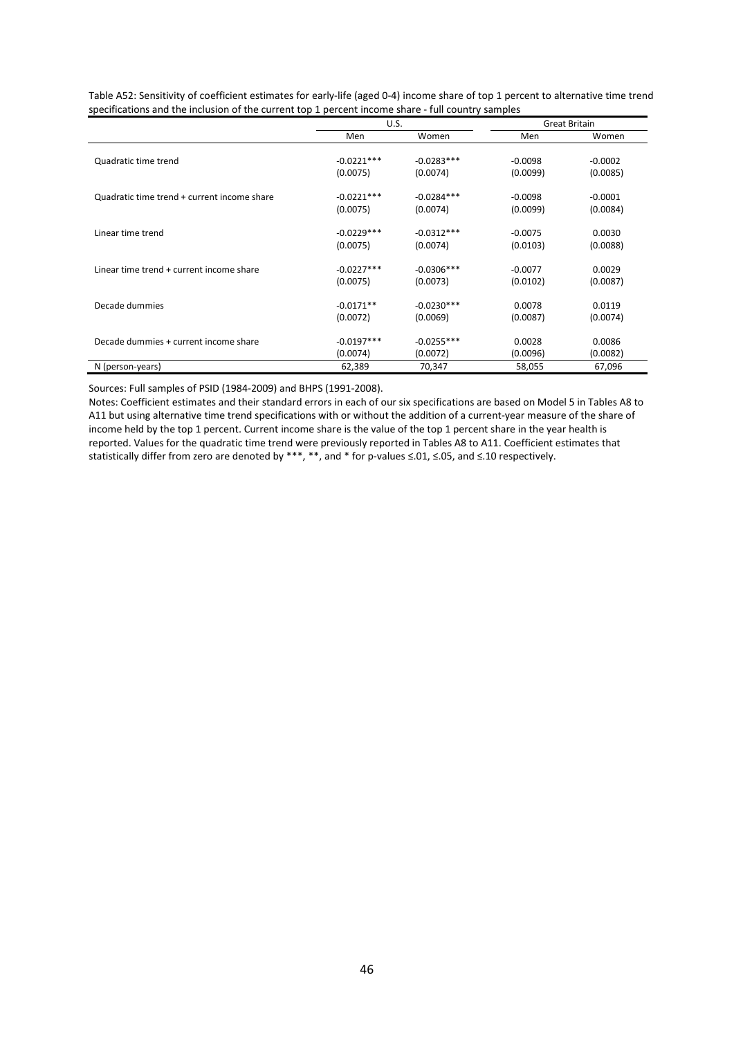Table A52: Sensitivity of coefficient estimates for early-life (aged 0-4) income share of top 1 percent to alternative time trend specifications and the inclusion of the current top 1 percent income share - full country samples

| | U.S. | | Great Britain | |
|---|---|---|---|---|
| | Men | Women | Men | Women |
| Quadratic time trend | -0.0221*** | -0.0283*** | -0.0098 | -0.0002 |
| | (0.0075) | (0.0074) | (0.0099) | (0.0085) |
| Quadratic time trend + current income share | -0.0221*** | -0.0284*** | -0.0098 | -0.0001 |
| | (0.0075) | (0.0074) | (0.0099) | (0.0084) |
| Linear time trend | -0.0229*** | -0.0312*** | -0.0075 | 0.0030 |
| | (0.0075) | (0.0074) | (0.0103) | (0.0088) |
| Linear time trend + current income share | -0.0227*** | -0.0306*** | -0.0077 | 0.0029 |
| | (0.0075) | (0.0073) | (0.0102) | (0.0087) |
| Decade dummies | -0.0171** | -0.0230*** | 0.0078 | 0.0119 |
| | (0.0072) | (0.0069) | (0.0087) | (0.0074) |
| Decade dummies + current income share | -0.0197*** | -0.0255*** | 0.0028 | 0.0086 |
| | (0.0074) | (0.0072) | (0.0096) | (0.0082) |
| N (person-years) | 62,389 | 70,347 | 58,055 | 67,096 |

Sources: Full samples of PSID (1984-2009) and BHPS (1991-2008).

Notes: Coefficient estimates and their standard errors in each of our six specifications are based on Model 5 in Tables A8 to A11 but using alternative time trend specifications with or without the addition of a current-year measure of the share of income held by the top 1 percent. Current income share is the value of the top 1 percent share in the year health is reported. Values for the quadratic time trend were previously reported in Tables A8 to A11. Coefficient estimates that statistically differ from zero are denoted by ***, **, and * for p-values ≤.01, ≤.05, and ≤.10 respectively.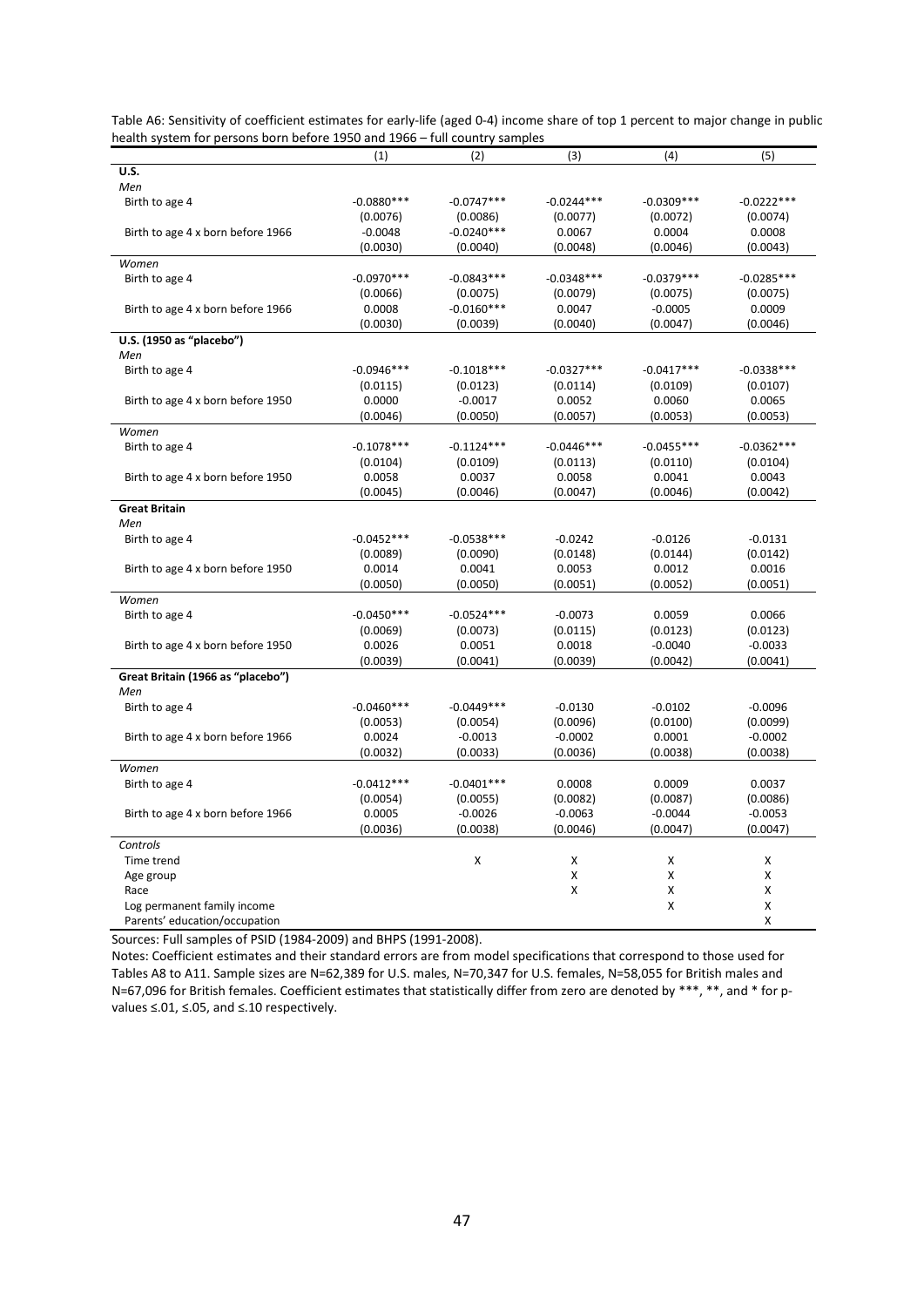Table A6: Sensitivity of coefficient estimates for early-life (aged 0-4) income share of top 1 percent to major change in public health system for persons born before 1950 and 1966 – full country samples

| | (1) | (2) | (3) | (4) | (5) |
|---|---|---|---|---|---|
| **U.S.** | | | | | |
| *Men* | | | | | |
| Birth to age 4 | -0.0880*** | -0.0747*** | -0.0244*** | -0.0309*** | -0.0222*** |
| | (0.0076) | (0.0086) | (0.0077) | (0.0072) | (0.0074) |
| Birth to age 4 x born before 1966 | -0.0048 | -0.0240*** | 0.0067 | 0.0004 | 0.0008 |
| | (0.0030) | (0.0040) | (0.0048) | (0.0046) | (0.0043) |
| *Women* | | | | | |
| Birth to age 4 | -0.0970*** | -0.0843*** | -0.0348*** | -0.0379*** | -0.0285*** |
| | (0.0066) | (0.0075) | (0.0079) | (0.0075) | (0.0075) |
| Birth to age 4 x born before 1966 | 0.0008 | -0.0160*** | 0.0047 | -0.0005 | 0.0009 |
| | (0.0030) | (0.0039) | (0.0040) | (0.0047) | (0.0046) |
| **U.S. (1950 as "placebo")** | | | | | |
| *Men* | | | | | |
| Birth to age 4 | -0.0946*** | -0.1018*** | -0.0327*** | -0.0417*** | -0.0338*** |
| | (0.0115) | (0.0123) | (0.0114) | (0.0109) | (0.0107) |
| Birth to age 4 x born before 1950 | 0.0000 | -0.0017 | 0.0052 | 0.0060 | 0.0065 |
| | (0.0046) | (0.0050) | (0.0057) | (0.0053) | (0.0053) |
| *Women* | | | | | |
| Birth to age 4 | -0.1078*** | -0.1124*** | -0.0446*** | -0.0455*** | -0.0362*** |
| | (0.0104) | (0.0109) | (0.0113) | (0.0110) | (0.0104) |
| Birth to age 4 x born before 1950 | 0.0058 | 0.0037 | 0.0058 | 0.0041 | 0.0043 |
| | (0.0045) | (0.0046) | (0.0047) | (0.0046) | (0.0042) |
| **Great Britain** | | | | | |
| *Men* | | | | | |
| Birth to age 4 | -0.0452*** | -0.0538*** | -0.0242 | -0.0126 | -0.0131 |
| | (0.0089) | (0.0090) | (0.0148) | (0.0144) | (0.0142) |
| Birth to age 4 x born before 1950 | 0.0014 | 0.0041 | 0.0053 | 0.0012 | 0.0016 |
| | (0.0050) | (0.0050) | (0.0051) | (0.0052) | (0.0051) |
| *Women* | | | | | |
| Birth to age 4 | -0.0450*** | -0.0524*** | -0.0073 | 0.0059 | 0.0066 |
| | (0.0069) | (0.0073) | (0.0115) | (0.0123) | (0.0123) |
| Birth to age 4 x born before 1950 | 0.0026 | 0.0051 | 0.0018 | -0.0040 | -0.0033 |
| | (0.0039) | (0.0041) | (0.0039) | (0.0042) | (0.0041) |
| **Great Britain (1966 as "placebo")** | | | | | |
| *Men* | | | | | |
| Birth to age 4 | -0.0460*** | -0.0449*** | -0.0130 | -0.0102 | -0.0096 |
| | (0.0053) | (0.0054) | (0.0096) | (0.0100) | (0.0099) |
| Birth to age 4 x born before 1966 | 0.0024 | -0.0013 | -0.0002 | 0.0001 | -0.0002 |
| | (0.0032) | (0.0033) | (0.0036) | (0.0038) | (0.0038) |
| *Women* | | | | | |
| Birth to age 4 | -0.0412*** | -0.0401*** | 0.0008 | 0.0009 | 0.0037 |
| | (0.0054) | (0.0055) | (0.0082) | (0.0087) | (0.0086) |
| Birth to age 4 x born before 1966 | 0.0005 | -0.0026 | -0.0063 | -0.0044 | -0.0053 |
| | (0.0036) | (0.0038) | (0.0046) | (0.0047) | (0.0047) |
| *Controls* | | | | | |
| Time trend | | X | X | X | X |
| Age group | | | X | X | X |
| Race | | | X | X | X |
| Log permanent family income | | | | X | X |
| Parents' education/occupation | | | | | X |

Sources: Full samples of PSID (1984-2009) and BHPS (1991-2008).

Notes: Coefficient estimates and their standard errors are from model specifications that correspond to those used for Tables A8 to A11. Sample sizes are N=62,389 for U.S. males, N=70,347 for U.S. females, N=58,055 for British males and N=67,096 for British females. Coefficient estimates that statistically differ from zero are denoted by ***, **, and * for p-values ≤.01, ≤.05, and ≤.10 respectively.